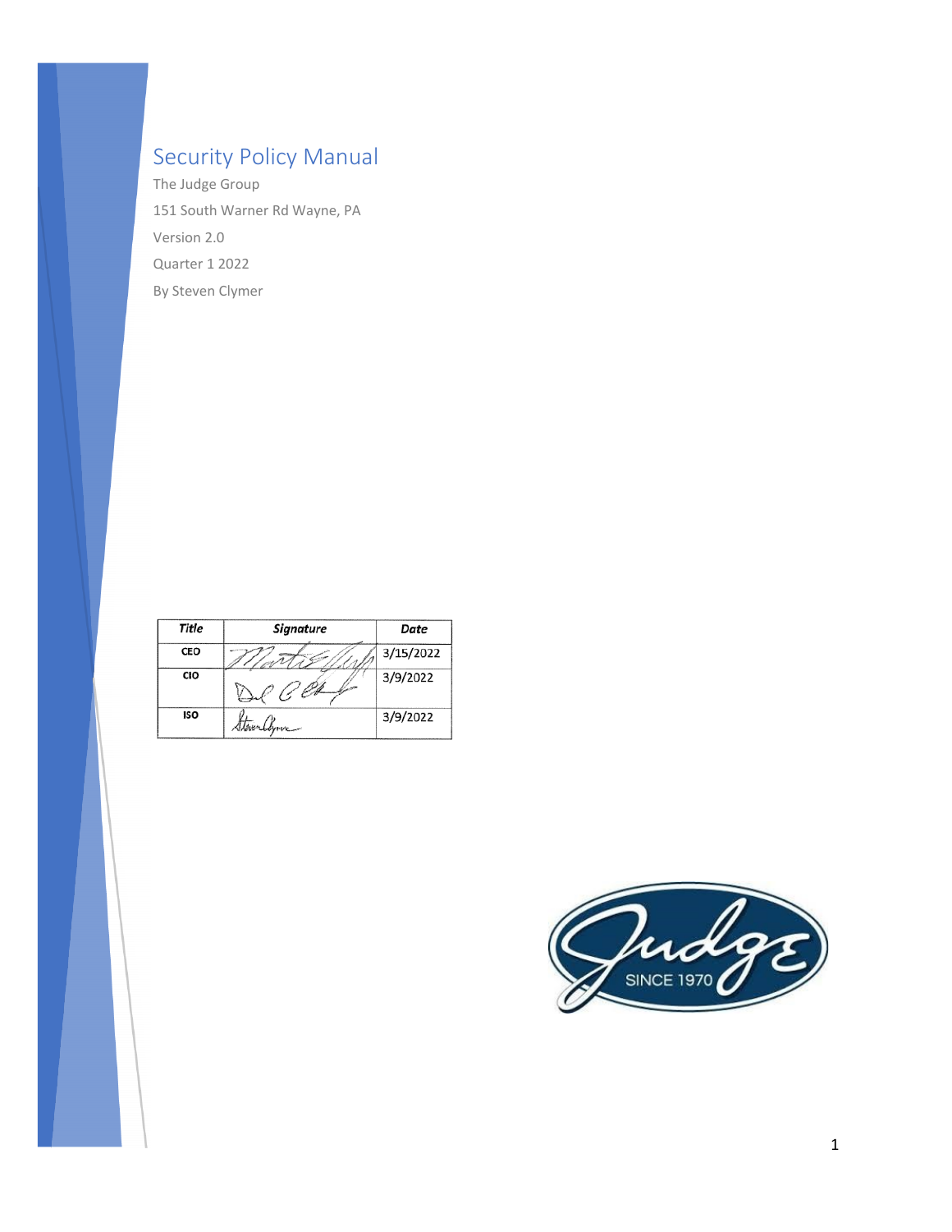# Security Policy Manual

The Judge Group

151 South Warner Rd Wayne, PA

Version 2.0

Quarter 1 2022

By Steven Clymer

| Title | Signature | Date |
|---|---|---|
| CEO | | 3/15/2022 |
| CIO | | 3/9/2022 |
| ISO | | 3/9/2022 |

Judge SINCE 1970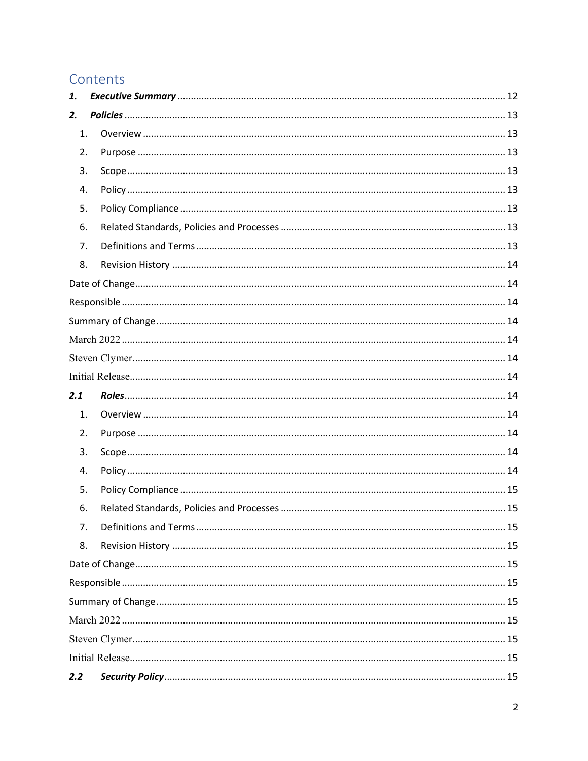# Contents

**1. *Executive Summary*** ........................................................................................................ 12

**2. *Policies*** ........................................................................................................................ 13

1. Overview ........................................................................................................................ 13
2. Purpose .......................................................................................................................... 13
3. Scope .............................................................................................................................. 13
4. Policy .............................................................................................................................. 13
5. Policy Compliance .......................................................................................................... 13
6. Related Standards, Policies and Processes .................................................................... 13
7. Definitions and Terms .................................................................................................... 13
8. Revision History ............................................................................................................. 14

Date of Change ........................................................................................................................ 14

Responsible ............................................................................................................................. 14

Summary of Change ................................................................................................................ 14

March 2022 .............................................................................................................................. 14

Steven Clymer .......................................................................................................................... 14

Initial Release ........................................................................................................................... 14

**2.1 *Roles*** ........................................................................................................................ 14

1. Overview ........................................................................................................................ 14
2. Purpose .......................................................................................................................... 14
3. Scope .............................................................................................................................. 14
4. Policy .............................................................................................................................. 14
5. Policy Compliance .......................................................................................................... 15
6. Related Standards, Policies and Processes .................................................................... 15
7. Definitions and Terms .................................................................................................... 15
8. Revision History ............................................................................................................. 15

Date of Change ........................................................................................................................ 15

Responsible ............................................................................................................................. 15

Summary of Change ................................................................................................................ 15

March 2022 .............................................................................................................................. 15

Steven Clymer .......................................................................................................................... 15

Initial Release ........................................................................................................................... 15

**2.2 *Security Policy*** ........................................................................................................ 15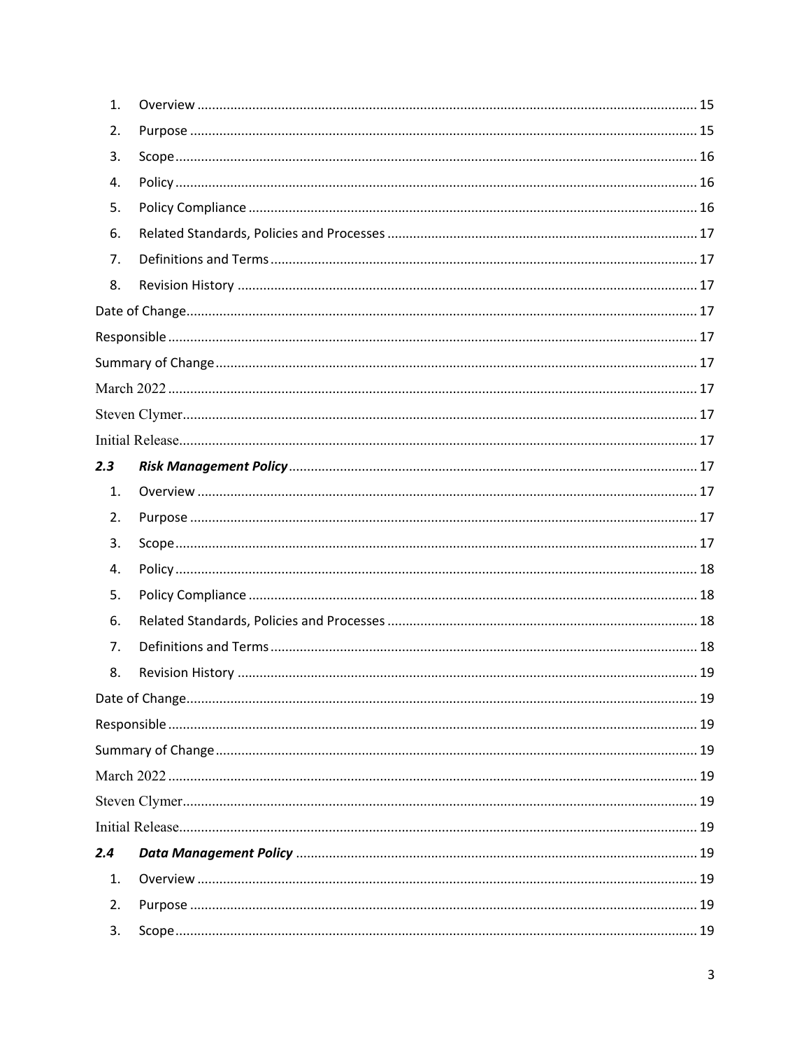1. Overview ........................................................................................................................ 15
2. Purpose .......................................................................................................................... 15
3. Scope ............................................................................................................................. 16
4. Policy ............................................................................................................................. 16
5. Policy Compliance .......................................................................................................... 16
6. Related Standards, Policies and Processes ..................................................................... 17
7. Definitions and Terms .................................................................................................... 17
8. Revision History ............................................................................................................. 17

Date of Change ........................................................................................................................... 17

Responsible ................................................................................................................................ 17

Summary of Change ................................................................................................................... 17

March 2022 ................................................................................................................................ 17

Steven Clymer ............................................................................................................................ 17

Initial Release ............................................................................................................................. 17

***2.3 Risk Management Policy*** ............................................................................................... 17

1. Overview ........................................................................................................................ 17
2. Purpose .......................................................................................................................... 17
3. Scope ............................................................................................................................. 17
4. Policy ............................................................................................................................. 18
5. Policy Compliance .......................................................................................................... 18
6. Related Standards, Policies and Processes ..................................................................... 18
7. Definitions and Terms .................................................................................................... 18
8. Revision History ............................................................................................................. 19

Date of Change ........................................................................................................................... 19

Responsible ................................................................................................................................ 19

Summary of Change ................................................................................................................... 19

March 2022 ................................................................................................................................ 19

Steven Clymer ............................................................................................................................ 19

Initial Release ............................................................................................................................. 19

***2.4 Data Management Policy*** ............................................................................................. 19

1. Overview ........................................................................................................................ 19
2. Purpose .......................................................................................................................... 19
3. Scope ............................................................................................................................. 19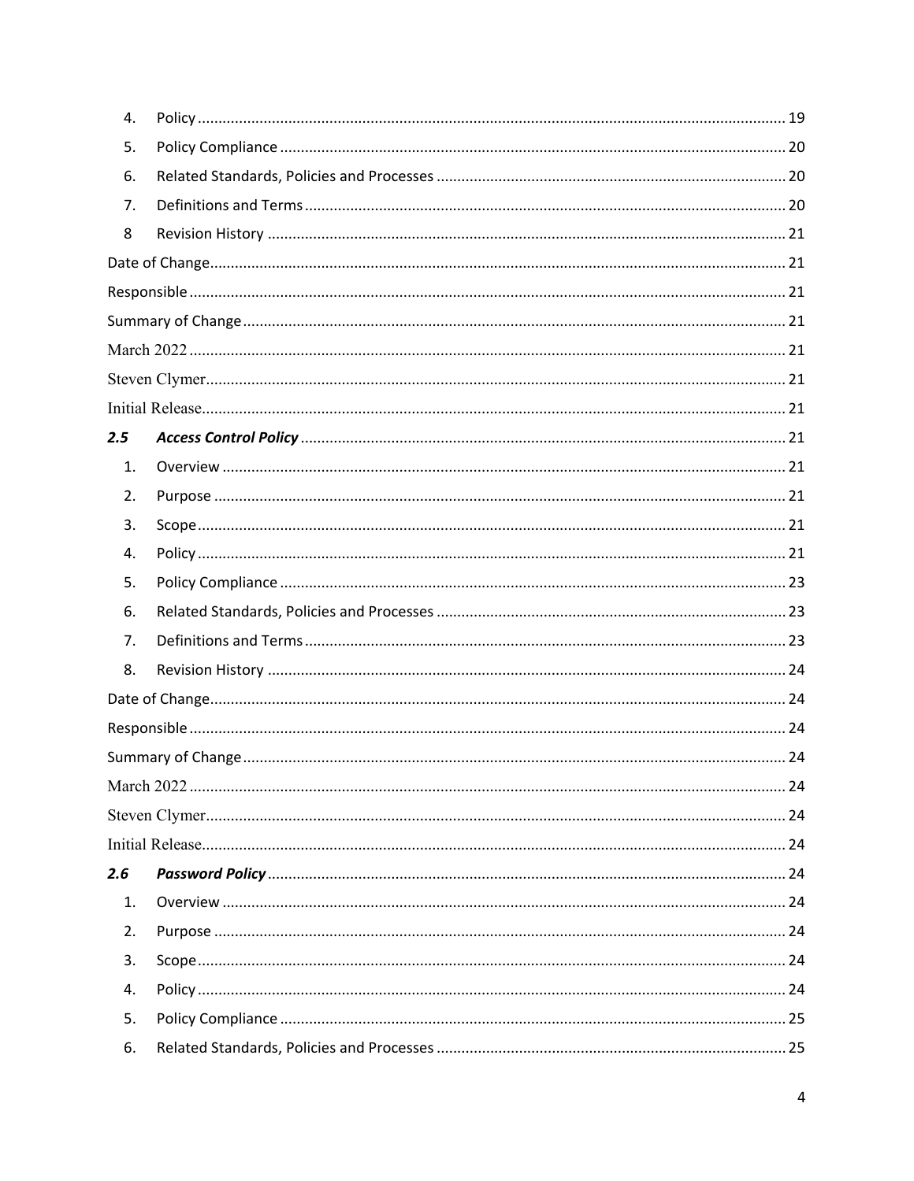4. Policy ............................................................................................................................................. 19

5. Policy Compliance ......................................................................................................................... 20

6. Related Standards, Policies and Processes .................................................................................... 20

7. Definitions and Terms ................................................................................................................... 20

8 Revision History ............................................................................................................................ 21

Date of Change .......................................................................................................................................... 21

Responsible ............................................................................................................................................... 21

Summary of Change .................................................................................................................................. 21

March 2022 ............................................................................................................................................... 21

Steven Clymer ........................................................................................................................................... 21

Initial Release ............................................................................................................................................ 21

***2.5 Access Control Policy*** ..................................................................................................................... 21

1. Overview ....................................................................................................................................... 21

2. Purpose ......................................................................................................................................... 21

3. Scope ............................................................................................................................................. 21

4. Policy ............................................................................................................................................. 21

5. Policy Compliance ......................................................................................................................... 23

6. Related Standards, Policies and Processes .................................................................................... 23

7. Definitions and Terms ................................................................................................................... 23

8. Revision History ............................................................................................................................ 24

Date of Change .......................................................................................................................................... 24

Responsible ............................................................................................................................................... 24

Summary of Change .................................................................................................................................. 24

March 2022 ............................................................................................................................................... 24

Steven Clymer ........................................................................................................................................... 24

Initial Release ............................................................................................................................................ 24

***2.6 Password Policy*** ............................................................................................................................. 24

1. Overview ....................................................................................................................................... 24

2. Purpose ......................................................................................................................................... 24

3. Scope ............................................................................................................................................. 24

4. Policy ............................................................................................................................................. 24

5. Policy Compliance ......................................................................................................................... 25

6. Related Standards, Policies and Processes .................................................................................... 25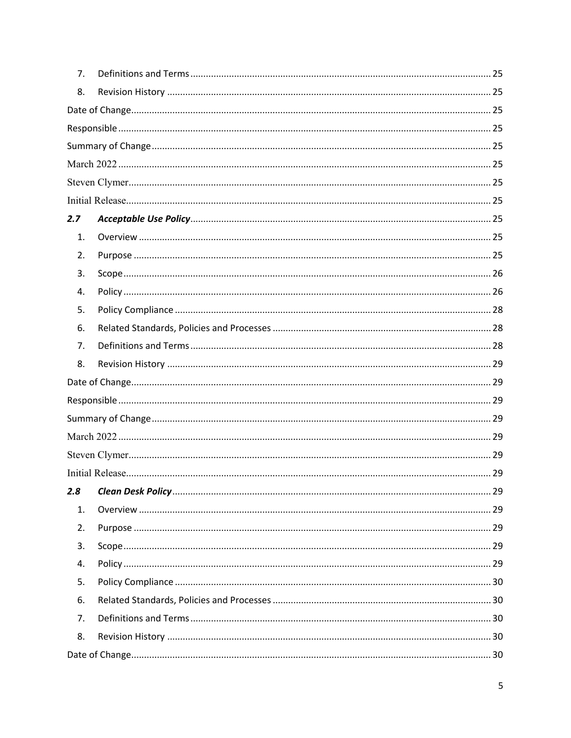7. Definitions and Terms ........ 25
8. Revision History ........ 25

Date of Change ........ 25

Responsible ........ 25

Summary of Change ........ 25

March 2022 ........ 25

Steven Clymer ........ 25

Initial Release ........ 25

***2.7 Acceptable Use Policy*** ........ 25

1. Overview ........ 25
2. Purpose ........ 25
3. Scope ........ 26
4. Policy ........ 26
5. Policy Compliance ........ 28
6. Related Standards, Policies and Processes ........ 28
7. Definitions and Terms ........ 28
8. Revision History ........ 29

Date of Change ........ 29

Responsible ........ 29

Summary of Change ........ 29

March 2022 ........ 29

Steven Clymer ........ 29

Initial Release ........ 29

***2.8 Clean Desk Policy*** ........ 29

1. Overview ........ 29
2. Purpose ........ 29
3. Scope ........ 29
4. Policy ........ 29
5. Policy Compliance ........ 30
6. Related Standards, Policies and Processes ........ 30
7. Definitions and Terms ........ 30
8. Revision History ........ 30

Date of Change ........ 30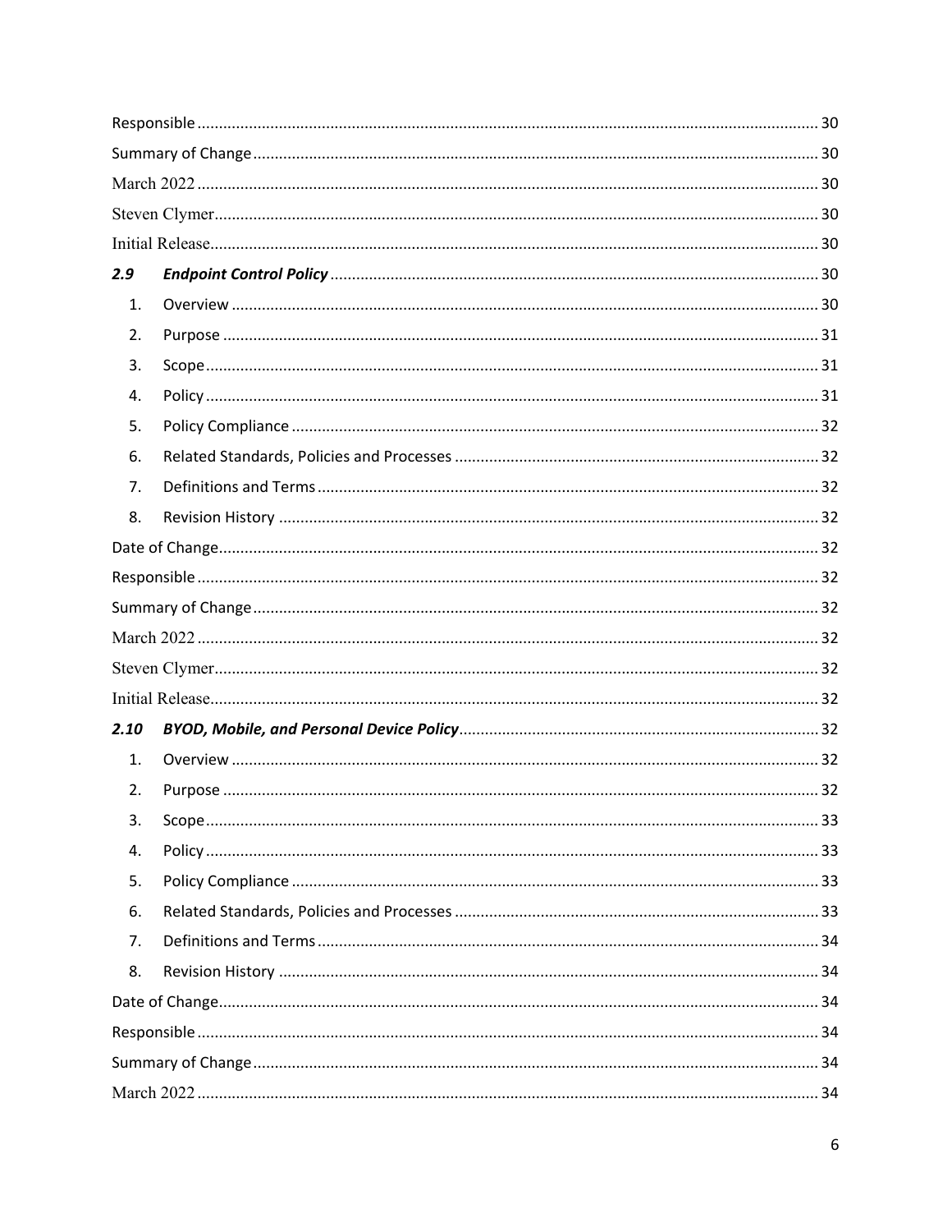Responsible ... 30

Summary of Change ... 30

March 2022 ... 30

Steven Clymer ... 30

Initial Release ... 30

***2.9 Endpoint Control Policy*** ... 30

1. Overview ... 30
2. Purpose ... 31
3. Scope ... 31
4. Policy ... 31
5. Policy Compliance ... 32
6. Related Standards, Policies and Processes ... 32
7. Definitions and Terms ... 32
8. Revision History ... 32

Date of Change ... 32

Responsible ... 32

Summary of Change ... 32

March 2022 ... 32

Steven Clymer ... 32

Initial Release ... 32

***2.10 BYOD, Mobile, and Personal Device Policy*** ... 32

1. Overview ... 32
2. Purpose ... 32
3. Scope ... 33
4. Policy ... 33
5. Policy Compliance ... 33
6. Related Standards, Policies and Processes ... 33
7. Definitions and Terms ... 34
8. Revision History ... 34

Date of Change ... 34

Responsible ... 34

Summary of Change ... 34

March 2022 ... 34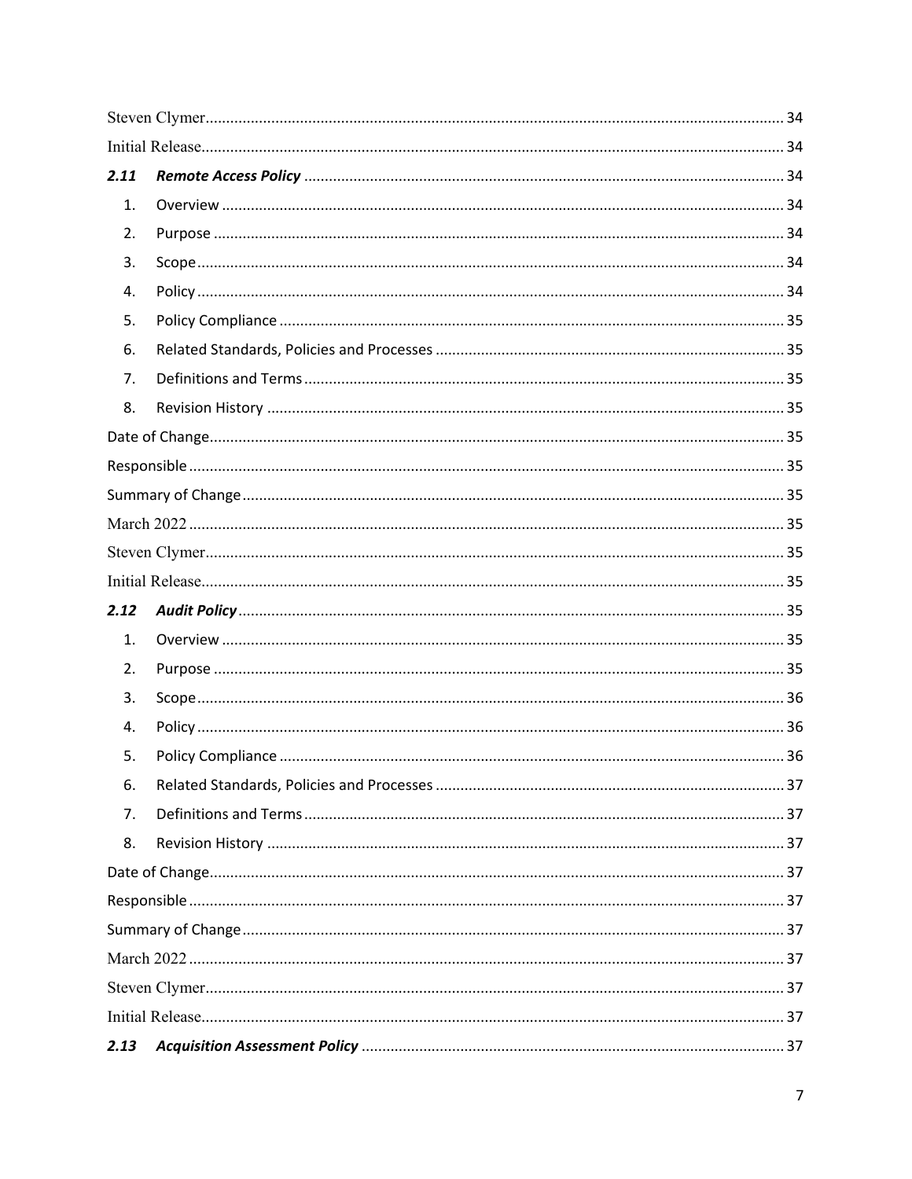Steven Clymer ........ 34

Initial Release ........ 34

***2.11 Remote Access Policy*** ........ 34

1. Overview ........ 34
2. Purpose ........ 34
3. Scope ........ 34
4. Policy ........ 34
5. Policy Compliance ........ 35
6. Related Standards, Policies and Processes ........ 35
7. Definitions and Terms ........ 35
8. Revision History ........ 35

Date of Change ........ 35

Responsible ........ 35

Summary of Change ........ 35

March 2022 ........ 35

Steven Clymer ........ 35

Initial Release ........ 35

***2.12 Audit Policy*** ........ 35

1. Overview ........ 35
2. Purpose ........ 35
3. Scope ........ 36
4. Policy ........ 36
5. Policy Compliance ........ 36
6. Related Standards, Policies and Processes ........ 37
7. Definitions and Terms ........ 37
8. Revision History ........ 37

Date of Change ........ 37

Responsible ........ 37

Summary of Change ........ 37

March 2022 ........ 37

Steven Clymer ........ 37

Initial Release ........ 37

***2.13 Acquisition Assessment Policy*** ........ 37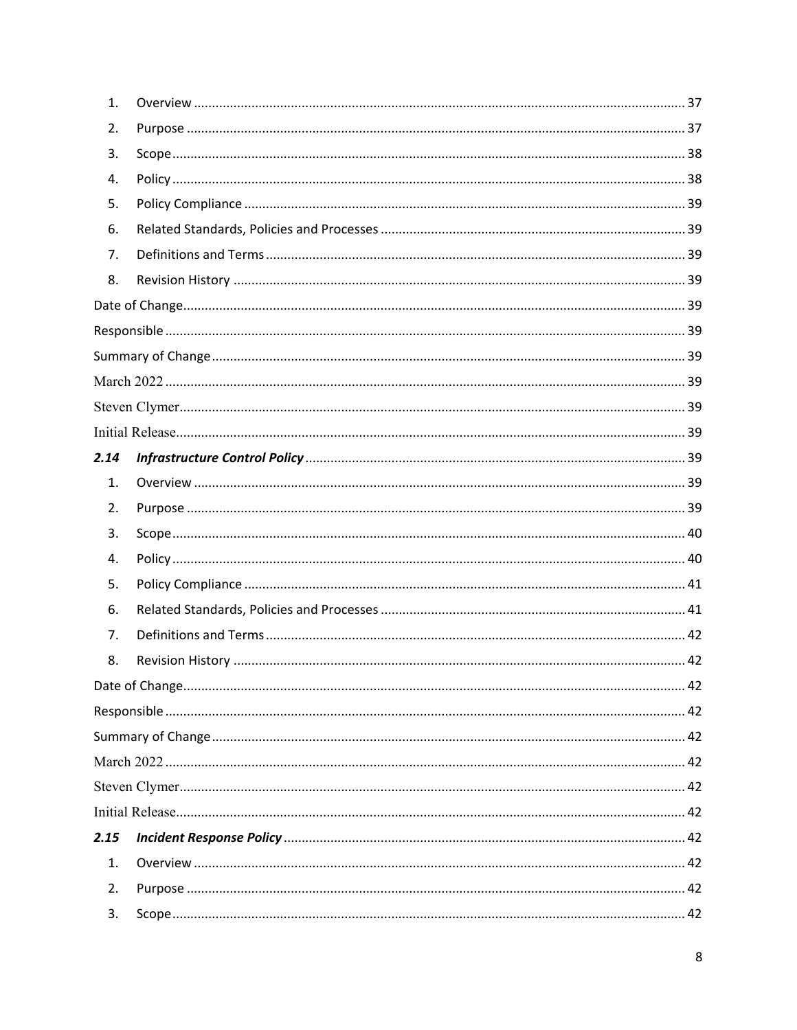1. Overview ........................................................................................................................ 37
2. Purpose .......................................................................................................................... 37
3. Scope ............................................................................................................................. 38
4. Policy ............................................................................................................................. 38
5. Policy Compliance ......................................................................................................... 39
6. Related Standards, Policies and Processes .................................................................... 39
7. Definitions and Terms .................................................................................................... 39
8. Revision History ............................................................................................................. 39

Date of Change ................................................................................................................... 39
Responsible ........................................................................................................................ 39
Summary of Change ........................................................................................................... 39
March 2022 ........................................................................................................................ 39
Steven Clymer ..................................................................................................................... 39
Initial Release ..................................................................................................................... 39

**2.14** ***Infrastructure Control Policy*** ................................................................................. 39

1. Overview ........................................................................................................................ 39
2. Purpose .......................................................................................................................... 39
3. Scope ............................................................................................................................. 40
4. Policy ............................................................................................................................. 40
5. Policy Compliance ......................................................................................................... 41
6. Related Standards, Policies and Processes .................................................................... 41
7. Definitions and Terms .................................................................................................... 42
8. Revision History ............................................................................................................. 42

Date of Change ................................................................................................................... 42
Responsible ........................................................................................................................ 42
Summary of Change ........................................................................................................... 42
March 2022 ........................................................................................................................ 42
Steven Clymer ..................................................................................................................... 42
Initial Release ..................................................................................................................... 42

**2.15** ***Incident Response Policy*** ....................................................................................... 42

1. Overview ........................................................................................................................ 42
2. Purpose .......................................................................................................................... 42
3. Scope ............................................................................................................................. 42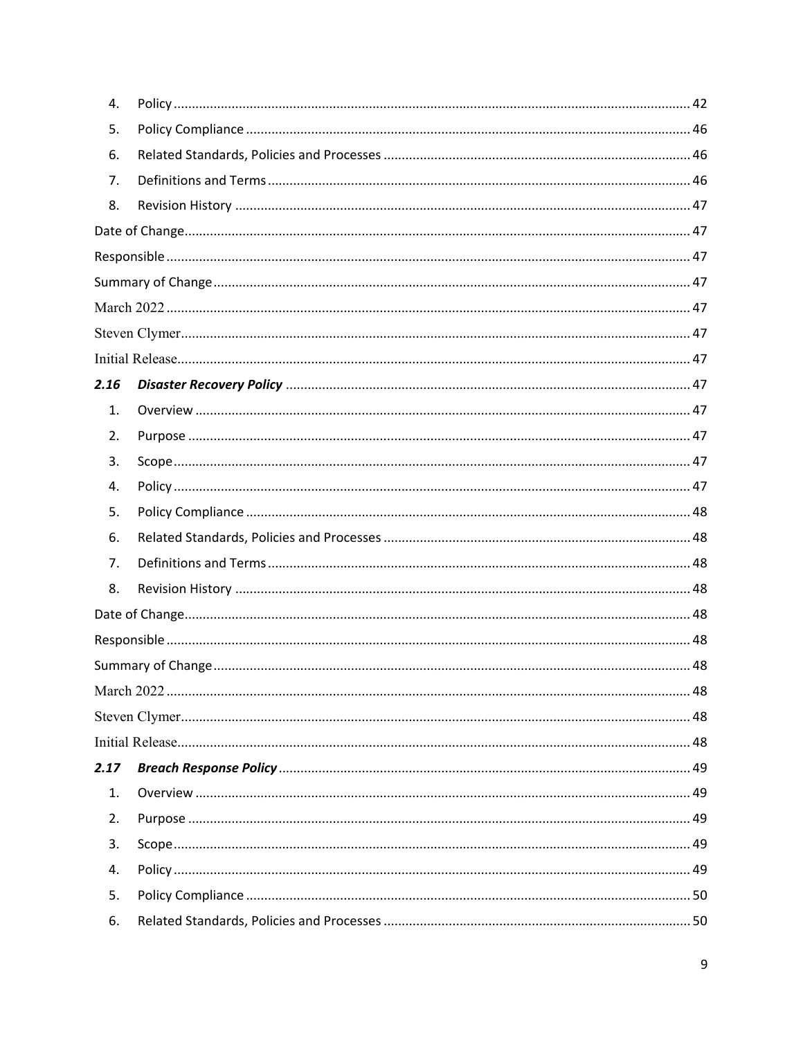4. Policy ..... 42
5. Policy Compliance ..... 46
6. Related Standards, Policies and Processes ..... 46
7. Definitions and Terms ..... 46
8. Revision History ..... 47

Date of Change ..... 47
Responsible ..... 47
Summary of Change ..... 47
March 2022 ..... 47
Steven Clymer ..... 47
Initial Release ..... 47

***2.16 Disaster Recovery Policy*** ..... 47

1. Overview ..... 47
2. Purpose ..... 47
3. Scope ..... 47
4. Policy ..... 47
5. Policy Compliance ..... 48
6. Related Standards, Policies and Processes ..... 48
7. Definitions and Terms ..... 48
8. Revision History ..... 48

Date of Change ..... 48
Responsible ..... 48
Summary of Change ..... 48
March 2022 ..... 48
Steven Clymer ..... 48
Initial Release ..... 48

***2.17 Breach Response Policy*** ..... 49

1. Overview ..... 49
2. Purpose ..... 49
3. Scope ..... 49
4. Policy ..... 49
5. Policy Compliance ..... 50
6. Related Standards, Policies and Processes ..... 50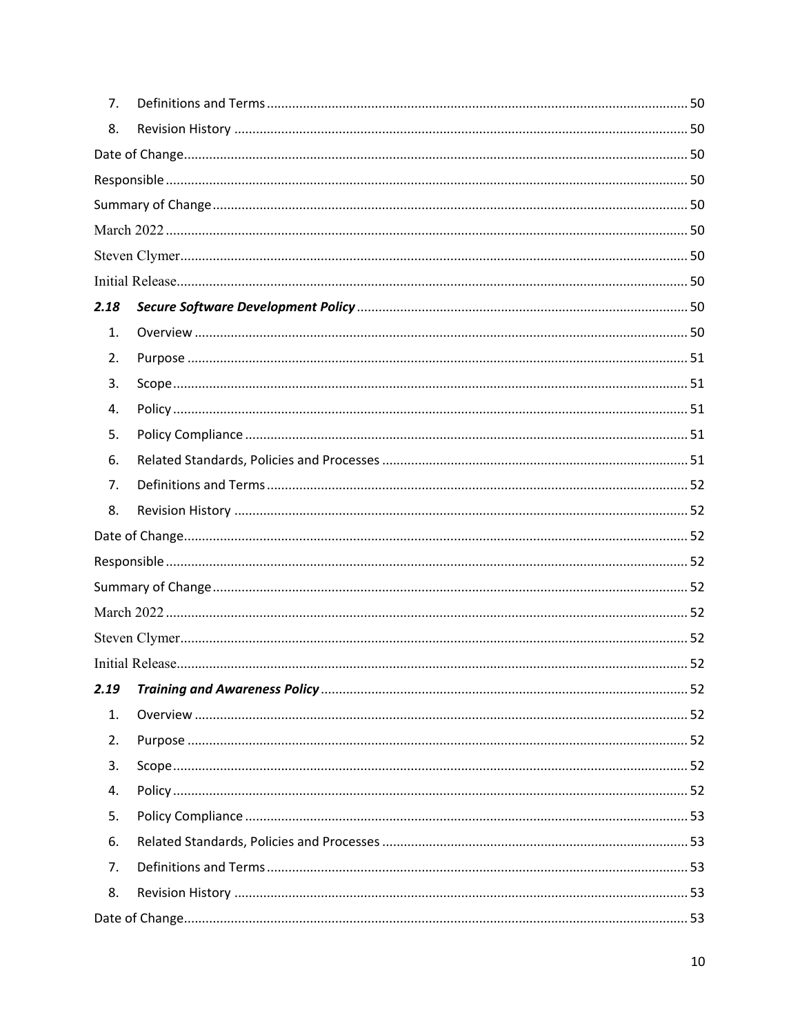7. Definitions and Terms ..... 50
8. Revision History ..... 50

Date of Change ..... 50

Responsible ..... 50

Summary of Change ..... 50

March 2022 ..... 50

Steven Clymer ..... 50

Initial Release ..... 50

***2.18 Secure Software Development Policy*** ..... 50

1. Overview ..... 50
2. Purpose ..... 51
3. Scope ..... 51
4. Policy ..... 51
5. Policy Compliance ..... 51
6. Related Standards, Policies and Processes ..... 51
7. Definitions and Terms ..... 52
8. Revision History ..... 52

Date of Change ..... 52

Responsible ..... 52

Summary of Change ..... 52

March 2022 ..... 52

Steven Clymer ..... 52

Initial Release ..... 52

***2.19 Training and Awareness Policy*** ..... 52

1. Overview ..... 52
2. Purpose ..... 52
3. Scope ..... 52
4. Policy ..... 52
5. Policy Compliance ..... 53
6. Related Standards, Policies and Processes ..... 53
7. Definitions and Terms ..... 53
8. Revision History ..... 53

Date of Change ..... 53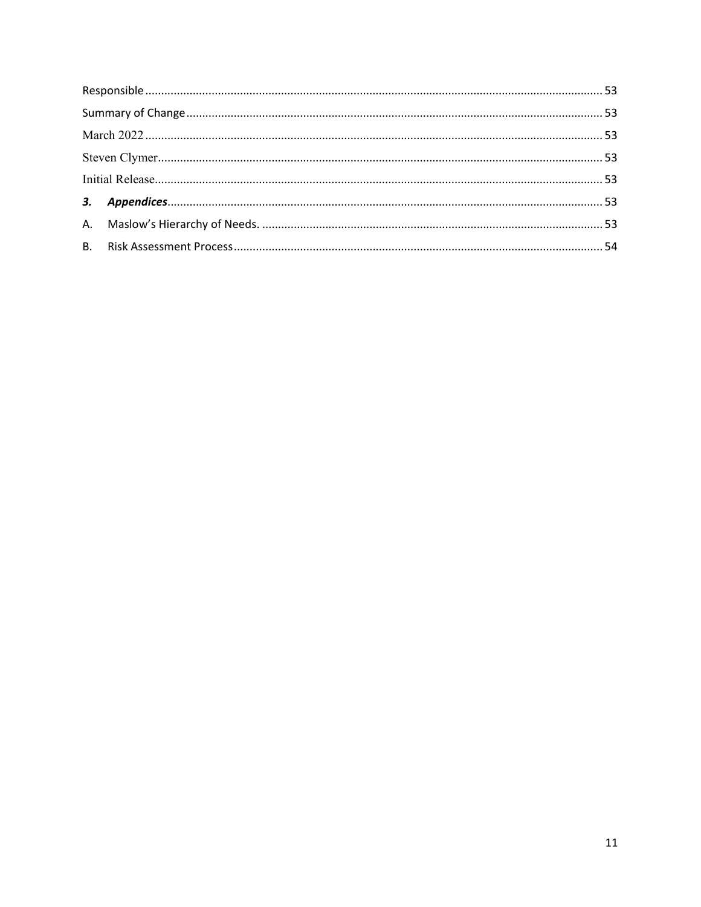Responsible ........ 53

Summary of Change ........ 53

March 2022 ........ 53

Steven Clymer ........ 53

Initial Release ........ 53

***3. Appendices*** ........ 53

A. Maslow's Hierarchy of Needs. ........ 53

B. Risk Assessment Process ........ 54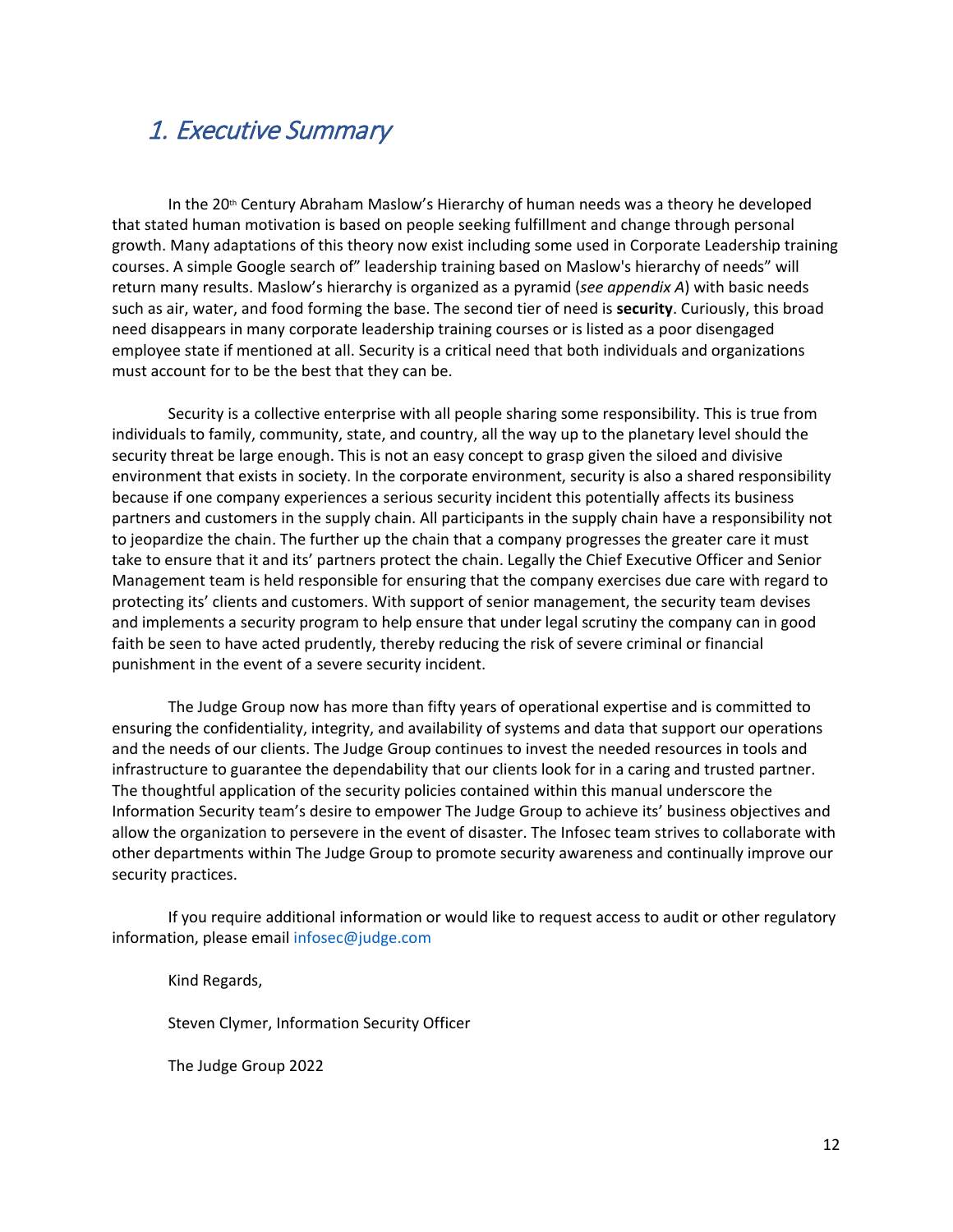# 1. Executive Summary

In the 20th Century Abraham Maslow's Hierarchy of human needs was a theory he developed that stated human motivation is based on people seeking fulfillment and change through personal growth. Many adaptations of this theory now exist including some used in Corporate Leadership training courses. A simple Google search of" leadership training based on Maslow's hierarchy of needs" will return many results. Maslow's hierarchy is organized as a pyramid (*see appendix A*) with basic needs such as air, water, and food forming the base. The second tier of need is **security**. Curiously, this broad need disappears in many corporate leadership training courses or is listed as a poor disengaged employee state if mentioned at all. Security is a critical need that both individuals and organizations must account for to be the best that they can be.

Security is a collective enterprise with all people sharing some responsibility. This is true from individuals to family, community, state, and country, all the way up to the planetary level should the security threat be large enough. This is not an easy concept to grasp given the siloed and divisive environment that exists in society. In the corporate environment, security is also a shared responsibility because if one company experiences a serious security incident this potentially affects its business partners and customers in the supply chain. All participants in the supply chain have a responsibility not to jeopardize the chain. The further up the chain that a company progresses the greater care it must take to ensure that it and its' partners protect the chain. Legally the Chief Executive Officer and Senior Management team is held responsible for ensuring that the company exercises due care with regard to protecting its' clients and customers. With support of senior management, the security team devises and implements a security program to help ensure that under legal scrutiny the company can in good faith be seen to have acted prudently, thereby reducing the risk of severe criminal or financial punishment in the event of a severe security incident.

The Judge Group now has more than fifty years of operational expertise and is committed to ensuring the confidentiality, integrity, and availability of systems and data that support our operations and the needs of our clients. The Judge Group continues to invest the needed resources in tools and infrastructure to guarantee the dependability that our clients look for in a caring and trusted partner. The thoughtful application of the security policies contained within this manual underscore the Information Security team's desire to empower The Judge Group to achieve its' business objectives and allow the organization to persevere in the event of disaster. The Infosec team strives to collaborate with other departments within The Judge Group to promote security awareness and continually improve our security practices.

If you require additional information or would like to request access to audit or other regulatory information, please email infosec@judge.com

Kind Regards,

Steven Clymer, Information Security Officer

The Judge Group 2022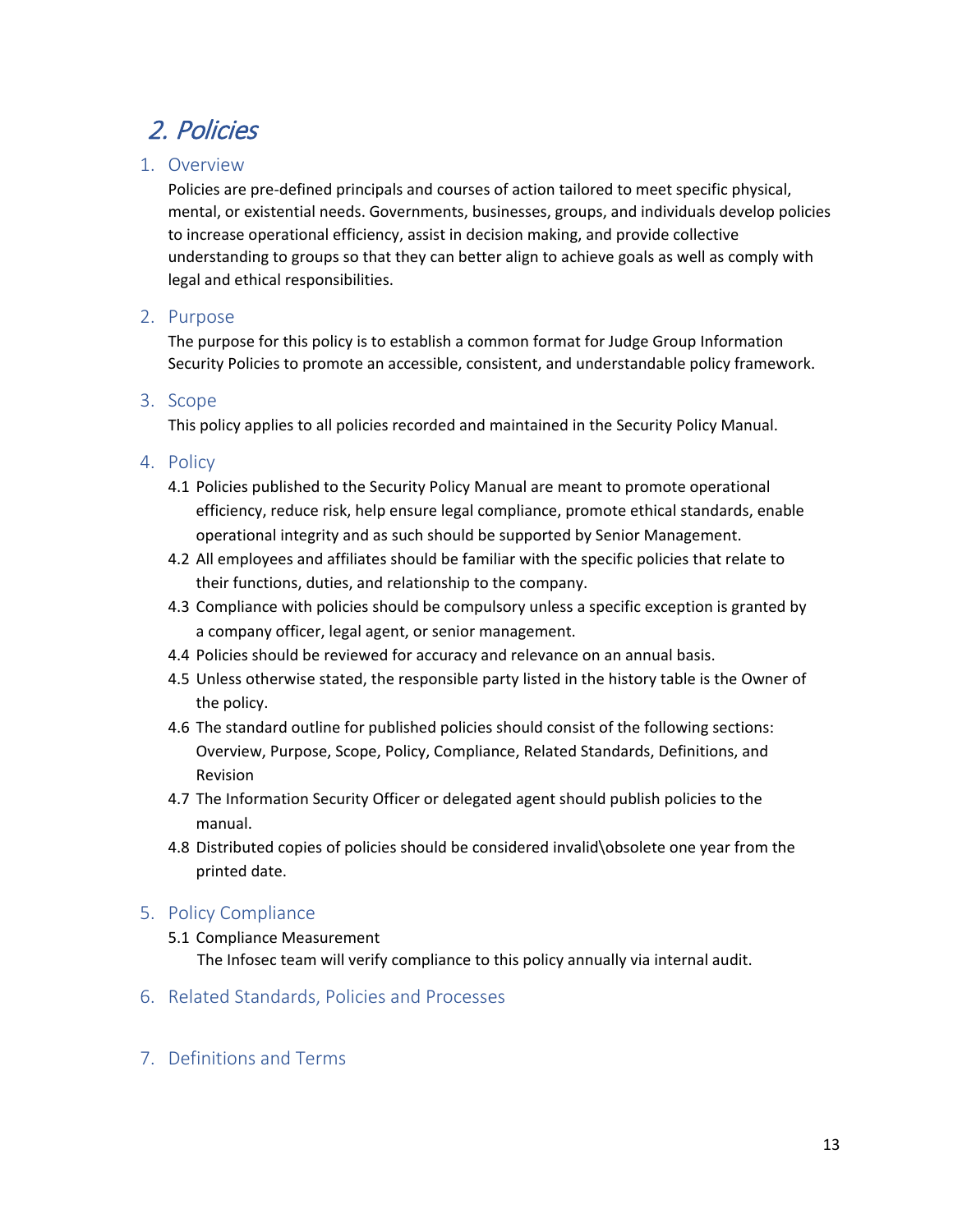# 2. Policies

## 1. Overview

Policies are pre-defined principals and courses of action tailored to meet specific physical, mental, or existential needs. Governments, businesses, groups, and individuals develop policies to increase operational efficiency, assist in decision making, and provide collective understanding to groups so that they can better align to achieve goals as well as comply with legal and ethical responsibilities.

## 2. Purpose

The purpose for this policy is to establish a common format for Judge Group Information Security Policies to promote an accessible, consistent, and understandable policy framework.

## 3. Scope

This policy applies to all policies recorded and maintained in the Security Policy Manual.

## 4. Policy

4.1 Policies published to the Security Policy Manual are meant to promote operational efficiency, reduce risk, help ensure legal compliance, promote ethical standards, enable operational integrity and as such should be supported by Senior Management.

4.2 All employees and affiliates should be familiar with the specific policies that relate to their functions, duties, and relationship to the company.

4.3 Compliance with policies should be compulsory unless a specific exception is granted by a company officer, legal agent, or senior management.

4.4 Policies should be reviewed for accuracy and relevance on an annual basis.

4.5 Unless otherwise stated, the responsible party listed in the history table is the Owner of the policy.

4.6 The standard outline for published policies should consist of the following sections: Overview, Purpose, Scope, Policy, Compliance, Related Standards, Definitions, and Revision

4.7 The Information Security Officer or delegated agent should publish policies to the manual.

4.8 Distributed copies of policies should be considered invalid\obsolete one year from the printed date.

## 5. Policy Compliance

5.1 Compliance Measurement

The Infosec team will verify compliance to this policy annually via internal audit.

## 6. Related Standards, Policies and Processes

## 7. Definitions and Terms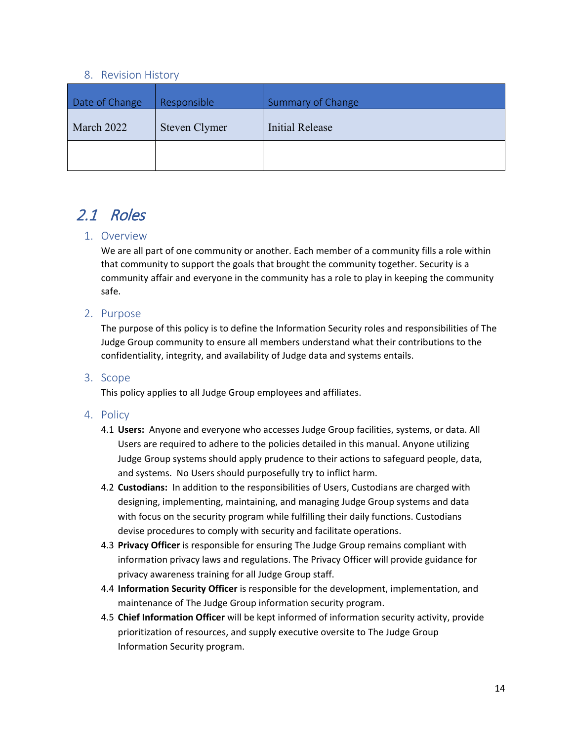### 8. Revision History

| Date of Change | Responsible | Summary of Change |
| --- | --- | --- |
| March 2022 | Steven Clymer | Initial Release |
| | | |

## *2.1 Roles*

### 1. Overview

We are all part of one community or another. Each member of a community fills a role within that community to support the goals that brought the community together. Security is a community affair and everyone in the community has a role to play in keeping the community safe.

### 2. Purpose

The purpose of this policy is to define the Information Security roles and responsibilities of The Judge Group community to ensure all members understand what their contributions to the confidentiality, integrity, and availability of Judge data and systems entails.

### 3. Scope

This policy applies to all Judge Group employees and affiliates.

### 4. Policy

4.1 **Users:** Anyone and everyone who accesses Judge Group facilities, systems, or data. All Users are required to adhere to the policies detailed in this manual. Anyone utilizing Judge Group systems should apply prudence to their actions to safeguard people, data, and systems. No Users should purposefully try to inflict harm.

4.2 **Custodians:** In addition to the responsibilities of Users, Custodians are charged with designing, implementing, maintaining, and managing Judge Group systems and data with focus on the security program while fulfilling their daily functions. Custodians devise procedures to comply with security and facilitate operations.

4.3 **Privacy Officer** is responsible for ensuring The Judge Group remains compliant with information privacy laws and regulations. The Privacy Officer will provide guidance for privacy awareness training for all Judge Group staff.

4.4 **Information Security Officer** is responsible for the development, implementation, and maintenance of The Judge Group information security program.

4.5 **Chief Information Officer** will be kept informed of information security activity, provide prioritization of resources, and supply executive oversite to The Judge Group Information Security program.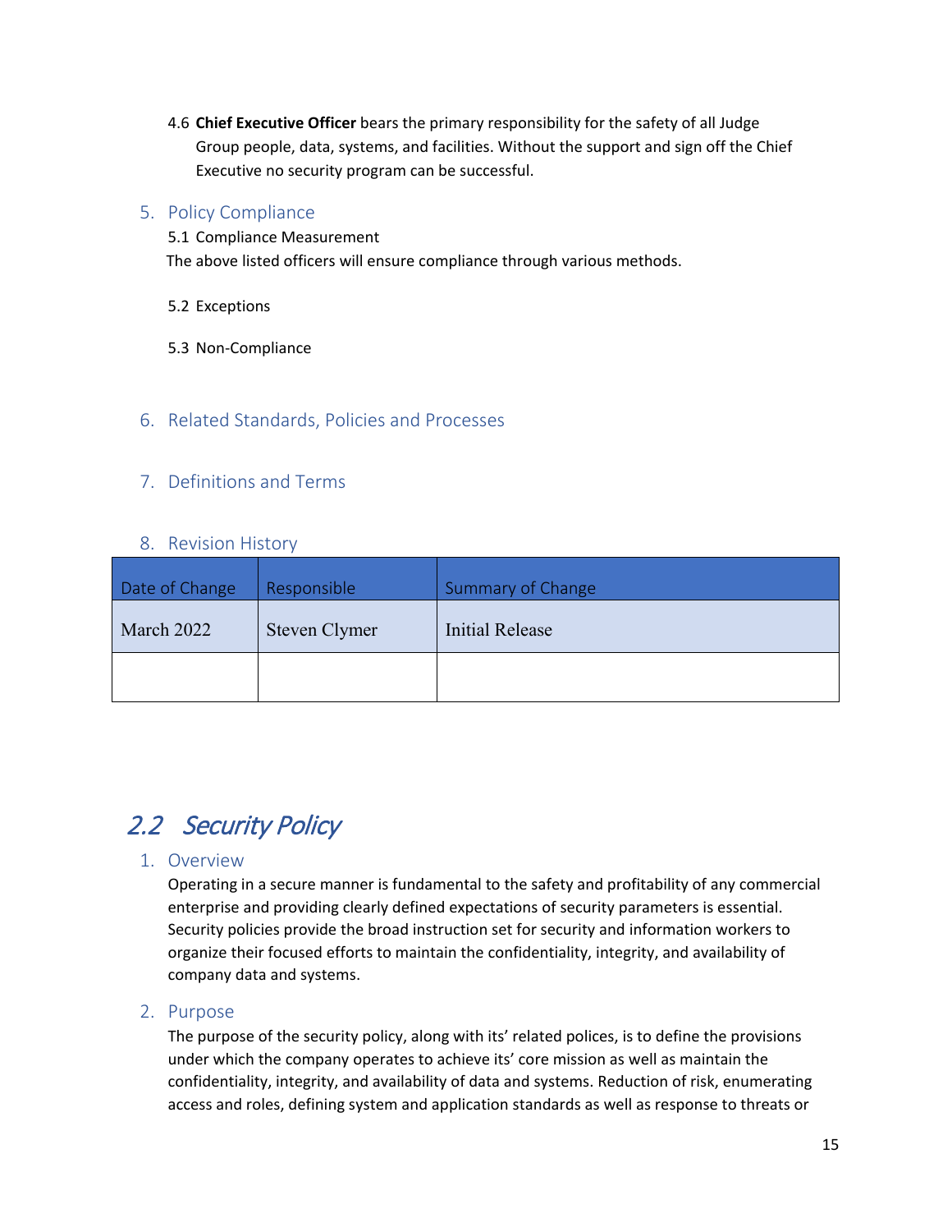4.6 **Chief Executive Officer** bears the primary responsibility for the safety of all Judge Group people, data, systems, and facilities. Without the support and sign off the Chief Executive no security program can be successful.

### 5. Policy Compliance

5.1 Compliance Measurement

The above listed officers will ensure compliance through various methods.

5.2 Exceptions

5.3 Non-Compliance

### 6. Related Standards, Policies and Processes

### 7. Definitions and Terms

### 8. Revision History

| Date of Change | Responsible | Summary of Change |
| --- | --- | --- |
| March 2022 | Steven Clymer | Initial Release |
| | | |

## *2.2 Security Policy*

### 1. Overview

Operating in a secure manner is fundamental to the safety and profitability of any commercial enterprise and providing clearly defined expectations of security parameters is essential. Security policies provide the broad instruction set for security and information workers to organize their focused efforts to maintain the confidentiality, integrity, and availability of company data and systems.

### 2. Purpose

The purpose of the security policy, along with its' related polices, is to define the provisions under which the company operates to achieve its' core mission as well as maintain the confidentiality, integrity, and availability of data and systems. Reduction of risk, enumerating access and roles, defining system and application standards as well as response to threats or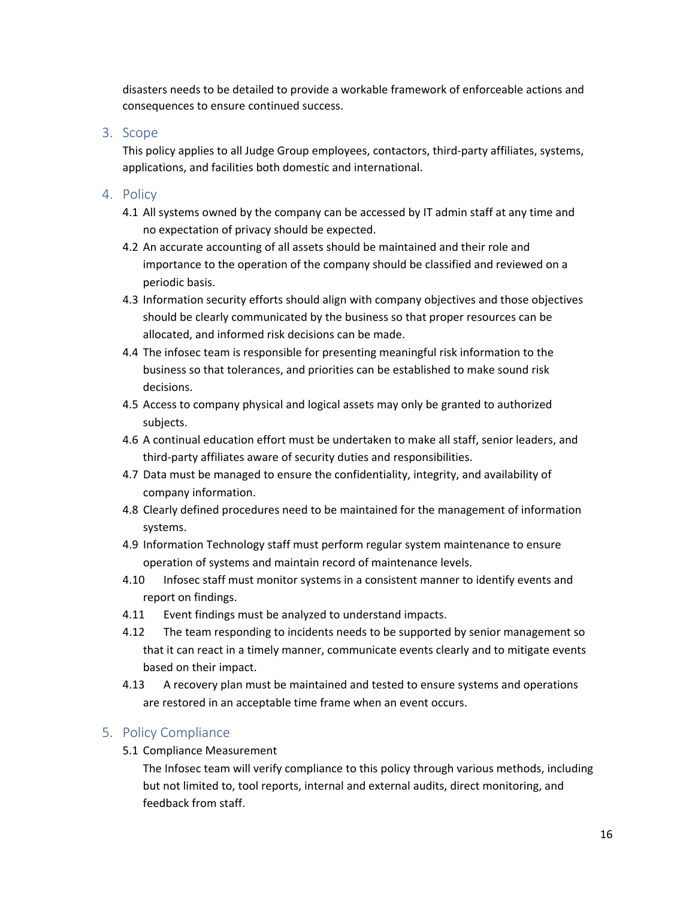disasters needs to be detailed to provide a workable framework of enforceable actions and consequences to ensure continued success.

## 3. Scope

This policy applies to all Judge Group employees, contactors, third-party affiliates, systems, applications, and facilities both domestic and international.

## 4. Policy

4.1 All systems owned by the company can be accessed by IT admin staff at any time and no expectation of privacy should be expected.

4.2 An accurate accounting of all assets should be maintained and their role and importance to the operation of the company should be classified and reviewed on a periodic basis.

4.3 Information security efforts should align with company objectives and those objectives should be clearly communicated by the business so that proper resources can be allocated, and informed risk decisions can be made.

4.4 The infosec team is responsible for presenting meaningful risk information to the business so that tolerances, and priorities can be established to make sound risk decisions.

4.5 Access to company physical and logical assets may only be granted to authorized subjects.

4.6 A continual education effort must be undertaken to make all staff, senior leaders, and third-party affiliates aware of security duties and responsibilities.

4.7 Data must be managed to ensure the confidentiality, integrity, and availability of company information.

4.8 Clearly defined procedures need to be maintained for the management of information systems.

4.9 Information Technology staff must perform regular system maintenance to ensure operation of systems and maintain record of maintenance levels.

4.10 Infosec staff must monitor systems in a consistent manner to identify events and report on findings.

4.11 Event findings must be analyzed to understand impacts.

4.12 The team responding to incidents needs to be supported by senior management so that it can react in a timely manner, communicate events clearly and to mitigate events based on their impact.

4.13 A recovery plan must be maintained and tested to ensure systems and operations are restored in an acceptable time frame when an event occurs.

## 5. Policy Compliance

5.1 Compliance Measurement

The Infosec team will verify compliance to this policy through various methods, including but not limited to, tool reports, internal and external audits, direct monitoring, and feedback from staff.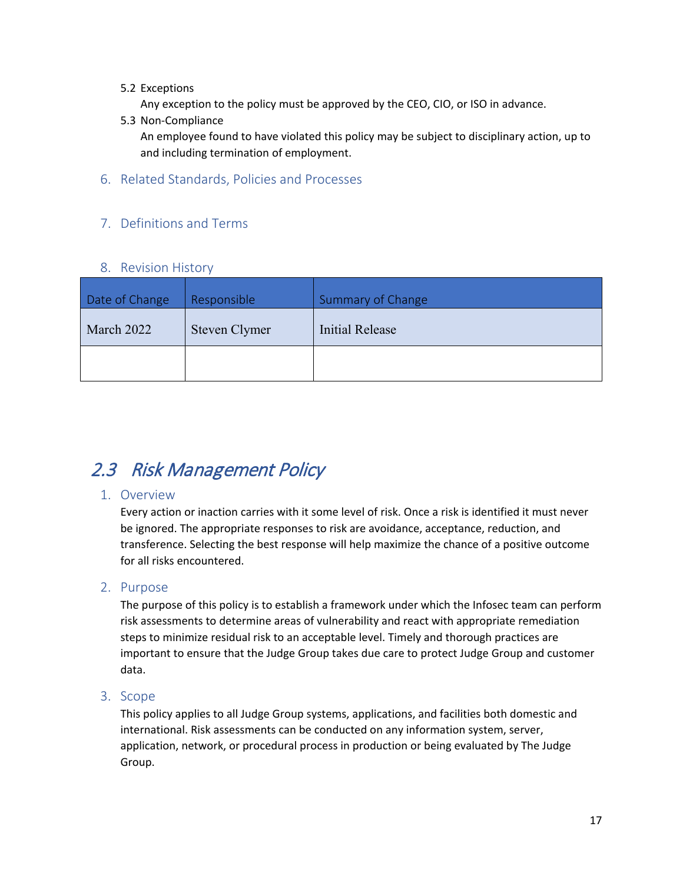5.2 Exceptions

Any exception to the policy must be approved by the CEO, CIO, or ISO in advance.

5.3 Non-Compliance

An employee found to have violated this policy may be subject to disciplinary action, up to and including termination of employment.

### 6. Related Standards, Policies and Processes

### 7. Definitions and Terms

### 8. Revision History

| Date of Change | Responsible | Summary of Change |
|---|---|---|
| March 2022 | Steven Clymer | Initial Release |
| | | |

## *2.3 Risk Management Policy*

### 1. Overview

Every action or inaction carries with it some level of risk. Once a risk is identified it must never be ignored. The appropriate responses to risk are avoidance, acceptance, reduction, and transference. Selecting the best response will help maximize the chance of a positive outcome for all risks encountered.

### 2. Purpose

The purpose of this policy is to establish a framework under which the Infosec team can perform risk assessments to determine areas of vulnerability and react with appropriate remediation steps to minimize residual risk to an acceptable level. Timely and thorough practices are important to ensure that the Judge Group takes due care to protect Judge Group and customer data.

### 3. Scope

This policy applies to all Judge Group systems, applications, and facilities both domestic and international. Risk assessments can be conducted on any information system, server, application, network, or procedural process in production or being evaluated by The Judge Group.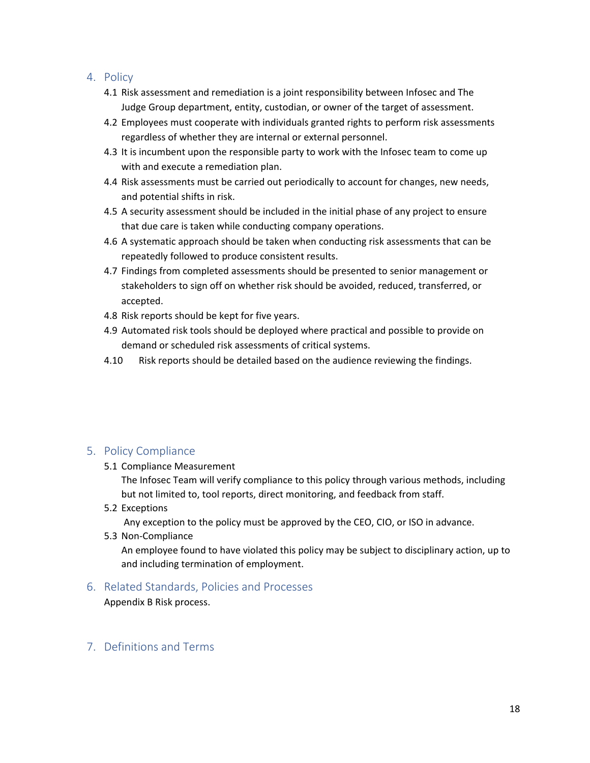## 4. Policy

4.1 Risk assessment and remediation is a joint responsibility between Infosec and The Judge Group department, entity, custodian, or owner of the target of assessment.

4.2 Employees must cooperate with individuals granted rights to perform risk assessments regardless of whether they are internal or external personnel.

4.3 It is incumbent upon the responsible party to work with the Infosec team to come up with and execute a remediation plan.

4.4 Risk assessments must be carried out periodically to account for changes, new needs, and potential shifts in risk.

4.5 A security assessment should be included in the initial phase of any project to ensure that due care is taken while conducting company operations.

4.6 A systematic approach should be taken when conducting risk assessments that can be repeatedly followed to produce consistent results.

4.7 Findings from completed assessments should be presented to senior management or stakeholders to sign off on whether risk should be avoided, reduced, transferred, or accepted.

4.8 Risk reports should be kept for five years.

4.9 Automated risk tools should be deployed where practical and possible to provide on demand or scheduled risk assessments of critical systems.

4.10 Risk reports should be detailed based on the audience reviewing the findings.

## 5. Policy Compliance

5.1 Compliance Measurement

The Infosec Team will verify compliance to this policy through various methods, including but not limited to, tool reports, direct monitoring, and feedback from staff.

5.2 Exceptions

Any exception to the policy must be approved by the CEO, CIO, or ISO in advance.

5.3 Non-Compliance

An employee found to have violated this policy may be subject to disciplinary action, up to and including termination of employment.

## 6. Related Standards, Policies and Processes

Appendix B Risk process.

## 7. Definitions and Terms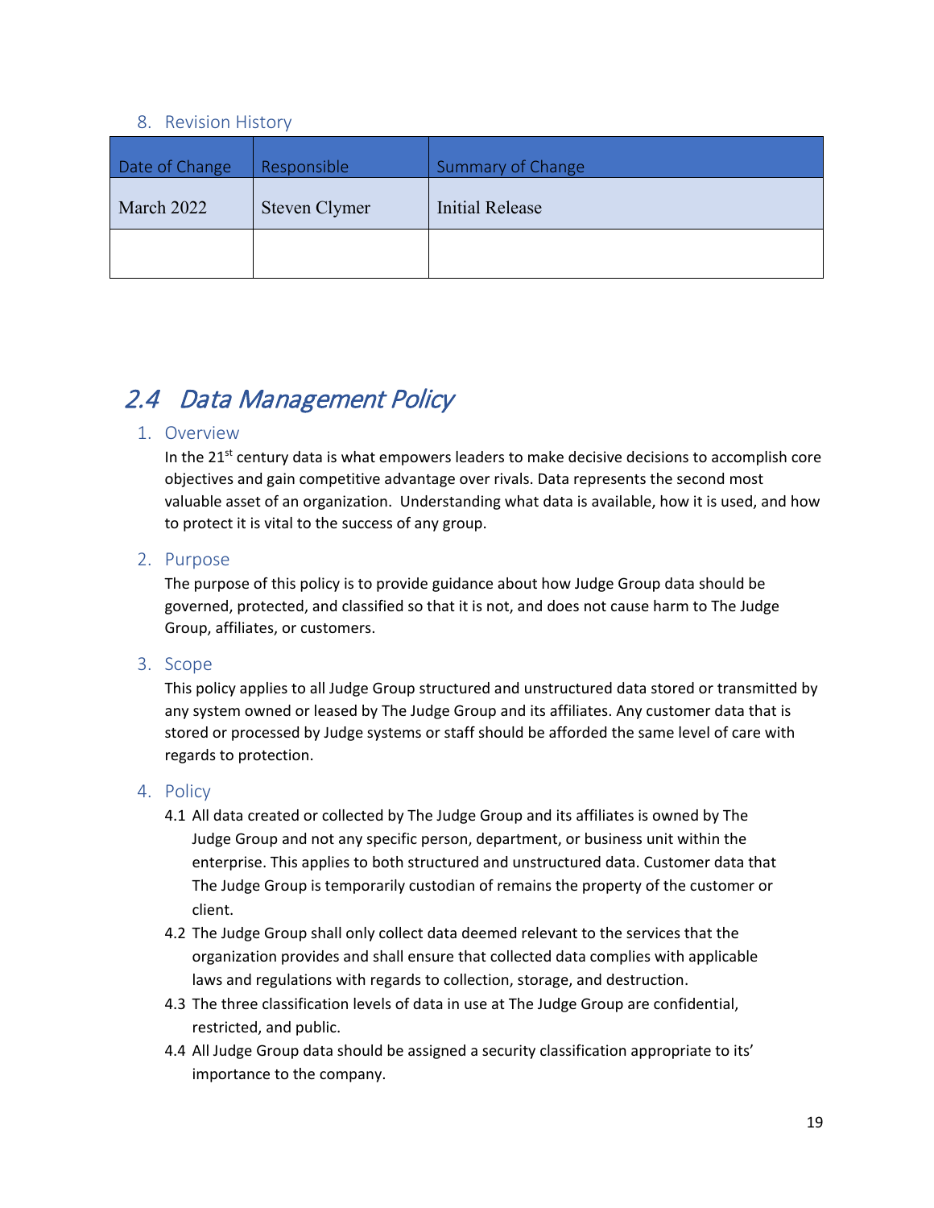### 8. Revision History

| Date of Change | Responsible | Summary of Change |
|---|---|---|
| March 2022 | Steven Clymer | Initial Release |
| | | |

## 2.4 Data Management Policy

### 1. Overview

In the 21st century data is what empowers leaders to make decisive decisions to accomplish core objectives and gain competitive advantage over rivals. Data represents the second most valuable asset of an organization. Understanding what data is available, how it is used, and how to protect it is vital to the success of any group.

### 2. Purpose

The purpose of this policy is to provide guidance about how Judge Group data should be governed, protected, and classified so that it is not, and does not cause harm to The Judge Group, affiliates, or customers.

### 3. Scope

This policy applies to all Judge Group structured and unstructured data stored or transmitted by any system owned or leased by The Judge Group and its affiliates. Any customer data that is stored or processed by Judge systems or staff should be afforded the same level of care with regards to protection.

### 4. Policy

4.1 All data created or collected by The Judge Group and its affiliates is owned by The Judge Group and not any specific person, department, or business unit within the enterprise. This applies to both structured and unstructured data. Customer data that The Judge Group is temporarily custodian of remains the property of the customer or client.

4.2 The Judge Group shall only collect data deemed relevant to the services that the organization provides and shall ensure that collected data complies with applicable laws and regulations with regards to collection, storage, and destruction.

4.3 The three classification levels of data in use at The Judge Group are confidential, restricted, and public.

4.4 All Judge Group data should be assigned a security classification appropriate to its' importance to the company.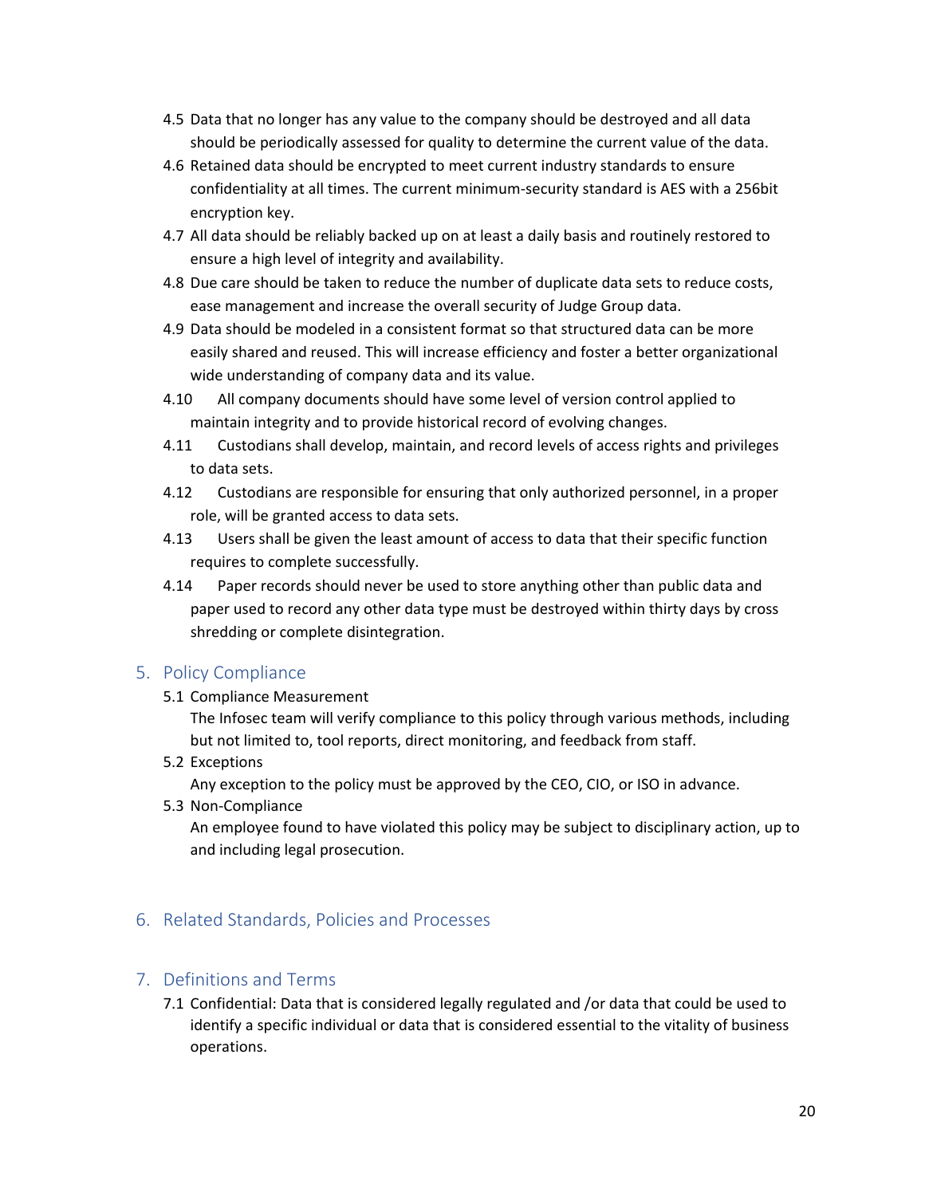4.5 Data that no longer has any value to the company should be destroyed and all data should be periodically assessed for quality to determine the current value of the data.

4.6 Retained data should be encrypted to meet current industry standards to ensure confidentiality at all times. The current minimum-security standard is AES with a 256bit encryption key.

4.7 All data should be reliably backed up on at least a daily basis and routinely restored to ensure a high level of integrity and availability.

4.8 Due care should be taken to reduce the number of duplicate data sets to reduce costs, ease management and increase the overall security of Judge Group data.

4.9 Data should be modeled in a consistent format so that structured data can be more easily shared and reused. This will increase efficiency and foster a better organizational wide understanding of company data and its value.

4.10 All company documents should have some level of version control applied to maintain integrity and to provide historical record of evolving changes.

4.11 Custodians shall develop, maintain, and record levels of access rights and privileges to data sets.

4.12 Custodians are responsible for ensuring that only authorized personnel, in a proper role, will be granted access to data sets.

4.13 Users shall be given the least amount of access to data that their specific function requires to complete successfully.

4.14 Paper records should never be used to store anything other than public data and paper used to record any other data type must be destroyed within thirty days by cross shredding or complete disintegration.

## 5. Policy Compliance

5.1 Compliance Measurement

The Infosec team will verify compliance to this policy through various methods, including but not limited to, tool reports, direct monitoring, and feedback from staff.

5.2 Exceptions

Any exception to the policy must be approved by the CEO, CIO, or ISO in advance.

5.3 Non-Compliance

An employee found to have violated this policy may be subject to disciplinary action, up to and including legal prosecution.

## 6. Related Standards, Policies and Processes

## 7. Definitions and Terms

7.1 Confidential: Data that is considered legally regulated and /or data that could be used to identify a specific individual or data that is considered essential to the vitality of business operations.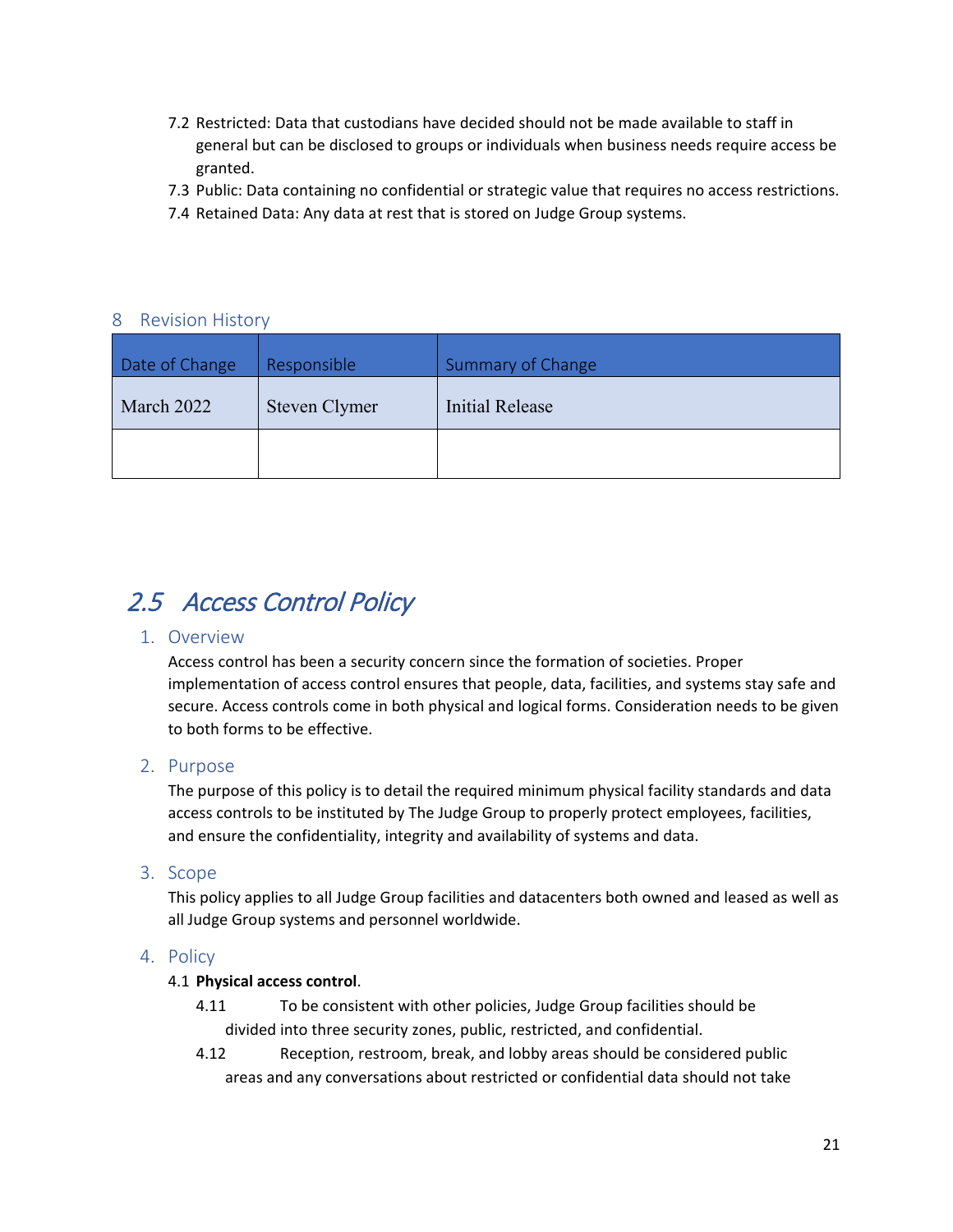7.2 Restricted: Data that custodians have decided should not be made available to staff in general but can be disclosed to groups or individuals when business needs require access be granted.

7.3 Public: Data containing no confidential or strategic value that requires no access restrictions.

7.4 Retained Data: Any data at rest that is stored on Judge Group systems.

## 8 Revision History

| Date of Change | Responsible | Summary of Change |
|---|---|---|
| March 2022 | Steven Clymer | Initial Release |
| | | |

# *2.5 Access Control Policy*

## 1. Overview

Access control has been a security concern since the formation of societies. Proper implementation of access control ensures that people, data, facilities, and systems stay safe and secure. Access controls come in both physical and logical forms. Consideration needs to be given to both forms to be effective.

## 2. Purpose

The purpose of this policy is to detail the required minimum physical facility standards and data access controls to be instituted by The Judge Group to properly protect employees, facilities, and ensure the confidentiality, integrity and availability of systems and data.

## 3. Scope

This policy applies to all Judge Group facilities and datacenters both owned and leased as well as all Judge Group systems and personnel worldwide.

## 4. Policy

4.1 **Physical access control**.

4.11 To be consistent with other policies, Judge Group facilities should be divided into three security zones, public, restricted, and confidential.

4.12 Reception, restroom, break, and lobby areas should be considered public areas and any conversations about restricted or confidential data should not take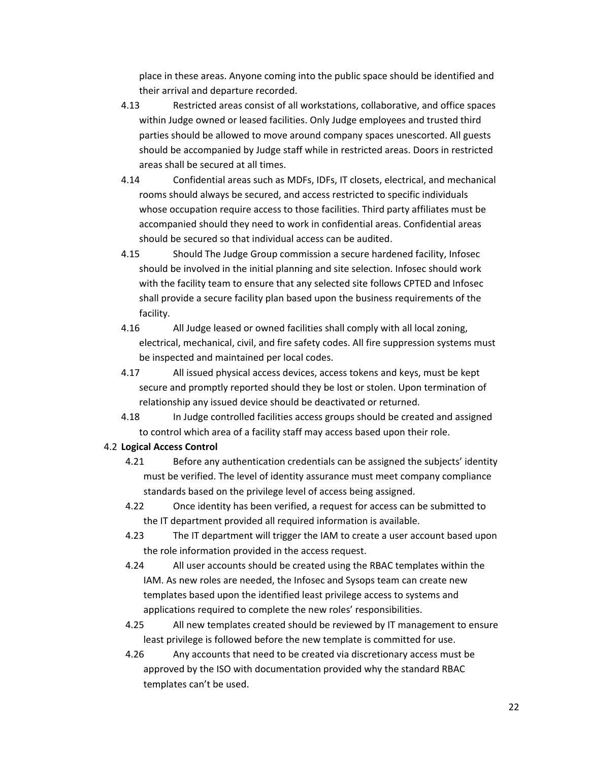place in these areas. Anyone coming into the public space should be identified and their arrival and departure recorded.

4.13 Restricted areas consist of all workstations, collaborative, and office spaces within Judge owned or leased facilities. Only Judge employees and trusted third parties should be allowed to move around company spaces unescorted. All guests should be accompanied by Judge staff while in restricted areas. Doors in restricted areas shall be secured at all times.

4.14 Confidential areas such as MDFs, IDFs, IT closets, electrical, and mechanical rooms should always be secured, and access restricted to specific individuals whose occupation require access to those facilities. Third party affiliates must be accompanied should they need to work in confidential areas. Confidential areas should be secured so that individual access can be audited.

4.15 Should The Judge Group commission a secure hardened facility, Infosec should be involved in the initial planning and site selection. Infosec should work with the facility team to ensure that any selected site follows CPTED and Infosec shall provide a secure facility plan based upon the business requirements of the facility.

4.16 All Judge leased or owned facilities shall comply with all local zoning, electrical, mechanical, civil, and fire safety codes. All fire suppression systems must be inspected and maintained per local codes.

4.17 All issued physical access devices, access tokens and keys, must be kept secure and promptly reported should they be lost or stolen. Upon termination of relationship any issued device should be deactivated or returned.

4.18 In Judge controlled facilities access groups should be created and assigned to control which area of a facility staff may access based upon their role.

4.2 **Logical Access Control**

4.21 Before any authentication credentials can be assigned the subjects' identity must be verified. The level of identity assurance must meet company compliance standards based on the privilege level of access being assigned.

4.22 Once identity has been verified, a request for access can be submitted to the IT department provided all required information is available.

4.23 The IT department will trigger the IAM to create a user account based upon the role information provided in the access request.

4.24 All user accounts should be created using the RBAC templates within the IAM. As new roles are needed, the Infosec and Sysops team can create new templates based upon the identified least privilege access to systems and applications required to complete the new roles' responsibilities.

4.25 All new templates created should be reviewed by IT management to ensure least privilege is followed before the new template is committed for use.

4.26 Any accounts that need to be created via discretionary access must be approved by the ISO with documentation provided why the standard RBAC templates can't be used.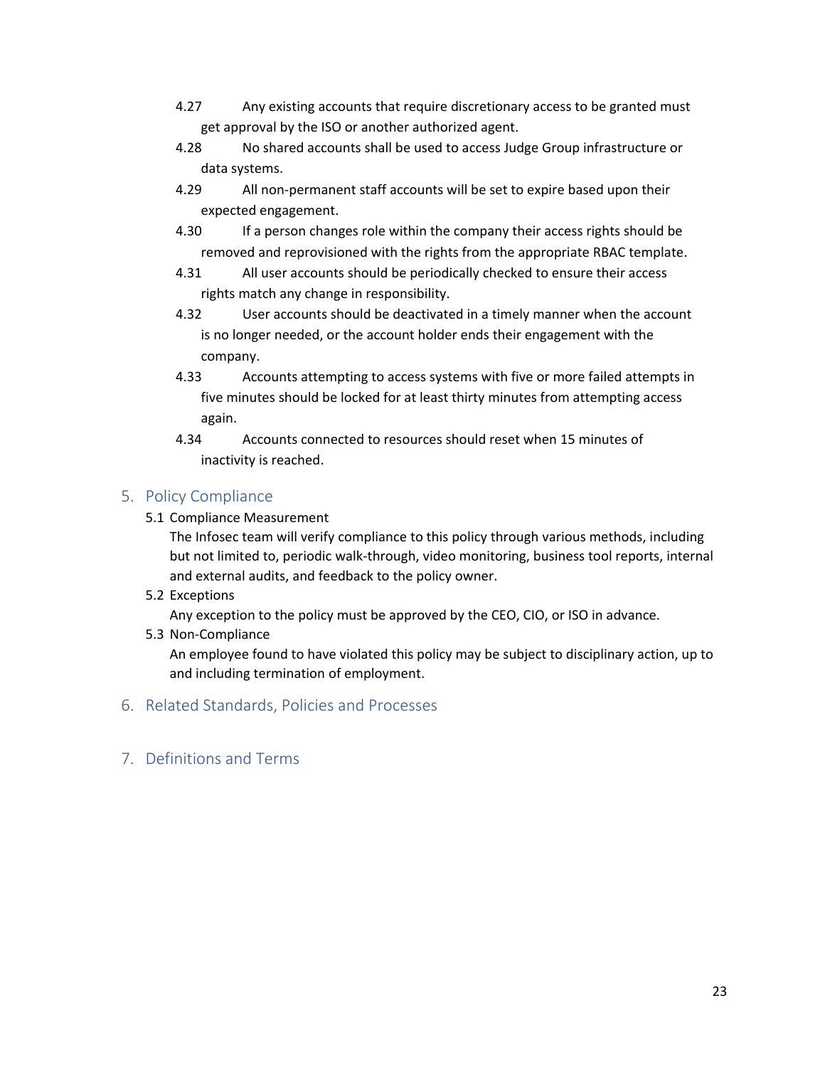4.27 Any existing accounts that require discretionary access to be granted must get approval by the ISO or another authorized agent.

4.28 No shared accounts shall be used to access Judge Group infrastructure or data systems.

4.29 All non-permanent staff accounts will be set to expire based upon their expected engagement.

4.30 If a person changes role within the company their access rights should be removed and reprovisioned with the rights from the appropriate RBAC template.

4.31 All user accounts should be periodically checked to ensure their access rights match any change in responsibility.

4.32 User accounts should be deactivated in a timely manner when the account is no longer needed, or the account holder ends their engagement with the company.

4.33 Accounts attempting to access systems with five or more failed attempts in five minutes should be locked for at least thirty minutes from attempting access again.

4.34 Accounts connected to resources should reset when 15 minutes of inactivity is reached.

## 5. Policy Compliance

### 5.1 Compliance Measurement

The Infosec team will verify compliance to this policy through various methods, including but not limited to, periodic walk-through, video monitoring, business tool reports, internal and external audits, and feedback to the policy owner.

### 5.2 Exceptions

Any exception to the policy must be approved by the CEO, CIO, or ISO in advance.

### 5.3 Non-Compliance

An employee found to have violated this policy may be subject to disciplinary action, up to and including termination of employment.

## 6. Related Standards, Policies and Processes

## 7. Definitions and Terms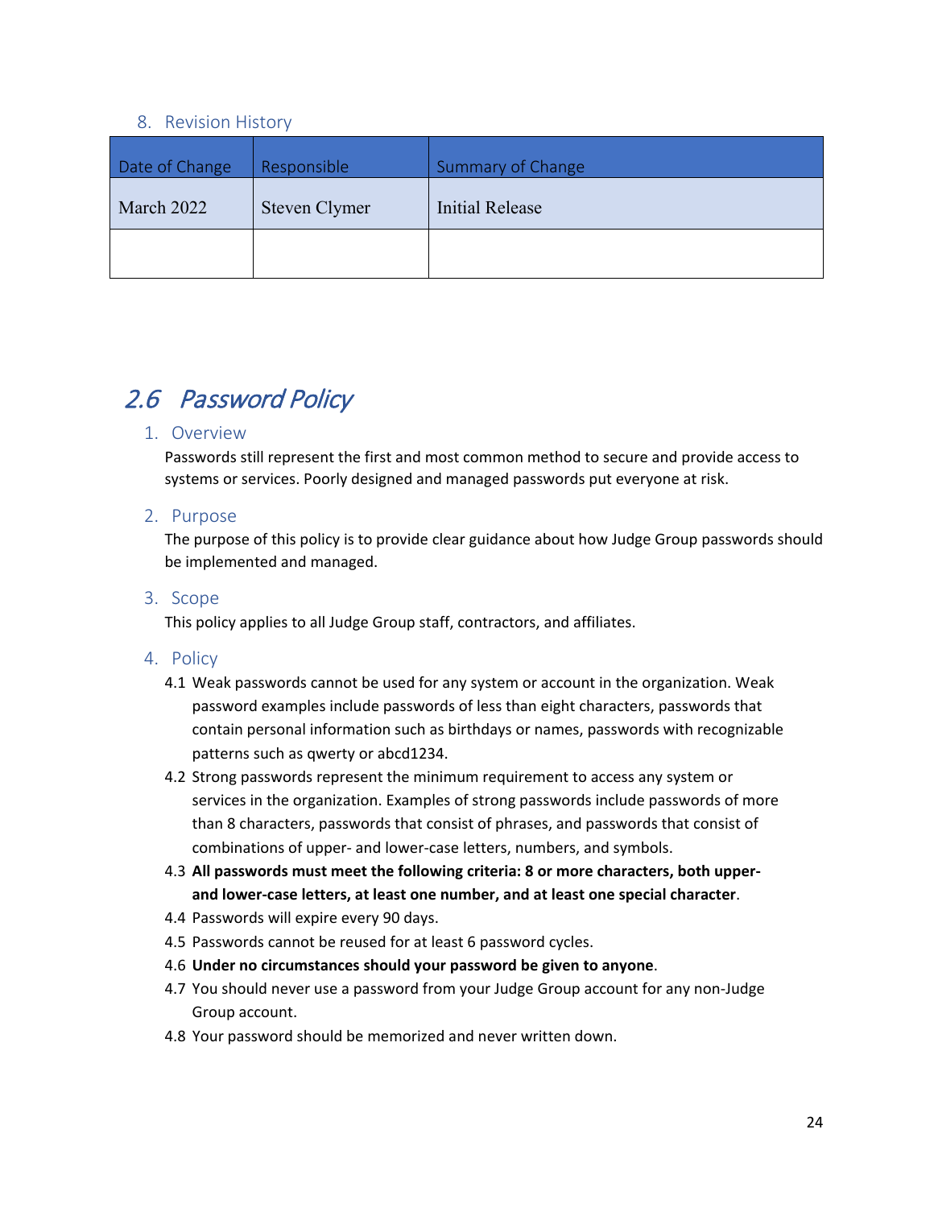### 8. Revision History

| Date of Change | Responsible | Summary of Change |
|---|---|---|
| March 2022 | Steven Clymer | Initial Release |
| | | |

## *2.6 Password Policy*

### 1. Overview

Passwords still represent the first and most common method to secure and provide access to systems or services. Poorly designed and managed passwords put everyone at risk.

### 2. Purpose

The purpose of this policy is to provide clear guidance about how Judge Group passwords should be implemented and managed.

### 3. Scope

This policy applies to all Judge Group staff, contractors, and affiliates.

### 4. Policy

4.1 Weak passwords cannot be used for any system or account in the organization. Weak password examples include passwords of less than eight characters, passwords that contain personal information such as birthdays or names, passwords with recognizable patterns such as qwerty or abcd1234.

4.2 Strong passwords represent the minimum requirement to access any system or services in the organization. Examples of strong passwords include passwords of more than 8 characters, passwords that consist of phrases, and passwords that consist of combinations of upper- and lower-case letters, numbers, and symbols.

4.3 **All passwords must meet the following criteria: 8 or more characters, both upper- and lower-case letters, at least one number, and at least one special character**.

4.4 Passwords will expire every 90 days.

4.5 Passwords cannot be reused for at least 6 password cycles.

4.6 **Under no circumstances should your password be given to anyone**.

4.7 You should never use a password from your Judge Group account for any non-Judge Group account.

4.8 Your password should be memorized and never written down.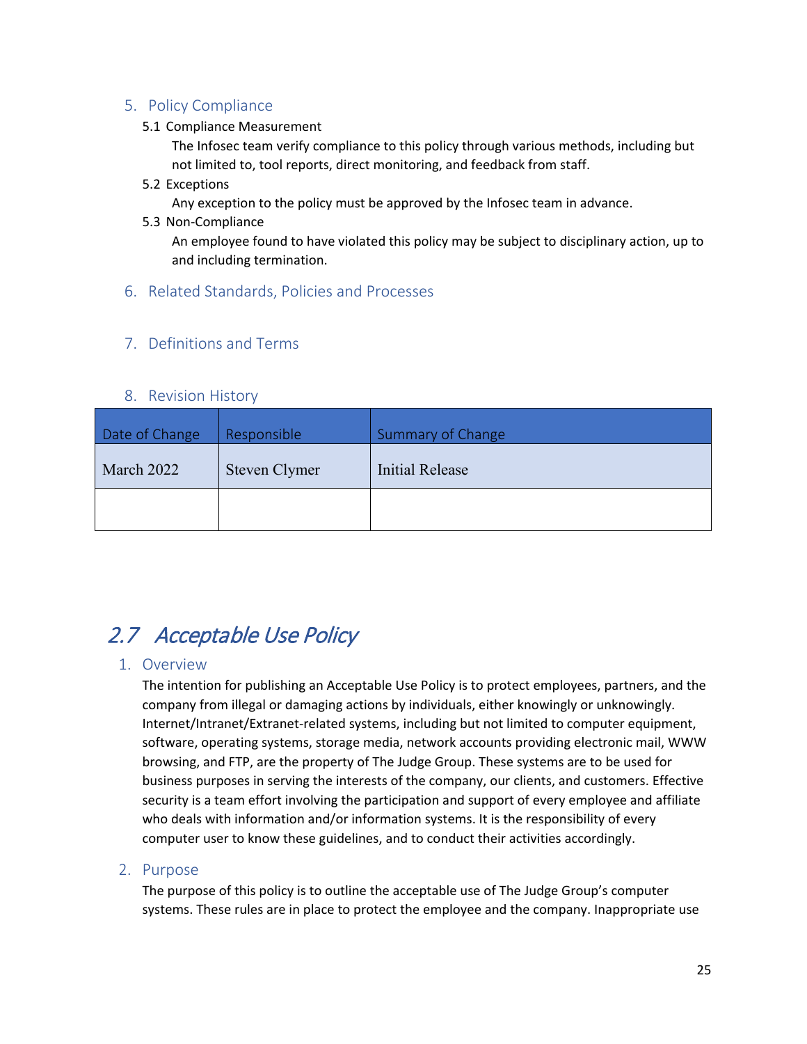### 5. Policy Compliance

#### 5.1 Compliance Measurement

The Infosec team verify compliance to this policy through various methods, including but not limited to, tool reports, direct monitoring, and feedback from staff.

#### 5.2 Exceptions

Any exception to the policy must be approved by the Infosec team in advance.

#### 5.3 Non-Compliance

An employee found to have violated this policy may be subject to disciplinary action, up to and including termination.

### 6. Related Standards, Policies and Processes

### 7. Definitions and Terms

### 8. Revision History

| Date of Change | Responsible | Summary of Change |
| --- | --- | --- |
| March 2022 | Steven Clymer | Initial Release |
| | | |

## *2.7 Acceptable Use Policy*

### 1. Overview

The intention for publishing an Acceptable Use Policy is to protect employees, partners, and the company from illegal or damaging actions by individuals, either knowingly or unknowingly. Internet/Intranet/Extranet-related systems, including but not limited to computer equipment, software, operating systems, storage media, network accounts providing electronic mail, WWW browsing, and FTP, are the property of The Judge Group. These systems are to be used for business purposes in serving the interests of the company, our clients, and customers. Effective security is a team effort involving the participation and support of every employee and affiliate who deals with information and/or information systems. It is the responsibility of every computer user to know these guidelines, and to conduct their activities accordingly.

### 2. Purpose

The purpose of this policy is to outline the acceptable use of The Judge Group's computer systems. These rules are in place to protect the employee and the company. Inappropriate use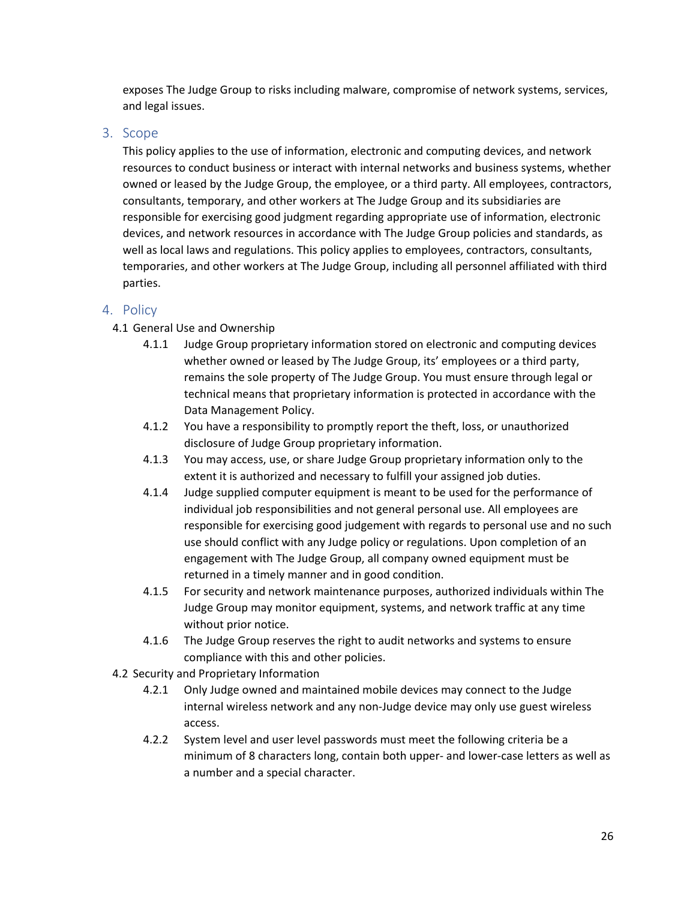exposes The Judge Group to risks including malware, compromise of network systems, services, and legal issues.

## 3. Scope

This policy applies to the use of information, electronic and computing devices, and network resources to conduct business or interact with internal networks and business systems, whether owned or leased by the Judge Group, the employee, or a third party. All employees, contractors, consultants, temporary, and other workers at The Judge Group and its subsidiaries are responsible for exercising good judgment regarding appropriate use of information, electronic devices, and network resources in accordance with The Judge Group policies and standards, as well as local laws and regulations. This policy applies to employees, contractors, consultants, temporaries, and other workers at The Judge Group, including all personnel affiliated with third parties.

## 4. Policy

### 4.1 General Use and Ownership

- 4.1.1 Judge Group proprietary information stored on electronic and computing devices whether owned or leased by The Judge Group, its' employees or a third party, remains the sole property of The Judge Group. You must ensure through legal or technical means that proprietary information is protected in accordance with the Data Management Policy.
- 4.1.2 You have a responsibility to promptly report the theft, loss, or unauthorized disclosure of Judge Group proprietary information.
- 4.1.3 You may access, use, or share Judge Group proprietary information only to the extent it is authorized and necessary to fulfill your assigned job duties.
- 4.1.4 Judge supplied computer equipment is meant to be used for the performance of individual job responsibilities and not general personal use. All employees are responsible for exercising good judgement with regards to personal use and no such use should conflict with any Judge policy or regulations. Upon completion of an engagement with The Judge Group, all company owned equipment must be returned in a timely manner and in good condition.
- 4.1.5 For security and network maintenance purposes, authorized individuals within The Judge Group may monitor equipment, systems, and network traffic at any time without prior notice.
- 4.1.6 The Judge Group reserves the right to audit networks and systems to ensure compliance with this and other policies.

### 4.2 Security and Proprietary Information

- 4.2.1 Only Judge owned and maintained mobile devices may connect to the Judge internal wireless network and any non-Judge device may only use guest wireless access.
- 4.2.2 System level and user level passwords must meet the following criteria be a minimum of 8 characters long, contain both upper- and lower-case letters as well as a number and a special character.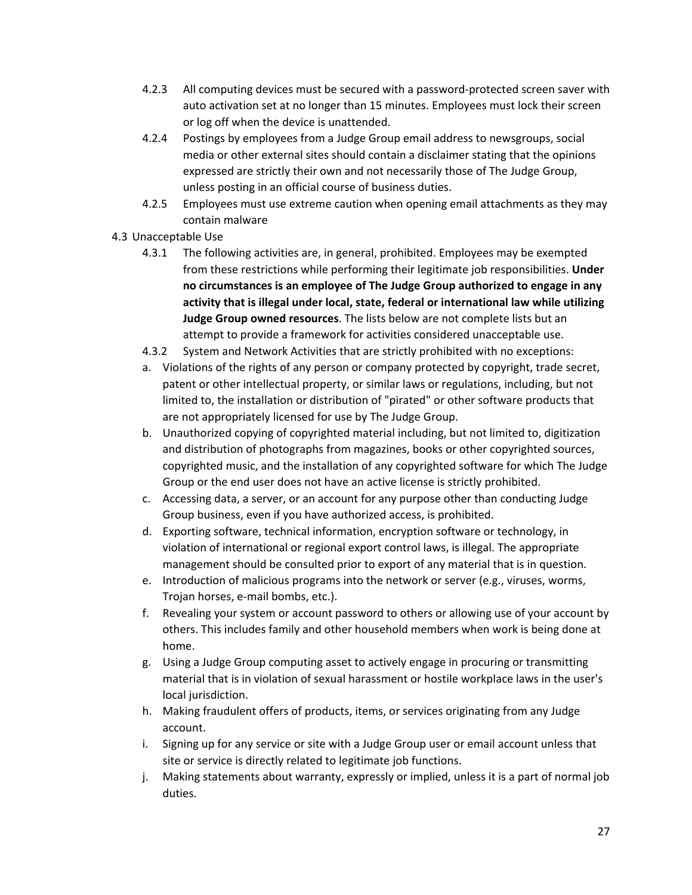4.2.3 All computing devices must be secured with a password-protected screen saver with auto activation set at no longer than 15 minutes. Employees must lock their screen or log off when the device is unattended.

4.2.4 Postings by employees from a Judge Group email address to newsgroups, social media or other external sites should contain a disclaimer stating that the opinions expressed are strictly their own and not necessarily those of The Judge Group, unless posting in an official course of business duties.

4.2.5 Employees must use extreme caution when opening email attachments as they may contain malware

4.3 Unacceptable Use

4.3.1 The following activities are, in general, prohibited. Employees may be exempted from these restrictions while performing their legitimate job responsibilities. **Under no circumstances is an employee of The Judge Group authorized to engage in any activity that is illegal under local, state, federal or international law while utilizing Judge Group owned resources**. The lists below are not complete lists but an attempt to provide a framework for activities considered unacceptable use.

4.3.2 System and Network Activities that are strictly prohibited with no exceptions:

a. Violations of the rights of any person or company protected by copyright, trade secret, patent or other intellectual property, or similar laws or regulations, including, but not limited to, the installation or distribution of "pirated" or other software products that are not appropriately licensed for use by The Judge Group.
b. Unauthorized copying of copyrighted material including, but not limited to, digitization and distribution of photographs from magazines, books or other copyrighted sources, copyrighted music, and the installation of any copyrighted software for which The Judge Group or the end user does not have an active license is strictly prohibited.
c. Accessing data, a server, or an account for any purpose other than conducting Judge Group business, even if you have authorized access, is prohibited.
d. Exporting software, technical information, encryption software or technology, in violation of international or regional export control laws, is illegal. The appropriate management should be consulted prior to export of any material that is in question.
e. Introduction of malicious programs into the network or server (e.g., viruses, worms, Trojan horses, e-mail bombs, etc.).
f. Revealing your system or account password to others or allowing use of your account by others. This includes family and other household members when work is being done at home.
g. Using a Judge Group computing asset to actively engage in procuring or transmitting material that is in violation of sexual harassment or hostile workplace laws in the user's local jurisdiction.
h. Making fraudulent offers of products, items, or services originating from any Judge account.
i. Signing up for any service or site with a Judge Group user or email account unless that site or service is directly related to legitimate job functions.
j. Making statements about warranty, expressly or implied, unless it is a part of normal job duties.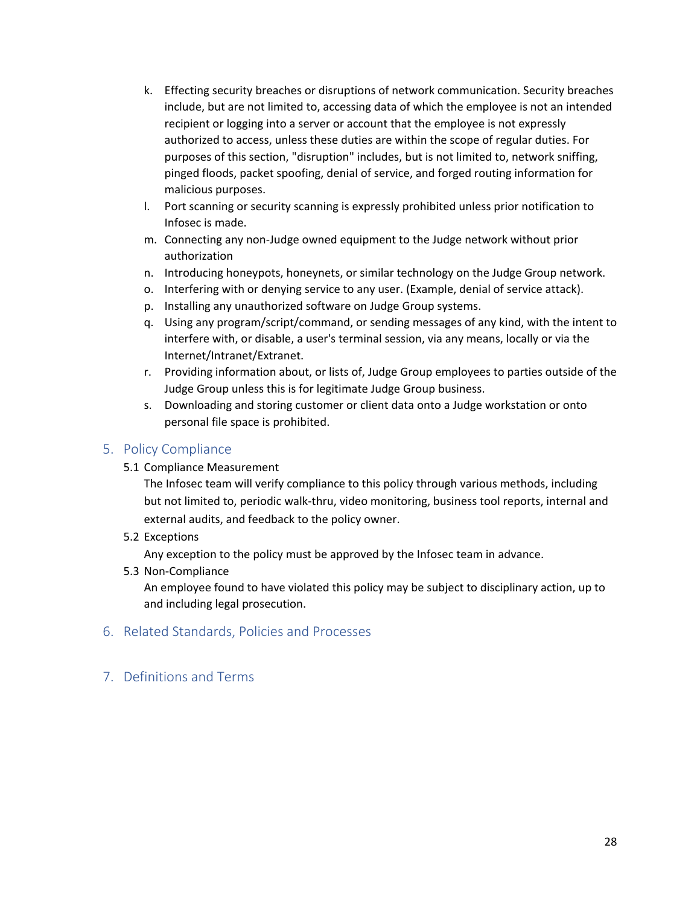k. Effecting security breaches or disruptions of network communication. Security breaches include, but are not limited to, accessing data of which the employee is not an intended recipient or logging into a server or account that the employee is not expressly authorized to access, unless these duties are within the scope of regular duties. For purposes of this section, "disruption" includes, but is not limited to, network sniffing, pinged floods, packet spoofing, denial of service, and forged routing information for malicious purposes.
l. Port scanning or security scanning is expressly prohibited unless prior notification to Infosec is made.
m. Connecting any non-Judge owned equipment to the Judge network without prior authorization
n. Introducing honeypots, honeynets, or similar technology on the Judge Group network.
o. Interfering with or denying service to any user. (Example, denial of service attack).
p. Installing any unauthorized software on Judge Group systems.
q. Using any program/script/command, or sending messages of any kind, with the intent to interfere with, or disable, a user's terminal session, via any means, locally or via the Internet/Intranet/Extranet.
r. Providing information about, or lists of, Judge Group employees to parties outside of the Judge Group unless this is for legitimate Judge Group business.
s. Downloading and storing customer or client data onto a Judge workstation or onto personal file space is prohibited.

## 5. Policy Compliance

5.1 Compliance Measurement

The Infosec team will verify compliance to this policy through various methods, including but not limited to, periodic walk-thru, video monitoring, business tool reports, internal and external audits, and feedback to the policy owner.

5.2 Exceptions

Any exception to the policy must be approved by the Infosec team in advance.

5.3 Non-Compliance

An employee found to have violated this policy may be subject to disciplinary action, up to and including legal prosecution.

## 6. Related Standards, Policies and Processes

## 7. Definitions and Terms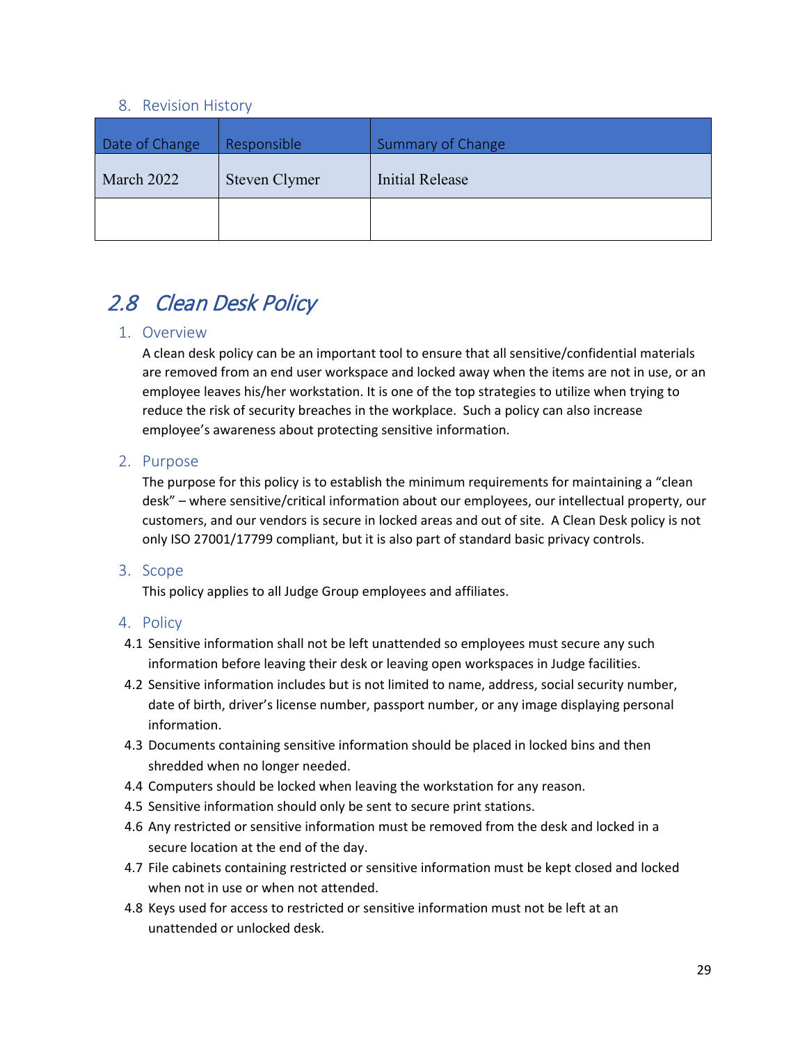### 8. Revision History

| Date of Change | Responsible | Summary of Change |
|---|---|---|
| March 2022 | Steven Clymer | Initial Release |
| | | |

## *2.8 Clean Desk Policy*

### 1. Overview

A clean desk policy can be an important tool to ensure that all sensitive/confidential materials are removed from an end user workspace and locked away when the items are not in use, or an employee leaves his/her workstation. It is one of the top strategies to utilize when trying to reduce the risk of security breaches in the workplace. Such a policy can also increase employee's awareness about protecting sensitive information.

### 2. Purpose

The purpose for this policy is to establish the minimum requirements for maintaining a "clean desk" – where sensitive/critical information about our employees, our intellectual property, our customers, and our vendors is secure in locked areas and out of site. A Clean Desk policy is not only ISO 27001/17799 compliant, but it is also part of standard basic privacy controls.

### 3. Scope

This policy applies to all Judge Group employees and affiliates.

### 4. Policy

4.1 Sensitive information shall not be left unattended so employees must secure any such information before leaving their desk or leaving open workspaces in Judge facilities.

4.2 Sensitive information includes but is not limited to name, address, social security number, date of birth, driver's license number, passport number, or any image displaying personal information.

4.3 Documents containing sensitive information should be placed in locked bins and then shredded when no longer needed.

4.4 Computers should be locked when leaving the workstation for any reason.

4.5 Sensitive information should only be sent to secure print stations.

4.6 Any restricted or sensitive information must be removed from the desk and locked in a secure location at the end of the day.

4.7 File cabinets containing restricted or sensitive information must be kept closed and locked when not in use or when not attended.

4.8 Keys used for access to restricted or sensitive information must not be left at an unattended or unlocked desk.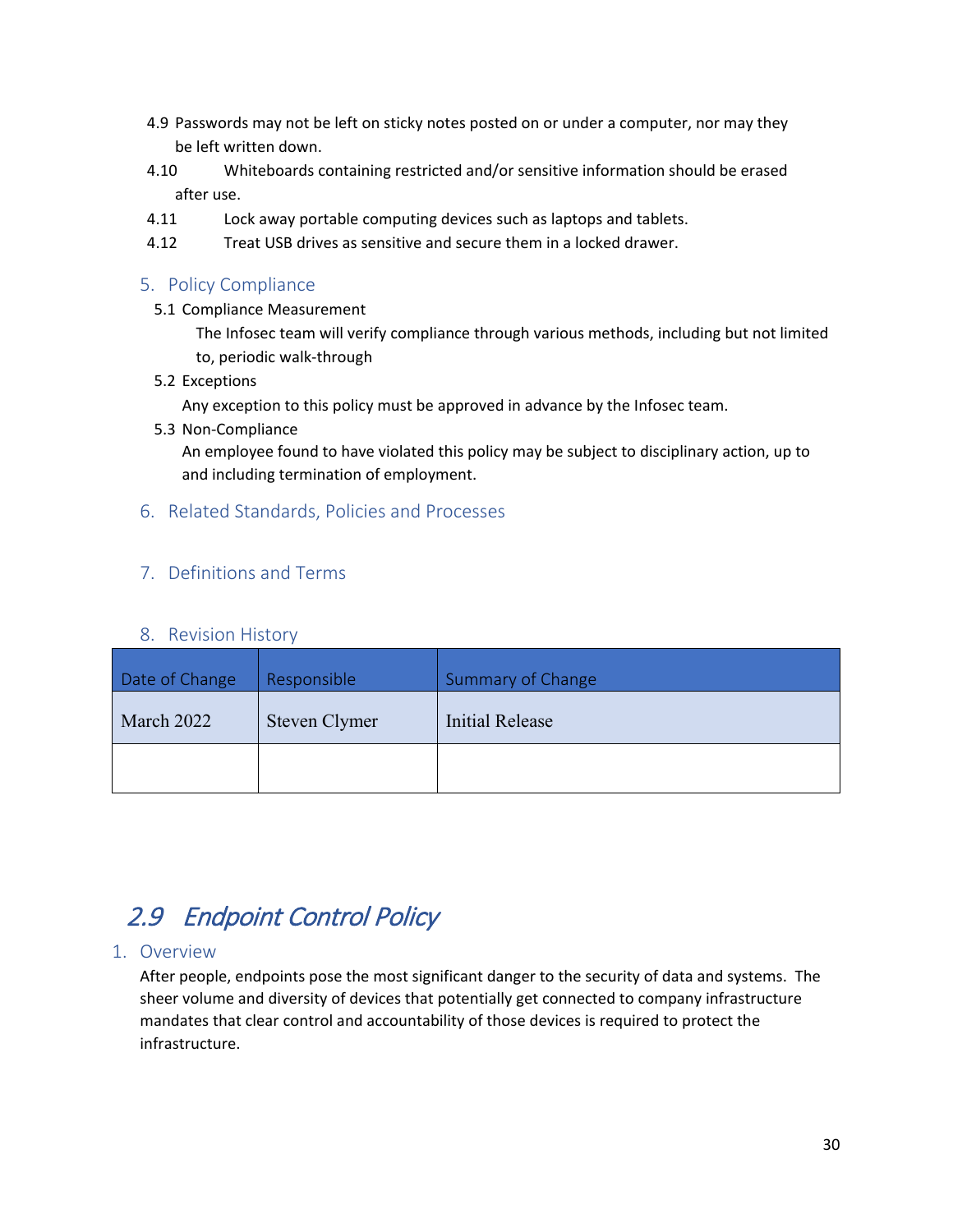4.9 Passwords may not be left on sticky notes posted on or under a computer, nor may they be left written down.

4.10 Whiteboards containing restricted and/or sensitive information should be erased after use.

4.11 Lock away portable computing devices such as laptops and tablets.

4.12 Treat USB drives as sensitive and secure them in a locked drawer.

### 5. Policy Compliance

5.1 Compliance Measurement

The Infosec team will verify compliance through various methods, including but not limited to, periodic walk-through

5.2 Exceptions

Any exception to this policy must be approved in advance by the Infosec team.

5.3 Non-Compliance

An employee found to have violated this policy may be subject to disciplinary action, up to and including termination of employment.

### 6. Related Standards, Policies and Processes

### 7. Definitions and Terms

### 8. Revision History

| Date of Change | Responsible | Summary of Change |
|---|---|---|
| March 2022 | Steven Clymer | Initial Release |
| | | |

## 2.9 Endpoint Control Policy

### 1. Overview

After people, endpoints pose the most significant danger to the security of data and systems. The sheer volume and diversity of devices that potentially get connected to company infrastructure mandates that clear control and accountability of those devices is required to protect the infrastructure.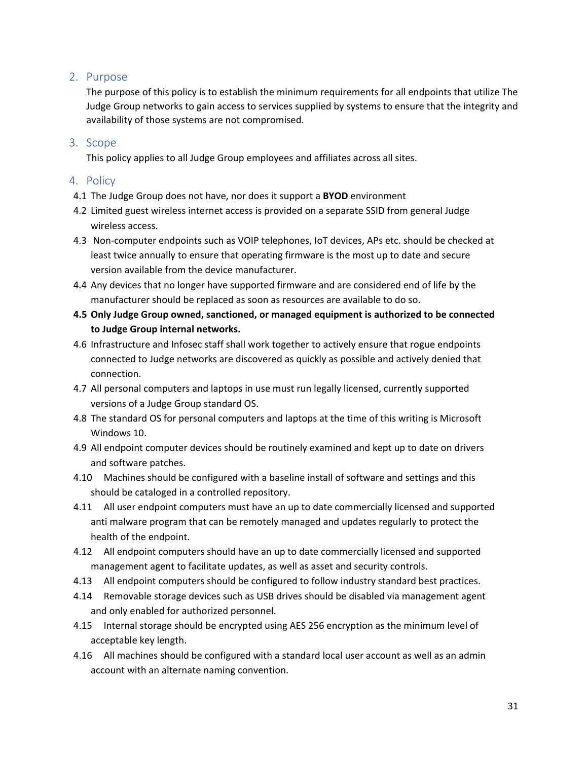## 2. Purpose

The purpose of this policy is to establish the minimum requirements for all endpoints that utilize The Judge Group networks to gain access to services supplied by systems to ensure that the integrity and availability of those systems are not compromised.

## 3. Scope

This policy applies to all Judge Group employees and affiliates across all sites.

## 4. Policy

4.1 The Judge Group does not have, nor does it support a **BYOD** environment

4.2 Limited guest wireless internet access is provided on a separate SSID from general Judge wireless access.

4.3 Non-computer endpoints such as VOIP telephones, IoT devices, APs etc. should be checked at least twice annually to ensure that operating firmware is the most up to date and secure version available from the device manufacturer.

4.4 Any devices that no longer have supported firmware and are considered end of life by the manufacturer should be replaced as soon as resources are available to do so.

**4.5 Only Judge Group owned, sanctioned, or managed equipment is authorized to be connected to Judge Group internal networks.**

4.6 Infrastructure and Infosec staff shall work together to actively ensure that rogue endpoints connected to Judge networks are discovered as quickly as possible and actively denied that connection.

4.7 All personal computers and laptops in use must run legally licensed, currently supported versions of a Judge Group standard OS.

4.8 The standard OS for personal computers and laptops at the time of this writing is Microsoft Windows 10.

4.9 All endpoint computer devices should be routinely examined and kept up to date on drivers and software patches.

4.10 Machines should be configured with a baseline install of software and settings and this should be cataloged in a controlled repository.

4.11 All user endpoint computers must have an up to date commercially licensed and supported anti malware program that can be remotely managed and updates regularly to protect the health of the endpoint.

4.12 All endpoint computers should have an up to date commercially licensed and supported management agent to facilitate updates, as well as asset and security controls.

4.13 All endpoint computers should be configured to follow industry standard best practices.

4.14 Removable storage devices such as USB drives should be disabled via management agent and only enabled for authorized personnel.

4.15 Internal storage should be encrypted using AES 256 encryption as the minimum level of acceptable key length.

4.16 All machines should be configured with a standard local user account as well as an admin account with an alternate naming convention.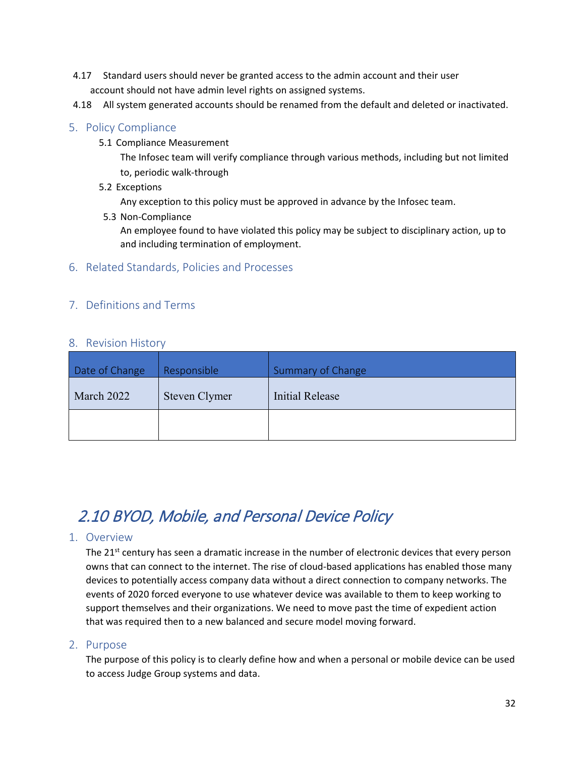4.17 Standard users should never be granted access to the admin account and their user account should not have admin level rights on assigned systems.

4.18 All system generated accounts should be renamed from the default and deleted or inactivated.

## 5. Policy Compliance

5.1 Compliance Measurement

The Infosec team will verify compliance through various methods, including but not limited to, periodic walk-through

5.2 Exceptions

Any exception to this policy must be approved in advance by the Infosec team.

5.3 Non-Compliance

An employee found to have violated this policy may be subject to disciplinary action, up to and including termination of employment.

## 6. Related Standards, Policies and Processes

## 7. Definitions and Terms

## 8. Revision History

| Date of Change | Responsible | Summary of Change |
|---|---|---|
| March 2022 | Steven Clymer | Initial Release |
| | | |

# *2.10 BYOD, Mobile, and Personal Device Policy*

## 1. Overview

The 21st century has seen a dramatic increase in the number of electronic devices that every person owns that can connect to the internet. The rise of cloud-based applications has enabled those many devices to potentially access company data without a direct connection to company networks. The events of 2020 forced everyone to use whatever device was available to them to keep working to support themselves and their organizations. We need to move past the time of expedient action that was required then to a new balanced and secure model moving forward.

## 2. Purpose

The purpose of this policy is to clearly define how and when a personal or mobile device can be used to access Judge Group systems and data.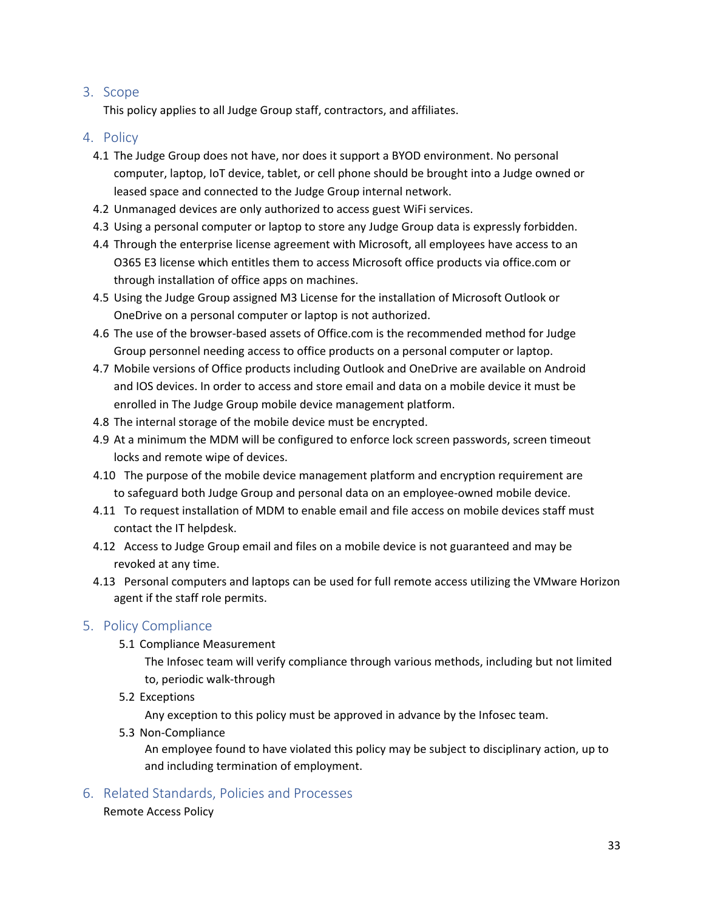## 3. Scope

This policy applies to all Judge Group staff, contractors, and affiliates.

## 4. Policy

4.1 The Judge Group does not have, nor does it support a BYOD environment. No personal computer, laptop, IoT device, tablet, or cell phone should be brought into a Judge owned or leased space and connected to the Judge Group internal network.

4.2 Unmanaged devices are only authorized to access guest WiFi services.

4.3 Using a personal computer or laptop to store any Judge Group data is expressly forbidden.

4.4 Through the enterprise license agreement with Microsoft, all employees have access to an O365 E3 license which entitles them to access Microsoft office products via office.com or through installation of office apps on machines.

4.5 Using the Judge Group assigned M3 License for the installation of Microsoft Outlook or OneDrive on a personal computer or laptop is not authorized.

4.6 The use of the browser-based assets of Office.com is the recommended method for Judge Group personnel needing access to office products on a personal computer or laptop.

4.7 Mobile versions of Office products including Outlook and OneDrive are available on Android and IOS devices. In order to access and store email and data on a mobile device it must be enrolled in The Judge Group mobile device management platform.

4.8 The internal storage of the mobile device must be encrypted.

4.9 At a minimum the MDM will be configured to enforce lock screen passwords, screen timeout locks and remote wipe of devices.

4.10 The purpose of the mobile device management platform and encryption requirement are to safeguard both Judge Group and personal data on an employee-owned mobile device.

4.11 To request installation of MDM to enable email and file access on mobile devices staff must contact the IT helpdesk.

4.12 Access to Judge Group email and files on a mobile device is not guaranteed and may be revoked at any time.

4.13 Personal computers and laptops can be used for full remote access utilizing the VMware Horizon agent if the staff role permits.

## 5. Policy Compliance

### 5.1 Compliance Measurement

The Infosec team will verify compliance through various methods, including but not limited to, periodic walk-through

### 5.2 Exceptions

Any exception to this policy must be approved in advance by the Infosec team.

### 5.3 Non-Compliance

An employee found to have violated this policy may be subject to disciplinary action, up to and including termination of employment.

## 6. Related Standards, Policies and Processes

Remote Access Policy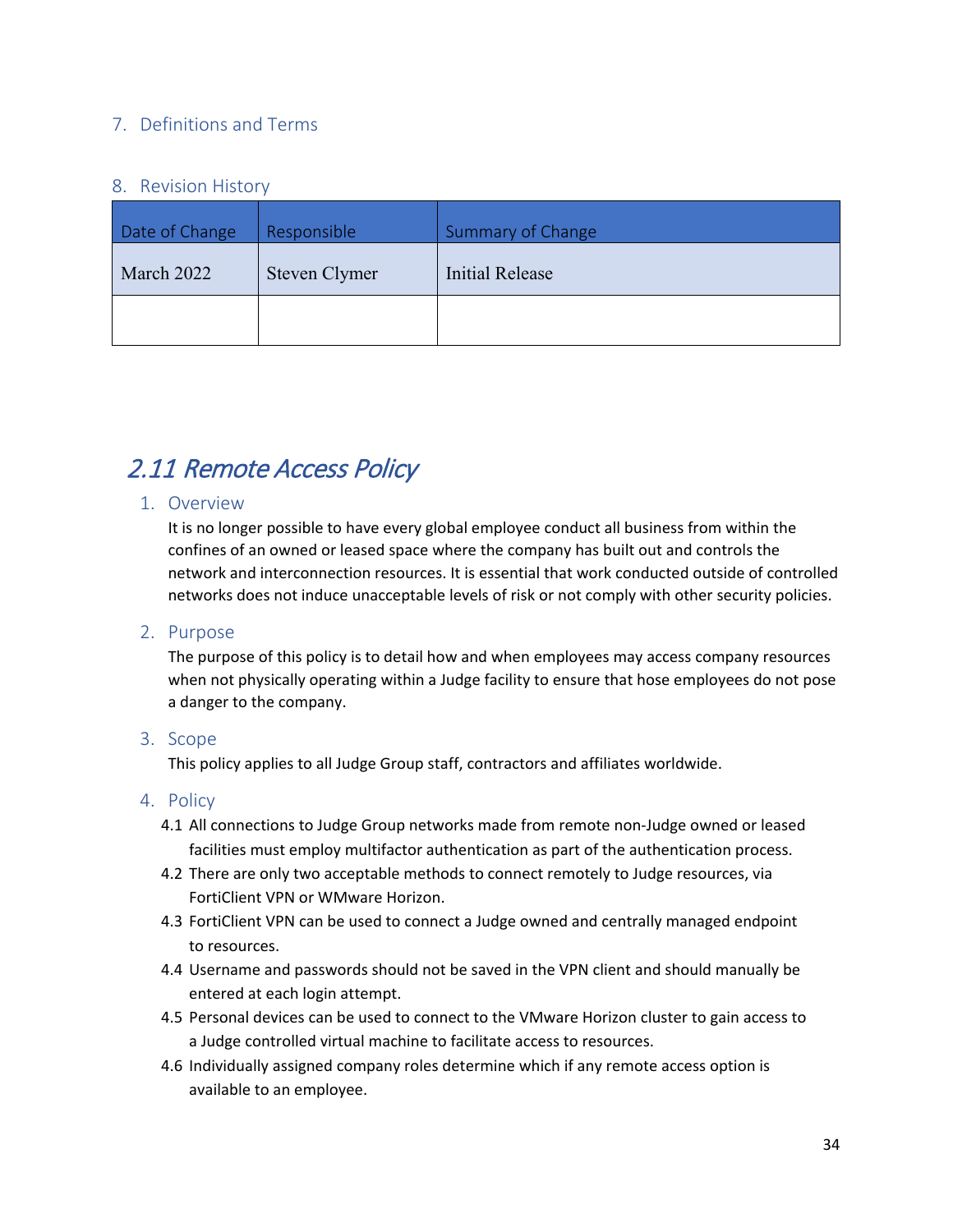### 7. Definitions and Terms

### 8. Revision History

| Date of Change | Responsible | Summary of Change |
|---|---|---|
| March 2022 | Steven Clymer | Initial Release |
| | | |

## *2.11 Remote Access Policy*

### 1. Overview

It is no longer possible to have every global employee conduct all business from within the confines of an owned or leased space where the company has built out and controls the network and interconnection resources. It is essential that work conducted outside of controlled networks does not induce unacceptable levels of risk or not comply with other security policies.

### 2. Purpose

The purpose of this policy is to detail how and when employees may access company resources when not physically operating within a Judge facility to ensure that hose employees do not pose a danger to the company.

### 3. Scope

This policy applies to all Judge Group staff, contractors and affiliates worldwide.

### 4. Policy

4.1 All connections to Judge Group networks made from remote non-Judge owned or leased facilities must employ multifactor authentication as part of the authentication process.

4.2 There are only two acceptable methods to connect remotely to Judge resources, via FortiClient VPN or WMware Horizon.

4.3 FortiClient VPN can be used to connect a Judge owned and centrally managed endpoint to resources.

4.4 Username and passwords should not be saved in the VPN client and should manually be entered at each login attempt.

4.5 Personal devices can be used to connect to the VMware Horizon cluster to gain access to a Judge controlled virtual machine to facilitate access to resources.

4.6 Individually assigned company roles determine which if any remote access option is available to an employee.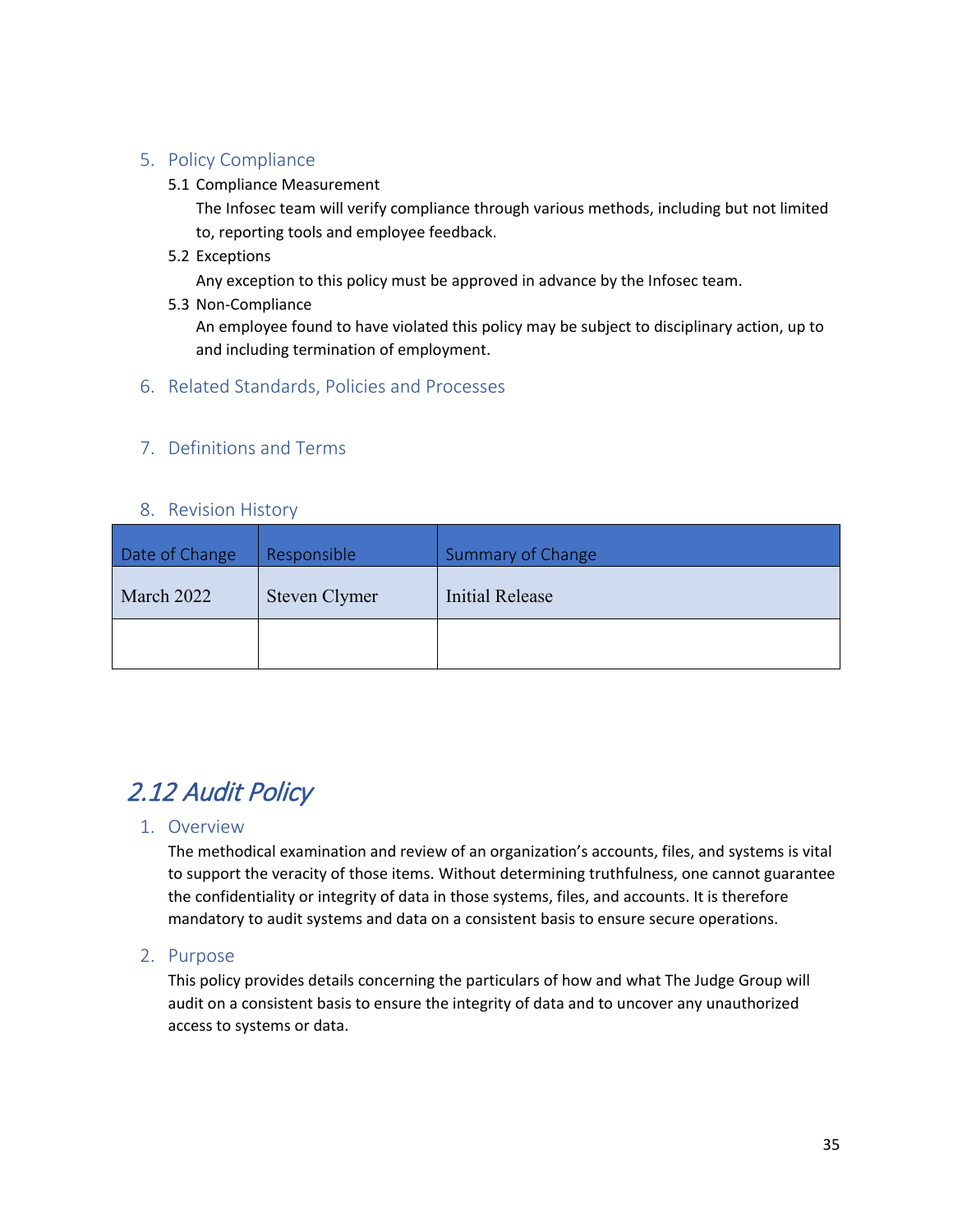### 5. Policy Compliance

#### 5.1 Compliance Measurement

The Infosec team will verify compliance through various methods, including but not limited to, reporting tools and employee feedback.

#### 5.2 Exceptions

Any exception to this policy must be approved in advance by the Infosec team.

#### 5.3 Non-Compliance

An employee found to have violated this policy may be subject to disciplinary action, up to and including termination of employment.

### 6. Related Standards, Policies and Processes

### 7. Definitions and Terms

### 8. Revision History

| Date of Change | Responsible | Summary of Change |
|---|---|---|
| March 2022 | Steven Clymer | Initial Release |
| | | |

## *2.12 Audit Policy*

### 1. Overview

The methodical examination and review of an organization's accounts, files, and systems is vital to support the veracity of those items. Without determining truthfulness, one cannot guarantee the confidentiality or integrity of data in those systems, files, and accounts. It is therefore mandatory to audit systems and data on a consistent basis to ensure secure operations.

### 2. Purpose

This policy provides details concerning the particulars of how and what The Judge Group will audit on a consistent basis to ensure the integrity of data and to uncover any unauthorized access to systems or data.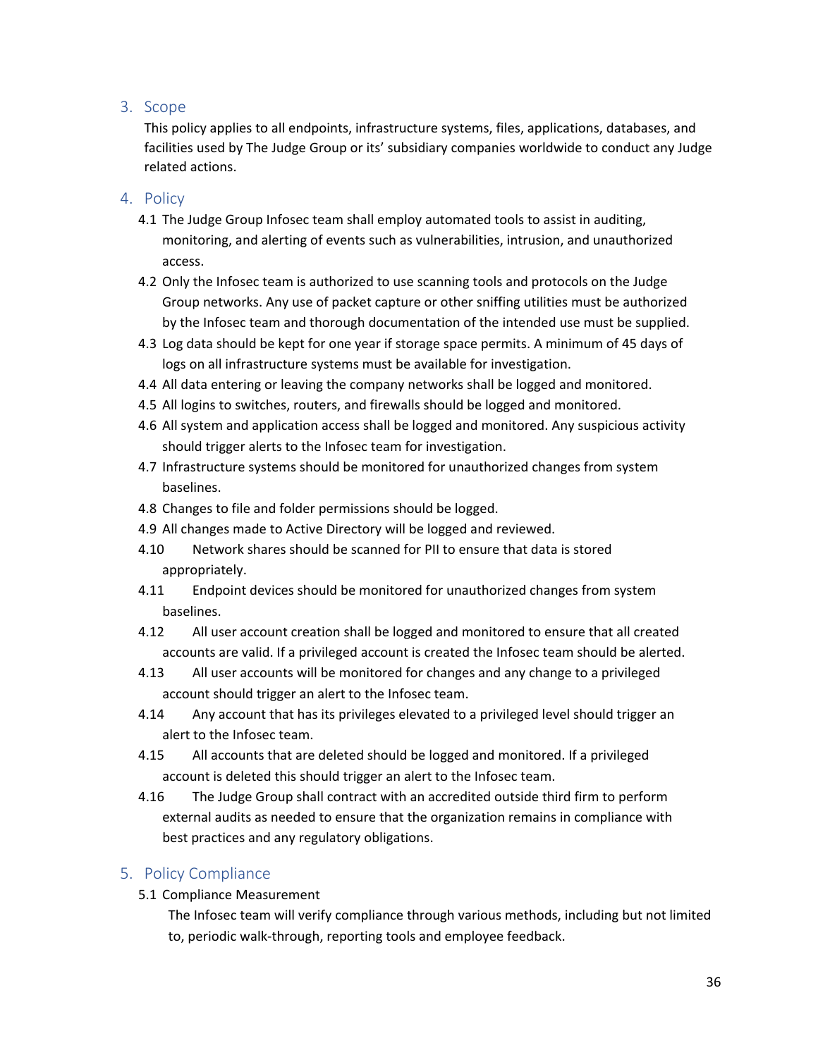## 3. Scope

This policy applies to all endpoints, infrastructure systems, files, applications, databases, and facilities used by The Judge Group or its' subsidiary companies worldwide to conduct any Judge related actions.

## 4. Policy

4.1 The Judge Group Infosec team shall employ automated tools to assist in auditing, monitoring, and alerting of events such as vulnerabilities, intrusion, and unauthorized access.

4.2 Only the Infosec team is authorized to use scanning tools and protocols on the Judge Group networks. Any use of packet capture or other sniffing utilities must be authorized by the Infosec team and thorough documentation of the intended use must be supplied.

4.3 Log data should be kept for one year if storage space permits. A minimum of 45 days of logs on all infrastructure systems must be available for investigation.

4.4 All data entering or leaving the company networks shall be logged and monitored.

4.5 All logins to switches, routers, and firewalls should be logged and monitored.

4.6 All system and application access shall be logged and monitored. Any suspicious activity should trigger alerts to the Infosec team for investigation.

4.7 Infrastructure systems should be monitored for unauthorized changes from system baselines.

4.8 Changes to file and folder permissions should be logged.

4.9 All changes made to Active Directory will be logged and reviewed.

4.10 Network shares should be scanned for PII to ensure that data is stored appropriately.

4.11 Endpoint devices should be monitored for unauthorized changes from system baselines.

4.12 All user account creation shall be logged and monitored to ensure that all created accounts are valid. If a privileged account is created the Infosec team should be alerted.

4.13 All user accounts will be monitored for changes and any change to a privileged account should trigger an alert to the Infosec team.

4.14 Any account that has its privileges elevated to a privileged level should trigger an alert to the Infosec team.

4.15 All accounts that are deleted should be logged and monitored. If a privileged account is deleted this should trigger an alert to the Infosec team.

4.16 The Judge Group shall contract with an accredited outside third firm to perform external audits as needed to ensure that the organization remains in compliance with best practices and any regulatory obligations.

## 5. Policy Compliance

5.1 Compliance Measurement

The Infosec team will verify compliance through various methods, including but not limited to, periodic walk-through, reporting tools and employee feedback.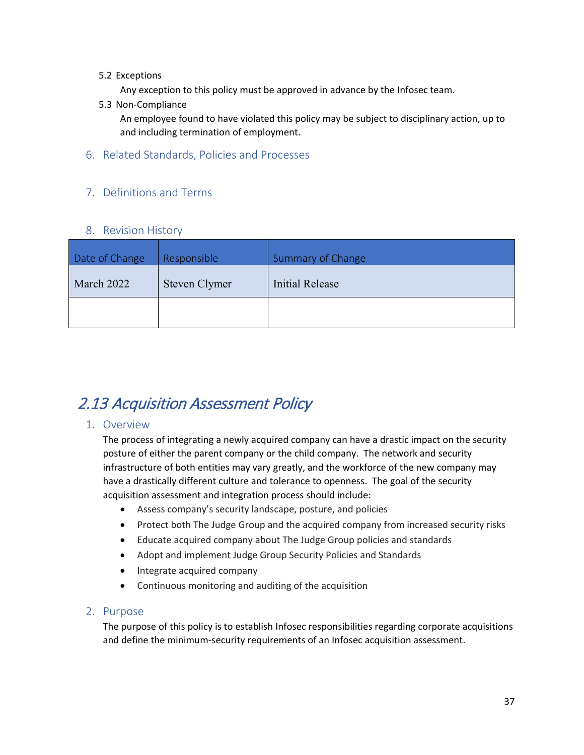5.2 Exceptions

Any exception to this policy must be approved in advance by the Infosec team.

5.3 Non-Compliance

An employee found to have violated this policy may be subject to disciplinary action, up to and including termination of employment.

### 6. Related Standards, Policies and Processes

### 7. Definitions and Terms

### 8. Revision History

| Date of Change | Responsible | Summary of Change |
|---|---|---|
| March 2022 | Steven Clymer | Initial Release |
| | | |

## *2.13 Acquisition Assessment Policy*

### 1. Overview

The process of integrating a newly acquired company can have a drastic impact on the security posture of either the parent company or the child company. The network and security infrastructure of both entities may vary greatly, and the workforce of the new company may have a drastically different culture and tolerance to openness. The goal of the security acquisition assessment and integration process should include:

- Assess company's security landscape, posture, and policies
- Protect both The Judge Group and the acquired company from increased security risks
- Educate acquired company about The Judge Group policies and standards
- Adopt and implement Judge Group Security Policies and Standards
- Integrate acquired company
- Continuous monitoring and auditing of the acquisition

### 2. Purpose

The purpose of this policy is to establish Infosec responsibilities regarding corporate acquisitions and define the minimum-security requirements of an Infosec acquisition assessment.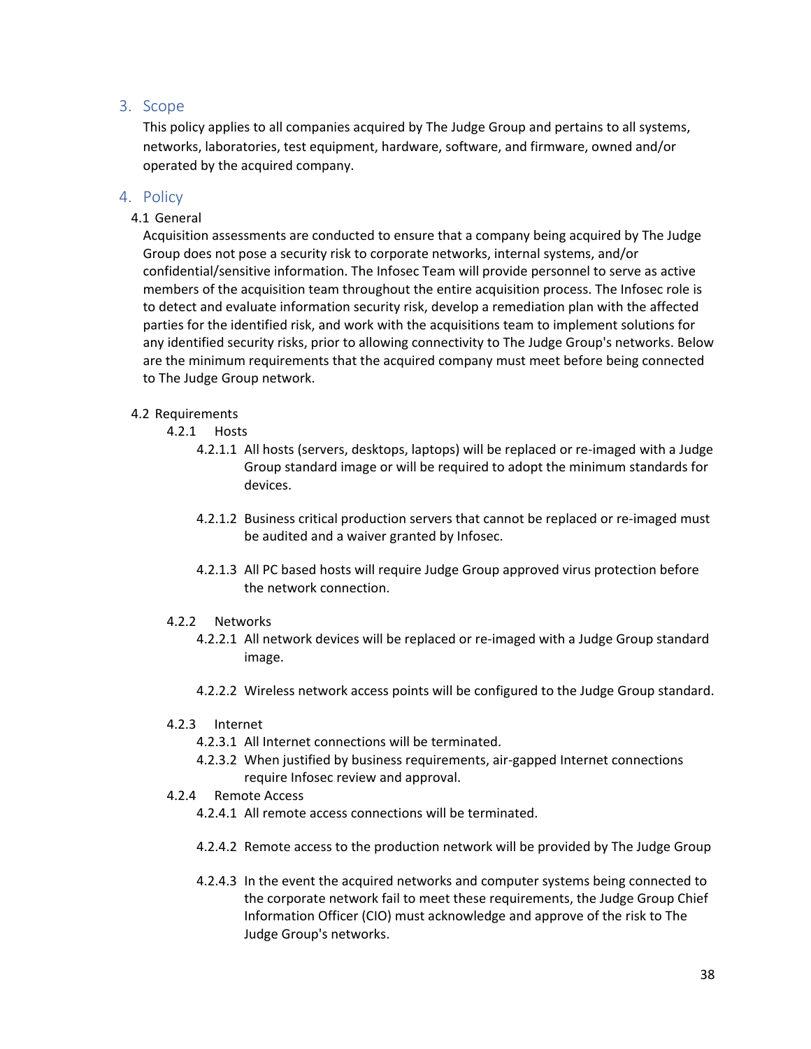## 3. Scope

This policy applies to all companies acquired by The Judge Group and pertains to all systems, networks, laboratories, test equipment, hardware, software, and firmware, owned and/or operated by the acquired company.

## 4. Policy

### 4.1 General

Acquisition assessments are conducted to ensure that a company being acquired by The Judge Group does not pose a security risk to corporate networks, internal systems, and/or confidential/sensitive information. The Infosec Team will provide personnel to serve as active members of the acquisition team throughout the entire acquisition process. The Infosec role is to detect and evaluate information security risk, develop a remediation plan with the affected parties for the identified risk, and work with the acquisitions team to implement solutions for any identified security risks, prior to allowing connectivity to The Judge Group's networks. Below are the minimum requirements that the acquired company must meet before being connected to The Judge Group network.

### 4.2 Requirements

#### 4.2.1 Hosts

4.2.1.1 All hosts (servers, desktops, laptops) will be replaced or re-imaged with a Judge Group standard image or will be required to adopt the minimum standards for devices.

4.2.1.2 Business critical production servers that cannot be replaced or re-imaged must be audited and a waiver granted by Infosec.

4.2.1.3 All PC based hosts will require Judge Group approved virus protection before the network connection.

#### 4.2.2 Networks

4.2.2.1 All network devices will be replaced or re-imaged with a Judge Group standard image.

4.2.2.2 Wireless network access points will be configured to the Judge Group standard.

#### 4.2.3 Internet

4.2.3.1 All Internet connections will be terminated.

4.2.3.2 When justified by business requirements, air-gapped Internet connections require Infosec review and approval.

#### 4.2.4 Remote Access

4.2.4.1 All remote access connections will be terminated.

4.2.4.2 Remote access to the production network will be provided by The Judge Group

4.2.4.3 In the event the acquired networks and computer systems being connected to the corporate network fail to meet these requirements, the Judge Group Chief Information Officer (CIO) must acknowledge and approve of the risk to The Judge Group's networks.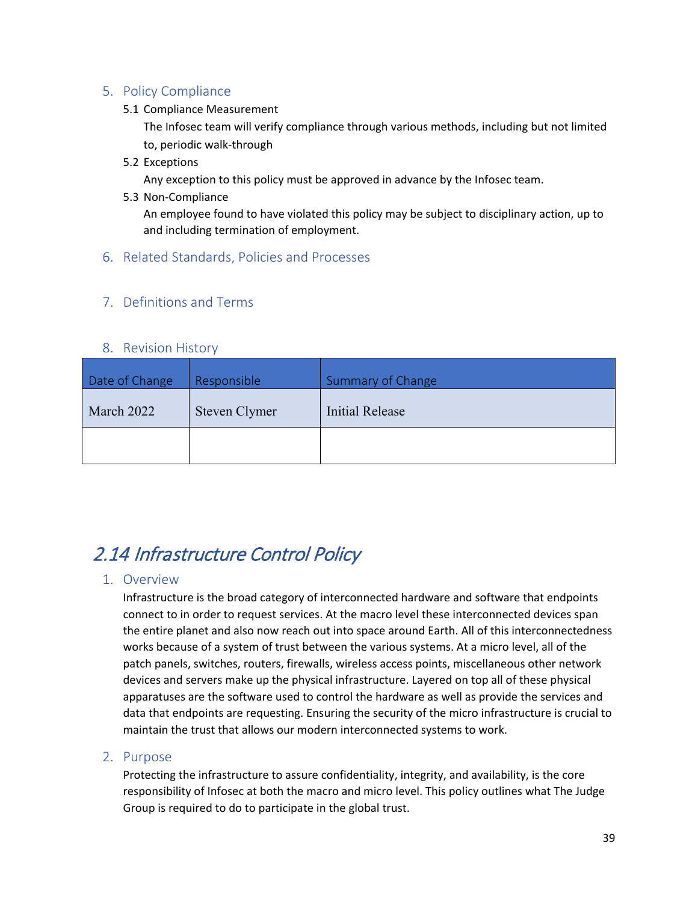### 5. Policy Compliance

5.1 Compliance Measurement

The Infosec team will verify compliance through various methods, including but not limited to, periodic walk-through

5.2 Exceptions

Any exception to this policy must be approved in advance by the Infosec team.

5.3 Non-Compliance

An employee found to have violated this policy may be subject to disciplinary action, up to and including termination of employment.

### 6. Related Standards, Policies and Processes

### 7. Definitions and Terms

### 8. Revision History

| Date of Change | Responsible | Summary of Change |
| --- | --- | --- |
| March 2022 | Steven Clymer | Initial Release |
| | | |

## *2.14 Infrastructure Control Policy*

### 1. Overview

Infrastructure is the broad category of interconnected hardware and software that endpoints connect to in order to request services. At the macro level these interconnected devices span the entire planet and also now reach out into space around Earth. All of this interconnectedness works because of a system of trust between the various systems. At a micro level, all of the patch panels, switches, routers, firewalls, wireless access points, miscellaneous other network devices and servers make up the physical infrastructure. Layered on top all of these physical apparatuses are the software used to control the hardware as well as provide the services and data that endpoints are requesting. Ensuring the security of the micro infrastructure is crucial to maintain the trust that allows our modern interconnected systems to work.

### 2. Purpose

Protecting the infrastructure to assure confidentiality, integrity, and availability, is the core responsibility of Infosec at both the macro and micro level. This policy outlines what The Judge Group is required to do to participate in the global trust.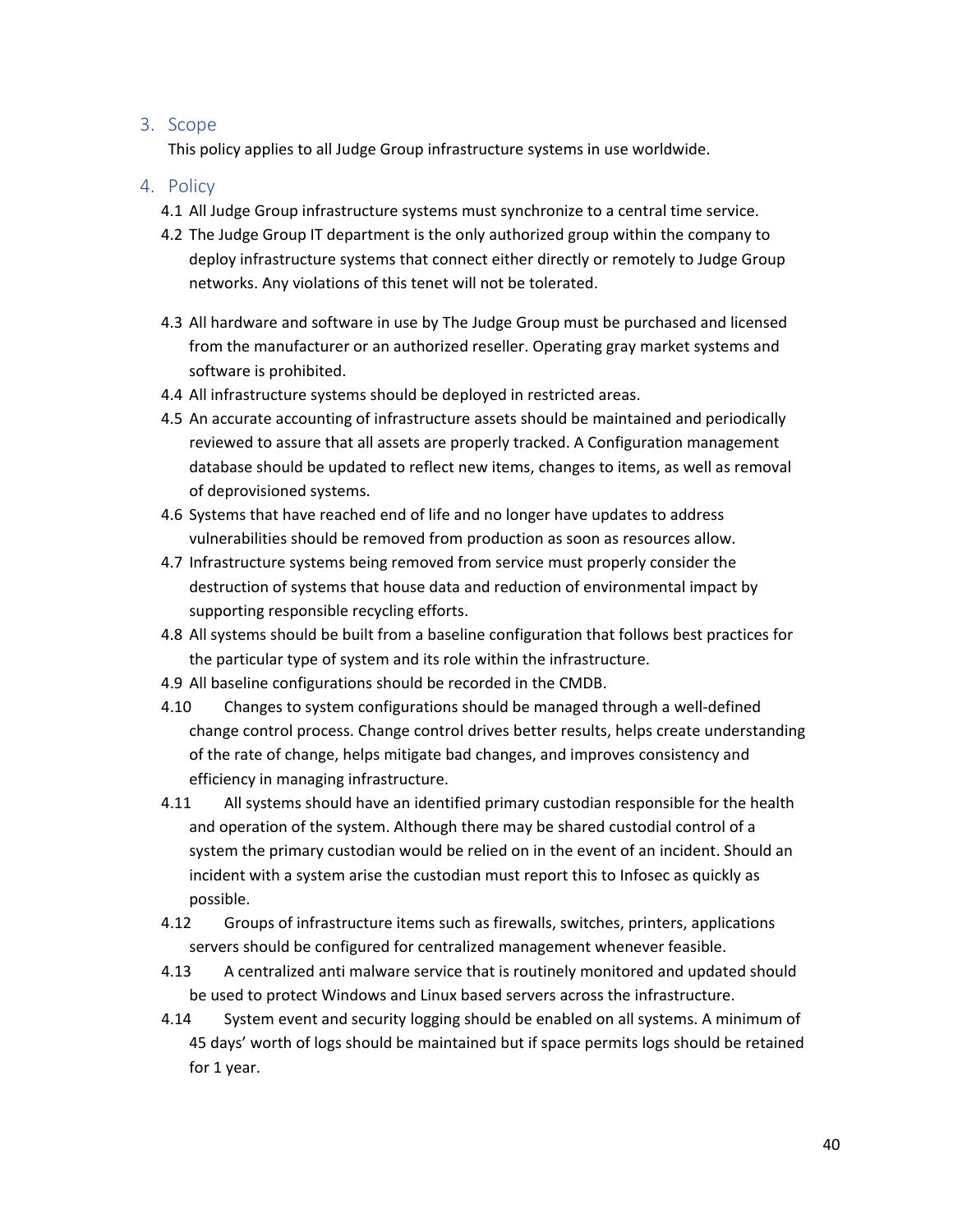## 3. Scope

This policy applies to all Judge Group infrastructure systems in use worldwide.

## 4. Policy

4.1 All Judge Group infrastructure systems must synchronize to a central time service.

4.2 The Judge Group IT department is the only authorized group within the company to deploy infrastructure systems that connect either directly or remotely to Judge Group networks. Any violations of this tenet will not be tolerated.

4.3 All hardware and software in use by The Judge Group must be purchased and licensed from the manufacturer or an authorized reseller. Operating gray market systems and software is prohibited.

4.4 All infrastructure systems should be deployed in restricted areas.

4.5 An accurate accounting of infrastructure assets should be maintained and periodically reviewed to assure that all assets are properly tracked. A Configuration management database should be updated to reflect new items, changes to items, as well as removal of deprovisioned systems.

4.6 Systems that have reached end of life and no longer have updates to address vulnerabilities should be removed from production as soon as resources allow.

4.7 Infrastructure systems being removed from service must properly consider the destruction of systems that house data and reduction of environmental impact by supporting responsible recycling efforts.

4.8 All systems should be built from a baseline configuration that follows best practices for the particular type of system and its role within the infrastructure.

4.9 All baseline configurations should be recorded in the CMDB.

4.10 Changes to system configurations should be managed through a well-defined change control process. Change control drives better results, helps create understanding of the rate of change, helps mitigate bad changes, and improves consistency and efficiency in managing infrastructure.

4.11 All systems should have an identified primary custodian responsible for the health and operation of the system. Although there may be shared custodial control of a system the primary custodian would be relied on in the event of an incident. Should an incident with a system arise the custodian must report this to Infosec as quickly as possible.

4.12 Groups of infrastructure items such as firewalls, switches, printers, applications servers should be configured for centralized management whenever feasible.

4.13 A centralized anti malware service that is routinely monitored and updated should be used to protect Windows and Linux based servers across the infrastructure.

4.14 System event and security logging should be enabled on all systems. A minimum of 45 days' worth of logs should be maintained but if space permits logs should be retained for 1 year.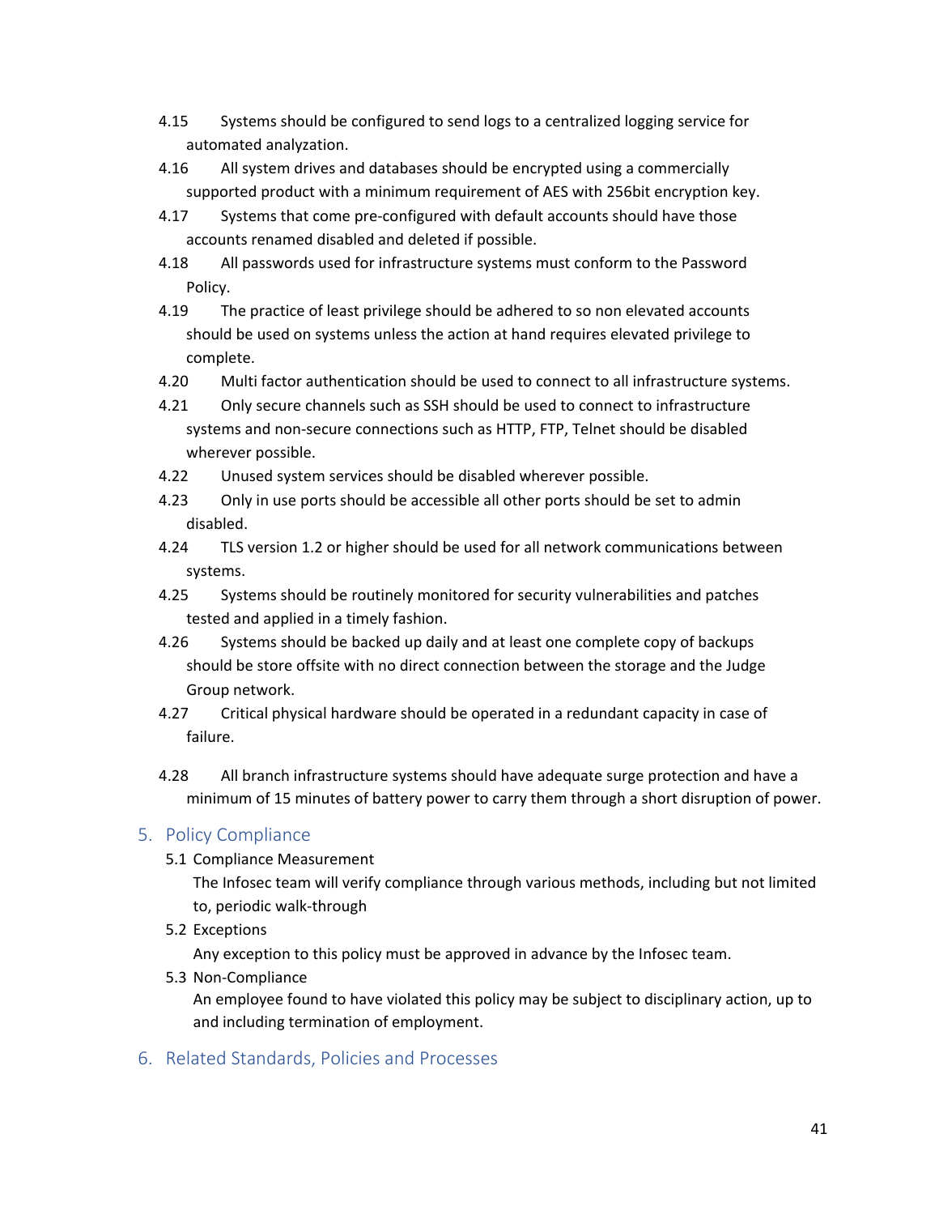4.15 Systems should be configured to send logs to a centralized logging service for automated analyzation.

4.16 All system drives and databases should be encrypted using a commercially supported product with a minimum requirement of AES with 256bit encryption key.

4.17 Systems that come pre-configured with default accounts should have those accounts renamed disabled and deleted if possible.

4.18 All passwords used for infrastructure systems must conform to the Password Policy.

4.19 The practice of least privilege should be adhered to so non elevated accounts should be used on systems unless the action at hand requires elevated privilege to complete.

4.20 Multi factor authentication should be used to connect to all infrastructure systems.

4.21 Only secure channels such as SSH should be used to connect to infrastructure systems and non-secure connections such as HTTP, FTP, Telnet should be disabled wherever possible.

4.22 Unused system services should be disabled wherever possible.

4.23 Only in use ports should be accessible all other ports should be set to admin disabled.

4.24 TLS version 1.2 or higher should be used for all network communications between systems.

4.25 Systems should be routinely monitored for security vulnerabilities and patches tested and applied in a timely fashion.

4.26 Systems should be backed up daily and at least one complete copy of backups should be store offsite with no direct connection between the storage and the Judge Group network.

4.27 Critical physical hardware should be operated in a redundant capacity in case of failure.

4.28 All branch infrastructure systems should have adequate surge protection and have a minimum of 15 minutes of battery power to carry them through a short disruption of power.

## 5. Policy Compliance

5.1 Compliance Measurement

The Infosec team will verify compliance through various methods, including but not limited to, periodic walk-through

5.2 Exceptions

Any exception to this policy must be approved in advance by the Infosec team.

5.3 Non-Compliance

An employee found to have violated this policy may be subject to disciplinary action, up to and including termination of employment.

## 6. Related Standards, Policies and Processes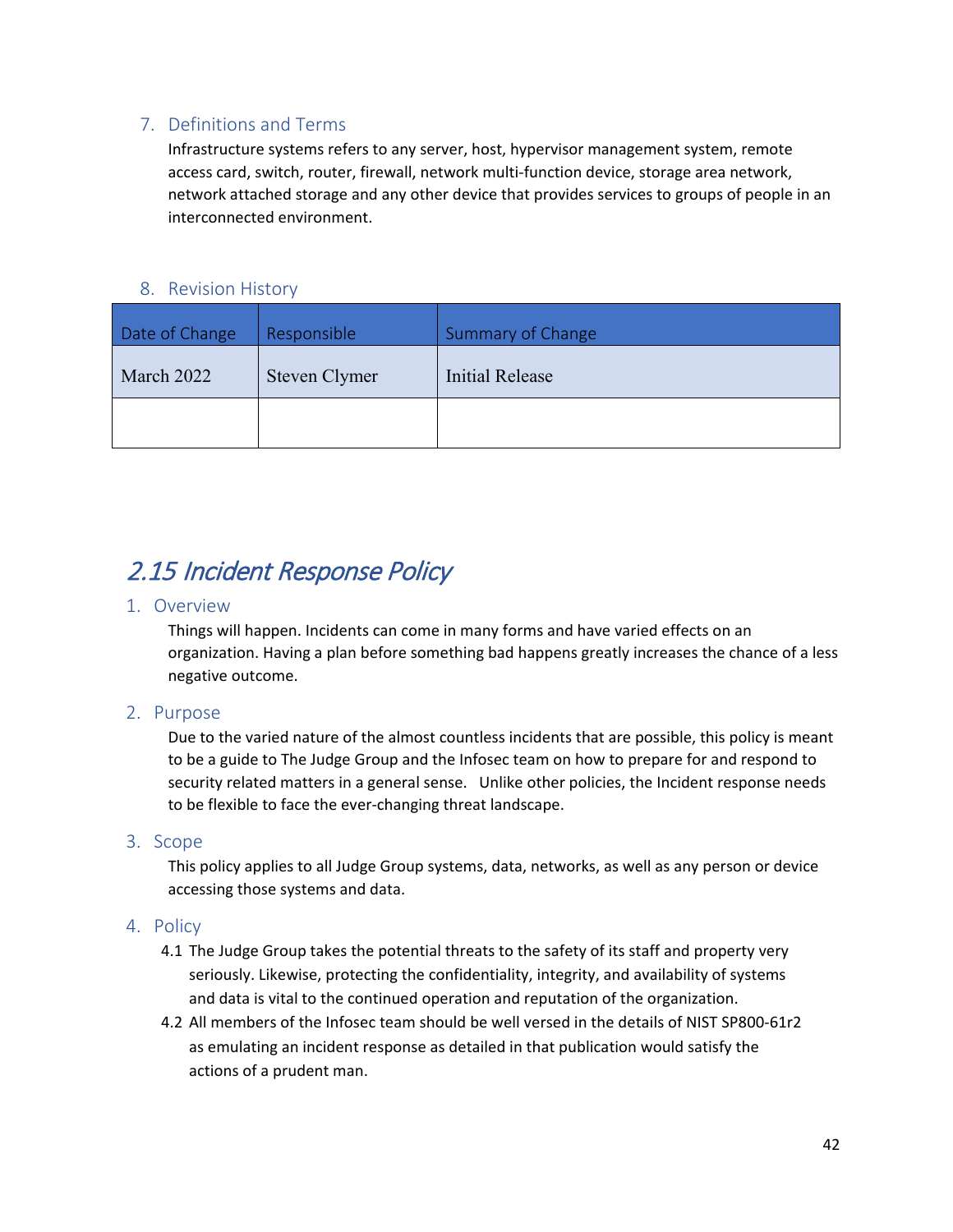### 7. Definitions and Terms

Infrastructure systems refers to any server, host, hypervisor management system, remote access card, switch, router, firewall, network multi-function device, storage area network, network attached storage and any other device that provides services to groups of people in an interconnected environment.

### 8. Revision History

| Date of Change | Responsible | Summary of Change |
|---|---|---|
| March 2022 | Steven Clymer | Initial Release |
| | | |

## *2.15 Incident Response Policy*

### 1. Overview

Things will happen. Incidents can come in many forms and have varied effects on an organization. Having a plan before something bad happens greatly increases the chance of a less negative outcome.

### 2. Purpose

Due to the varied nature of the almost countless incidents that are possible, this policy is meant to be a guide to The Judge Group and the Infosec team on how to prepare for and respond to security related matters in a general sense. Unlike other policies, the Incident response needs to be flexible to face the ever-changing threat landscape.

### 3. Scope

This policy applies to all Judge Group systems, data, networks, as well as any person or device accessing those systems and data.

### 4. Policy

4.1 The Judge Group takes the potential threats to the safety of its staff and property very seriously. Likewise, protecting the confidentiality, integrity, and availability of systems and data is vital to the continued operation and reputation of the organization.

4.2 All members of the Infosec team should be well versed in the details of NIST SP800-61r2 as emulating an incident response as detailed in that publication would satisfy the actions of a prudent man.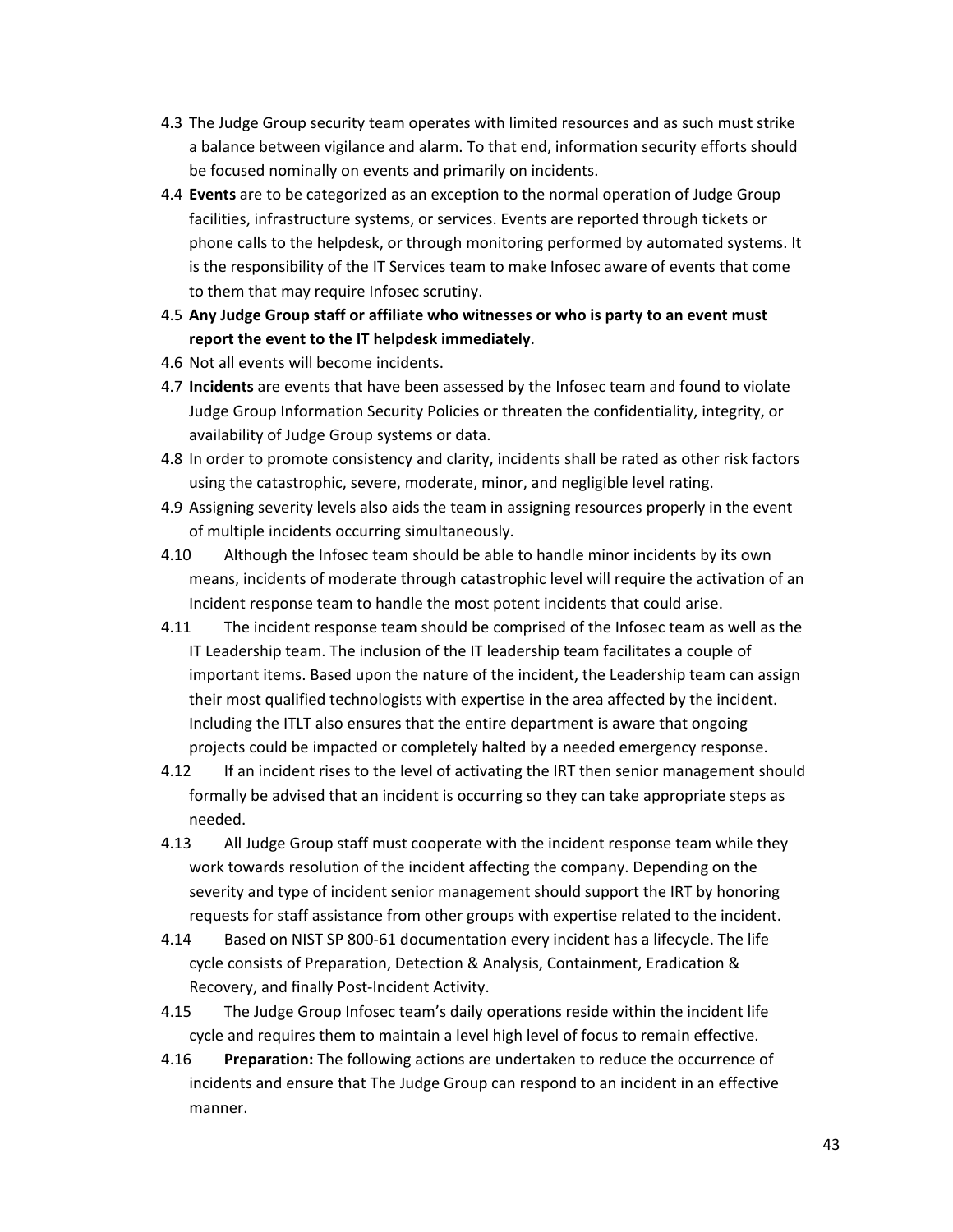4.3 The Judge Group security team operates with limited resources and as such must strike a balance between vigilance and alarm. To that end, information security efforts should be focused nominally on events and primarily on incidents.

4.4 **Events** are to be categorized as an exception to the normal operation of Judge Group facilities, infrastructure systems, or services. Events are reported through tickets or phone calls to the helpdesk, or through monitoring performed by automated systems. It is the responsibility of the IT Services team to make Infosec aware of events that come to them that may require Infosec scrutiny.

4.5 **Any Judge Group staff or affiliate who witnesses or who is party to an event must report the event to the IT helpdesk immediately**.

4.6 Not all events will become incidents.

4.7 **Incidents** are events that have been assessed by the Infosec team and found to violate Judge Group Information Security Policies or threaten the confidentiality, integrity, or availability of Judge Group systems or data.

4.8 In order to promote consistency and clarity, incidents shall be rated as other risk factors using the catastrophic, severe, moderate, minor, and negligible level rating.

4.9 Assigning severity levels also aids the team in assigning resources properly in the event of multiple incidents occurring simultaneously.

4.10 Although the Infosec team should be able to handle minor incidents by its own means, incidents of moderate through catastrophic level will require the activation of an Incident response team to handle the most potent incidents that could arise.

4.11 The incident response team should be comprised of the Infosec team as well as the IT Leadership team. The inclusion of the IT leadership team facilitates a couple of important items. Based upon the nature of the incident, the Leadership team can assign their most qualified technologists with expertise in the area affected by the incident. Including the ITLT also ensures that the entire department is aware that ongoing projects could be impacted or completely halted by a needed emergency response.

4.12 If an incident rises to the level of activating the IRT then senior management should formally be advised that an incident is occurring so they can take appropriate steps as needed.

4.13 All Judge Group staff must cooperate with the incident response team while they work towards resolution of the incident affecting the company. Depending on the severity and type of incident senior management should support the IRT by honoring requests for staff assistance from other groups with expertise related to the incident.

4.14 Based on NIST SP 800-61 documentation every incident has a lifecycle. The life cycle consists of Preparation, Detection & Analysis, Containment, Eradication & Recovery, and finally Post-Incident Activity.

4.15 The Judge Group Infosec team's daily operations reside within the incident life cycle and requires them to maintain a level high level of focus to remain effective.

4.16 **Preparation:** The following actions are undertaken to reduce the occurrence of incidents and ensure that The Judge Group can respond to an incident in an effective manner.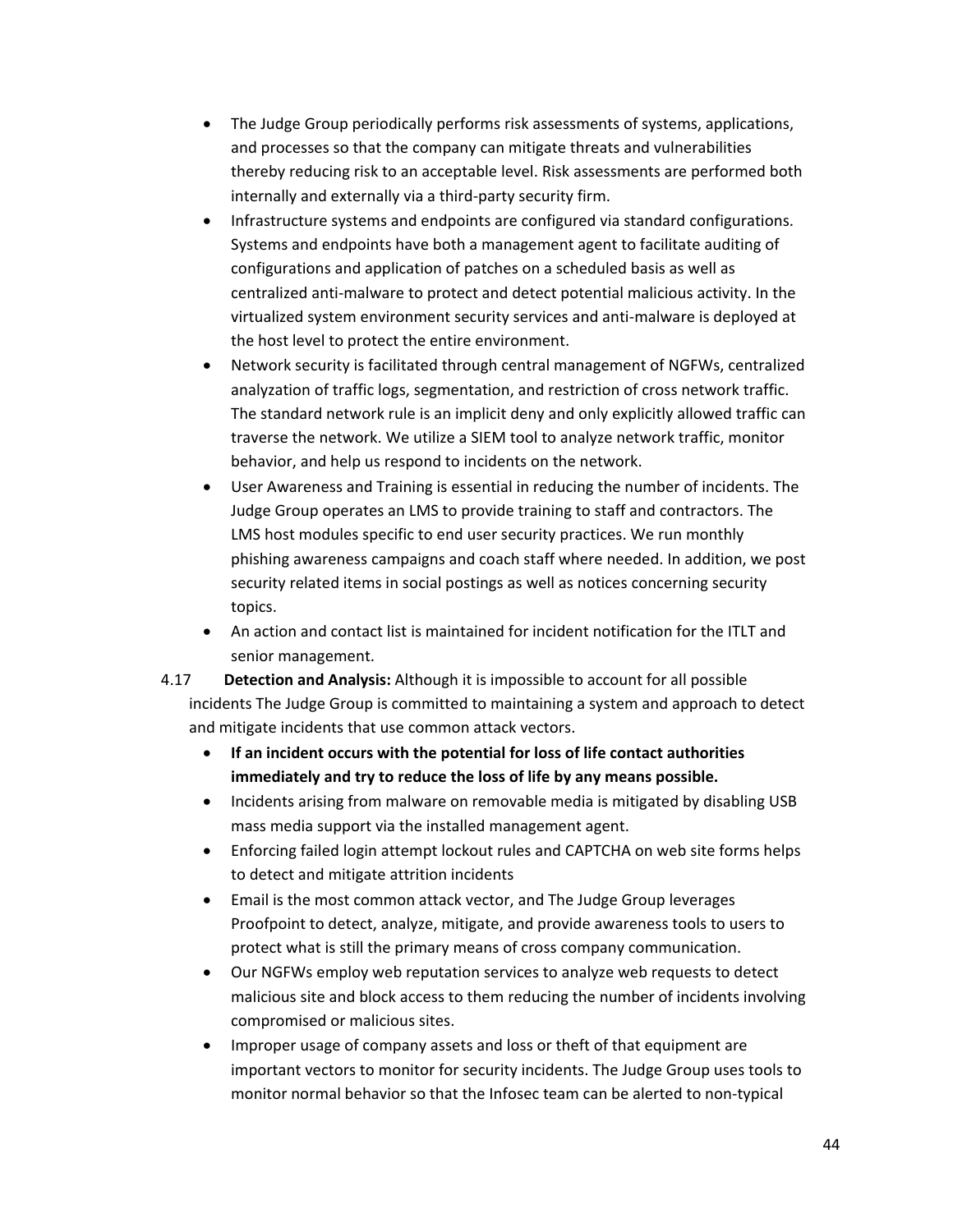- The Judge Group periodically performs risk assessments of systems, applications, and processes so that the company can mitigate threats and vulnerabilities thereby reducing risk to an acceptable level. Risk assessments are performed both internally and externally via a third-party security firm.
- Infrastructure systems and endpoints are configured via standard configurations. Systems and endpoints have both a management agent to facilitate auditing of configurations and application of patches on a scheduled basis as well as centralized anti-malware to protect and detect potential malicious activity. In the virtualized system environment security services and anti-malware is deployed at the host level to protect the entire environment.
- Network security is facilitated through central management of NGFWs, centralized analyzation of traffic logs, segmentation, and restriction of cross network traffic. The standard network rule is an implicit deny and only explicitly allowed traffic can traverse the network. We utilize a SIEM tool to analyze network traffic, monitor behavior, and help us respond to incidents on the network.
- User Awareness and Training is essential in reducing the number of incidents. The Judge Group operates an LMS to provide training to staff and contractors. The LMS host modules specific to end user security practices. We run monthly phishing awareness campaigns and coach staff where needed. In addition, we post security related items in social postings as well as notices concerning security topics.
- An action and contact list is maintained for incident notification for the ITLT and senior management.

4.17 **Detection and Analysis:** Although it is impossible to account for all possible incidents The Judge Group is committed to maintaining a system and approach to detect and mitigate incidents that use common attack vectors.

- **If an incident occurs with the potential for loss of life contact authorities immediately and try to reduce the loss of life by any means possible.**
- Incidents arising from malware on removable media is mitigated by disabling USB mass media support via the installed management agent.
- Enforcing failed login attempt lockout rules and CAPTCHA on web site forms helps to detect and mitigate attrition incidents
- Email is the most common attack vector, and The Judge Group leverages Proofpoint to detect, analyze, mitigate, and provide awareness tools to users to protect what is still the primary means of cross company communication.
- Our NGFWs employ web reputation services to analyze web requests to detect malicious site and block access to them reducing the number of incidents involving compromised or malicious sites.
- Improper usage of company assets and loss or theft of that equipment are important vectors to monitor for security incidents. The Judge Group uses tools to monitor normal behavior so that the Infosec team can be alerted to non-typical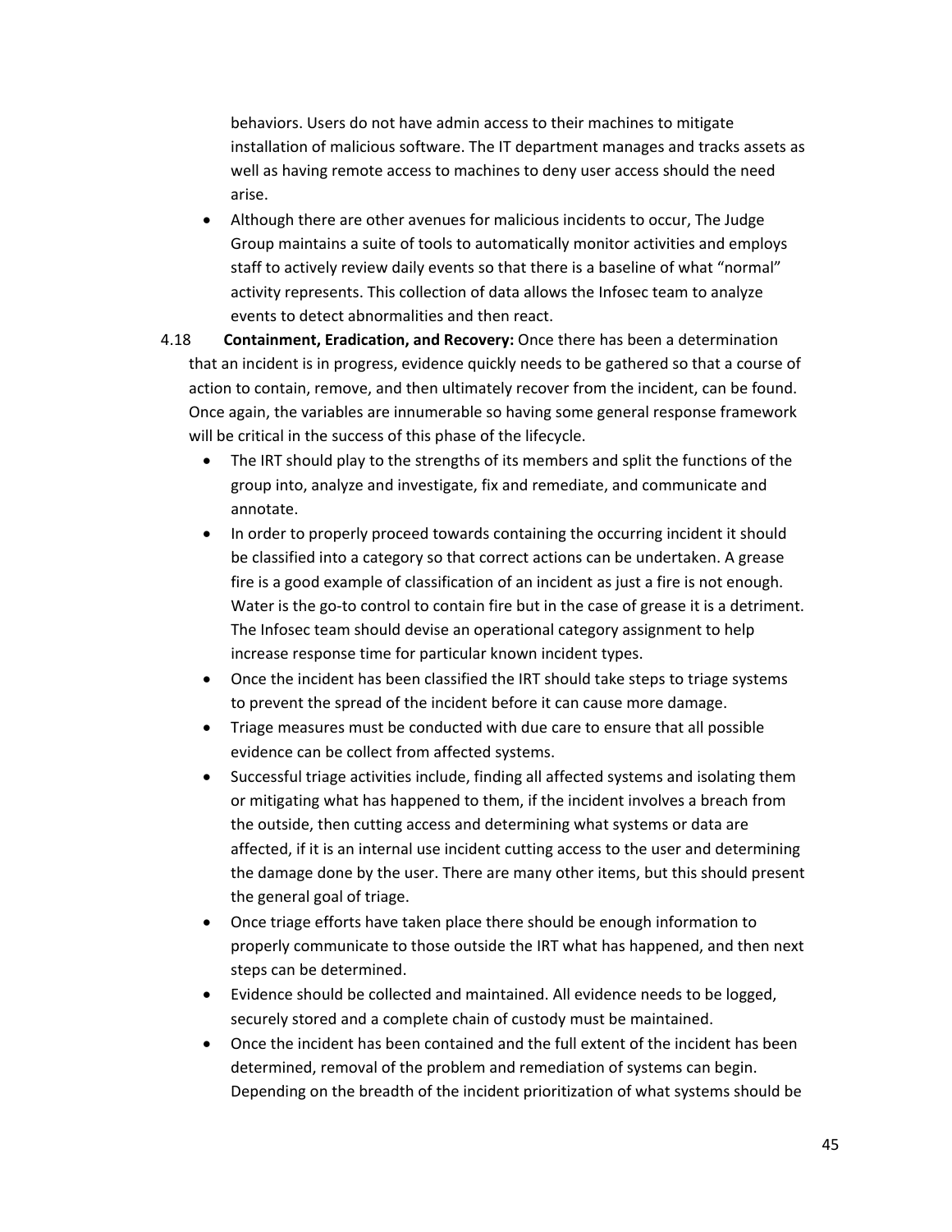behaviors. Users do not have admin access to their machines to mitigate installation of malicious software. The IT department manages and tracks assets as well as having remote access to machines to deny user access should the need arise.

- Although there are other avenues for malicious incidents to occur, The Judge Group maintains a suite of tools to automatically monitor activities and employs staff to actively review daily events so that there is a baseline of what "normal" activity represents. This collection of data allows the Infosec team to analyze events to detect abnormalities and then react.

4.18 **Containment, Eradication, and Recovery:** Once there has been a determination that an incident is in progress, evidence quickly needs to be gathered so that a course of action to contain, remove, and then ultimately recover from the incident, can be found. Once again, the variables are innumerable so having some general response framework will be critical in the success of this phase of the lifecycle.

- The IRT should play to the strengths of its members and split the functions of the group into, analyze and investigate, fix and remediate, and communicate and annotate.
- In order to properly proceed towards containing the occurring incident it should be classified into a category so that correct actions can be undertaken. A grease fire is a good example of classification of an incident as just a fire is not enough. Water is the go-to control to contain fire but in the case of grease it is a detriment. The Infosec team should devise an operational category assignment to help increase response time for particular known incident types.
- Once the incident has been classified the IRT should take steps to triage systems to prevent the spread of the incident before it can cause more damage.
- Triage measures must be conducted with due care to ensure that all possible evidence can be collect from affected systems.
- Successful triage activities include, finding all affected systems and isolating them or mitigating what has happened to them, if the incident involves a breach from the outside, then cutting access and determining what systems or data are affected, if it is an internal use incident cutting access to the user and determining the damage done by the user. There are many other items, but this should present the general goal of triage.
- Once triage efforts have taken place there should be enough information to properly communicate to those outside the IRT what has happened, and then next steps can be determined.
- Evidence should be collected and maintained. All evidence needs to be logged, securely stored and a complete chain of custody must be maintained.
- Once the incident has been contained and the full extent of the incident has been determined, removal of the problem and remediation of systems can begin. Depending on the breadth of the incident prioritization of what systems should be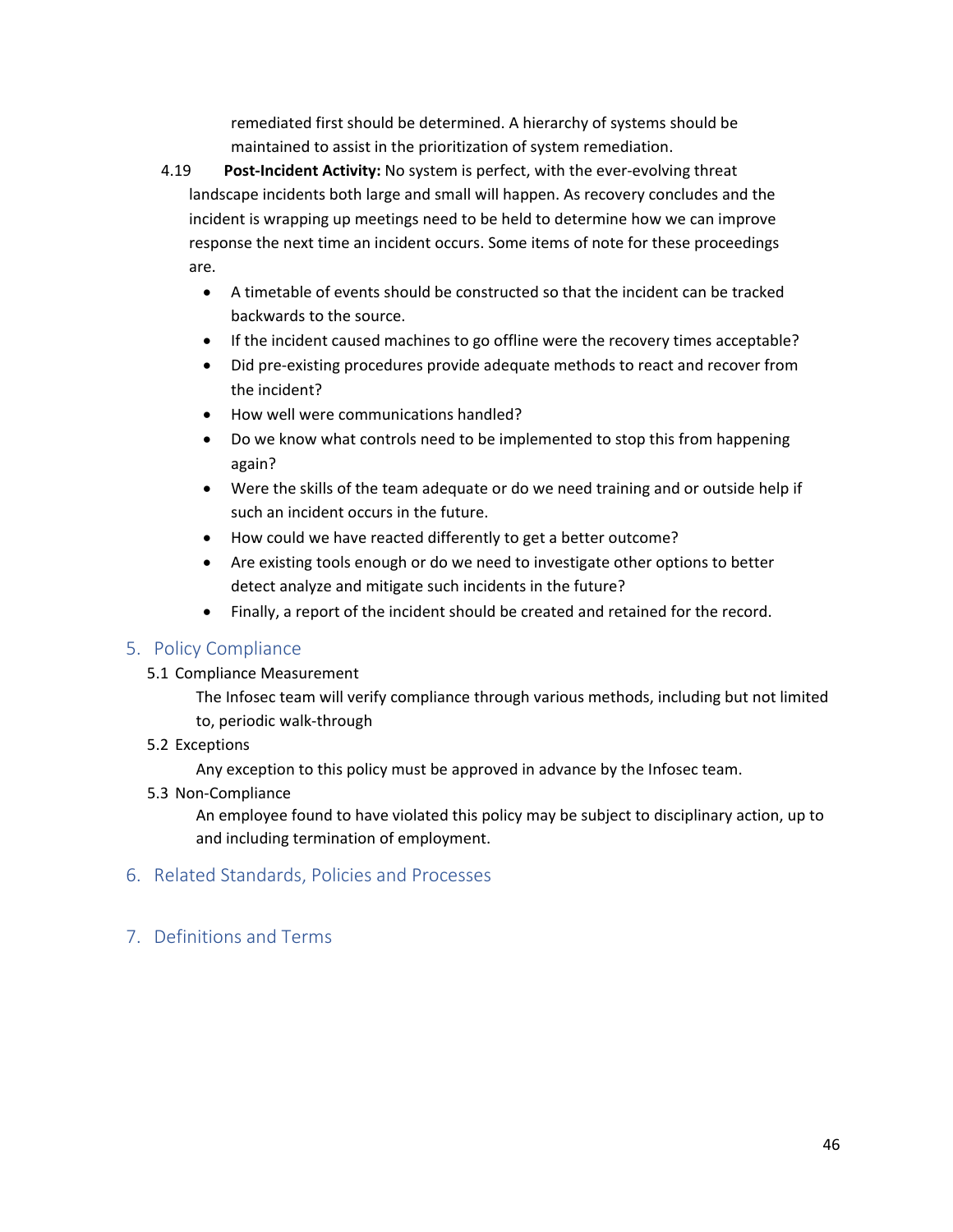remediated first should be determined. A hierarchy of systems should be maintained to assist in the prioritization of system remediation.

4.19 **Post-Incident Activity:** No system is perfect, with the ever-evolving threat landscape incidents both large and small will happen. As recovery concludes and the incident is wrapping up meetings need to be held to determine how we can improve response the next time an incident occurs. Some items of note for these proceedings are.

- A timetable of events should be constructed so that the incident can be tracked backwards to the source.
- If the incident caused machines to go offline were the recovery times acceptable?
- Did pre-existing procedures provide adequate methods to react and recover from the incident?
- How well were communications handled?
- Do we know what controls need to be implemented to stop this from happening again?
- Were the skills of the team adequate or do we need training and or outside help if such an incident occurs in the future.
- How could we have reacted differently to get a better outcome?
- Are existing tools enough or do we need to investigate other options to better detect analyze and mitigate such incidents in the future?
- Finally, a report of the incident should be created and retained for the record.

## 5. Policy Compliance

### 5.1 Compliance Measurement

The Infosec team will verify compliance through various methods, including but not limited to, periodic walk-through

### 5.2 Exceptions

Any exception to this policy must be approved in advance by the Infosec team.

### 5.3 Non-Compliance

An employee found to have violated this policy may be subject to disciplinary action, up to and including termination of employment.

## 6. Related Standards, Policies and Processes

## 7. Definitions and Terms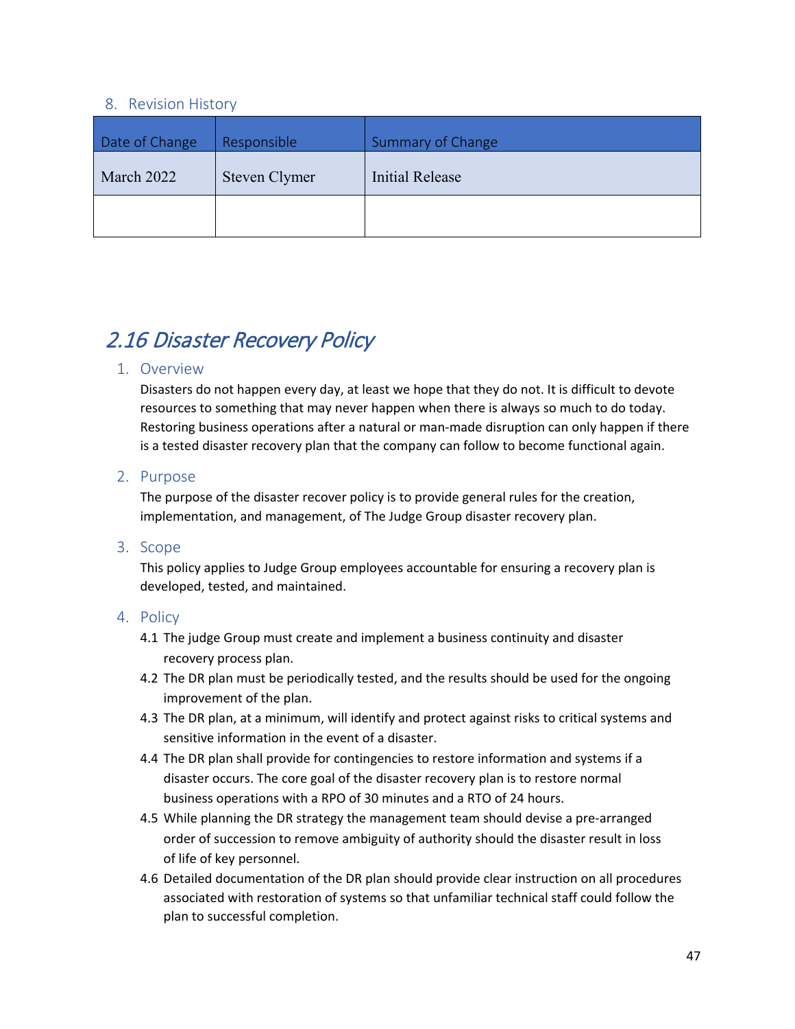### 8. Revision History

| Date of Change | Responsible | Summary of Change |
| --- | --- | --- |
| March 2022 | Steven Clymer | Initial Release |
| | | |

## *2.16 Disaster Recovery Policy*

### 1. Overview

Disasters do not happen every day, at least we hope that they do not. It is difficult to devote resources to something that may never happen when there is always so much to do today. Restoring business operations after a natural or man-made disruption can only happen if there is a tested disaster recovery plan that the company can follow to become functional again.

### 2. Purpose

The purpose of the disaster recover policy is to provide general rules for the creation, implementation, and management, of The Judge Group disaster recovery plan.

### 3. Scope

This policy applies to Judge Group employees accountable for ensuring a recovery plan is developed, tested, and maintained.

### 4. Policy

4.1 The judge Group must create and implement a business continuity and disaster recovery process plan.

4.2 The DR plan must be periodically tested, and the results should be used for the ongoing improvement of the plan.

4.3 The DR plan, at a minimum, will identify and protect against risks to critical systems and sensitive information in the event of a disaster.

4.4 The DR plan shall provide for contingencies to restore information and systems if a disaster occurs. The core goal of the disaster recovery plan is to restore normal business operations with a RPO of 30 minutes and a RTO of 24 hours.

4.5 While planning the DR strategy the management team should devise a pre-arranged order of succession to remove ambiguity of authority should the disaster result in loss of life of key personnel.

4.6 Detailed documentation of the DR plan should provide clear instruction on all procedures associated with restoration of systems so that unfamiliar technical staff could follow the plan to successful completion.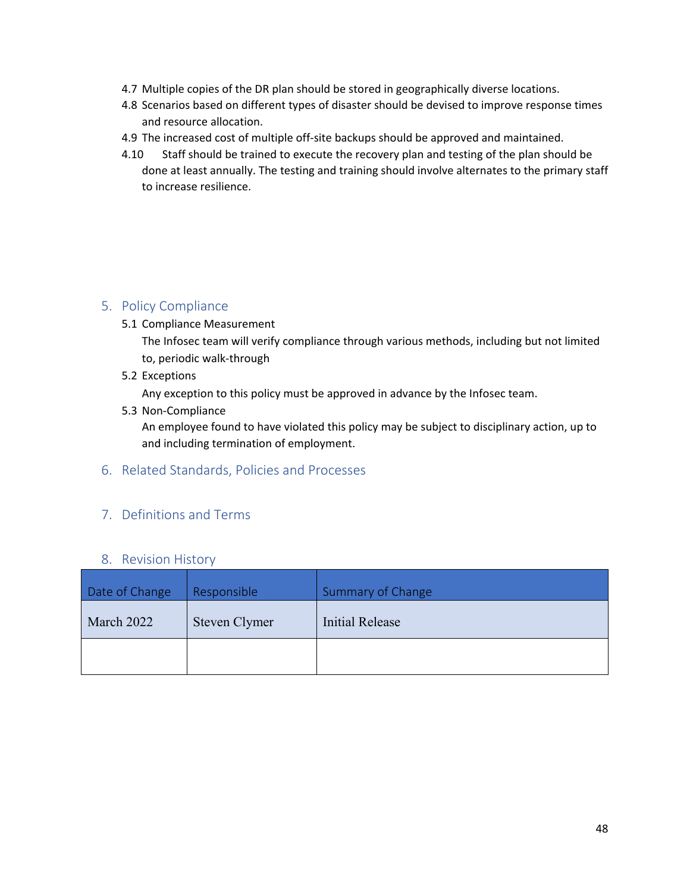4.7 Multiple copies of the DR plan should be stored in geographically diverse locations.

4.8 Scenarios based on different types of disaster should be devised to improve response times and resource allocation.

4.9 The increased cost of multiple off-site backups should be approved and maintained.

4.10 Staff should be trained to execute the recovery plan and testing of the plan should be done at least annually. The testing and training should involve alternates to the primary staff to increase resilience.

## 5. Policy Compliance

### 5.1 Compliance Measurement

The Infosec team will verify compliance through various methods, including but not limited to, periodic walk-through

### 5.2 Exceptions

Any exception to this policy must be approved in advance by the Infosec team.

### 5.3 Non-Compliance

An employee found to have violated this policy may be subject to disciplinary action, up to and including termination of employment.

## 6. Related Standards, Policies and Processes

## 7. Definitions and Terms

## 8. Revision History

| Date of Change | Responsible | Summary of Change |
|---|---|---|
| March 2022 | Steven Clymer | Initial Release |
| | | |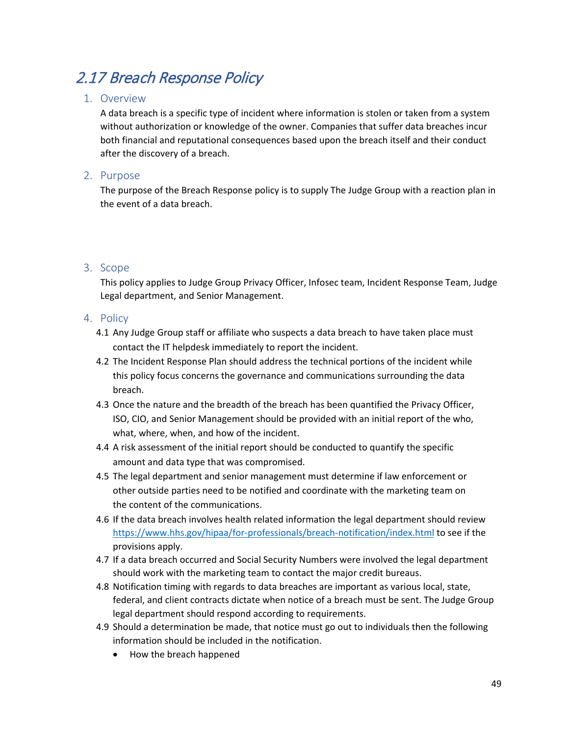## 2.17 Breach Response Policy

### 1. Overview

A data breach is a specific type of incident where information is stolen or taken from a system without authorization or knowledge of the owner. Companies that suffer data breaches incur both financial and reputational consequences based upon the breach itself and their conduct after the discovery of a breach.

### 2. Purpose

The purpose of the Breach Response policy is to supply The Judge Group with a reaction plan in the event of a data breach.

### 3. Scope

This policy applies to Judge Group Privacy Officer, Infosec team, Incident Response Team, Judge Legal department, and Senior Management.

### 4. Policy

4.1 Any Judge Group staff or affiliate who suspects a data breach to have taken place must contact the IT helpdesk immediately to report the incident.

4.2 The Incident Response Plan should address the technical portions of the incident while this policy focus concerns the governance and communications surrounding the data breach.

4.3 Once the nature and the breadth of the breach has been quantified the Privacy Officer, ISO, CIO, and Senior Management should be provided with an initial report of the who, what, where, when, and how of the incident.

4.4 A risk assessment of the initial report should be conducted to quantify the specific amount and data type that was compromised.

4.5 The legal department and senior management must determine if law enforcement or other outside parties need to be notified and coordinate with the marketing team on the content of the communications.

4.6 If the data breach involves health related information the legal department should review https://www.hhs.gov/hipaa/for-professionals/breach-notification/index.html to see if the provisions apply.

4.7 If a data breach occurred and Social Security Numbers were involved the legal department should work with the marketing team to contact the major credit bureaus.

4.8 Notification timing with regards to data breaches are important as various local, state, federal, and client contracts dictate when notice of a breach must be sent. The Judge Group legal department should respond according to requirements.

4.9 Should a determination be made, that notice must go out to individuals then the following information should be included in the notification.

- How the breach happened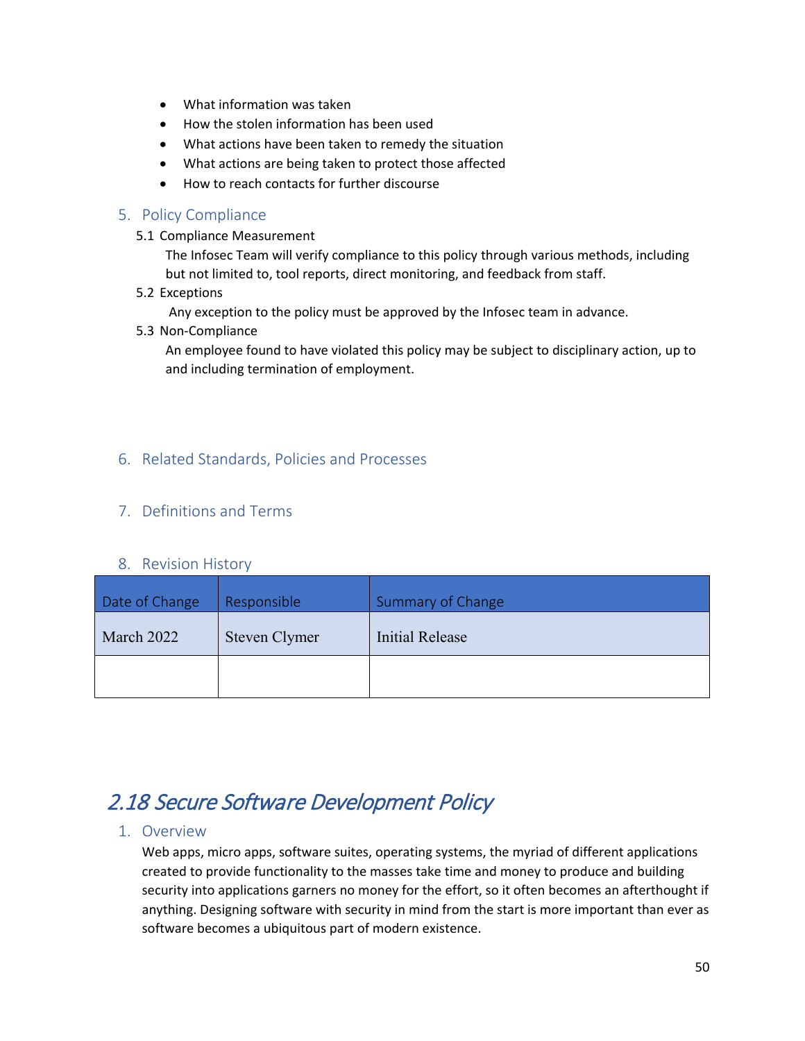- What information was taken
- How the stolen information has been used
- What actions have been taken to remedy the situation
- What actions are being taken to protect those affected
- How to reach contacts for further discourse

### 5. Policy Compliance

#### 5.1 Compliance Measurement

The Infosec Team will verify compliance to this policy through various methods, including but not limited to, tool reports, direct monitoring, and feedback from staff.

#### 5.2 Exceptions

Any exception to the policy must be approved by the Infosec team in advance.

#### 5.3 Non-Compliance

An employee found to have violated this policy may be subject to disciplinary action, up to and including termination of employment.

### 6. Related Standards, Policies and Processes

### 7. Definitions and Terms

### 8. Revision History

| Date of Change | Responsible | Summary of Change |
|---|---|---|
| March 2022 | Steven Clymer | Initial Release |
| | | |

## *2.18 Secure Software Development Policy*

### 1. Overview

Web apps, micro apps, software suites, operating systems, the myriad of different applications created to provide functionality to the masses take time and money to produce and building security into applications garners no money for the effort, so it often becomes an afterthought if anything. Designing software with security in mind from the start is more important than ever as software becomes a ubiquitous part of modern existence.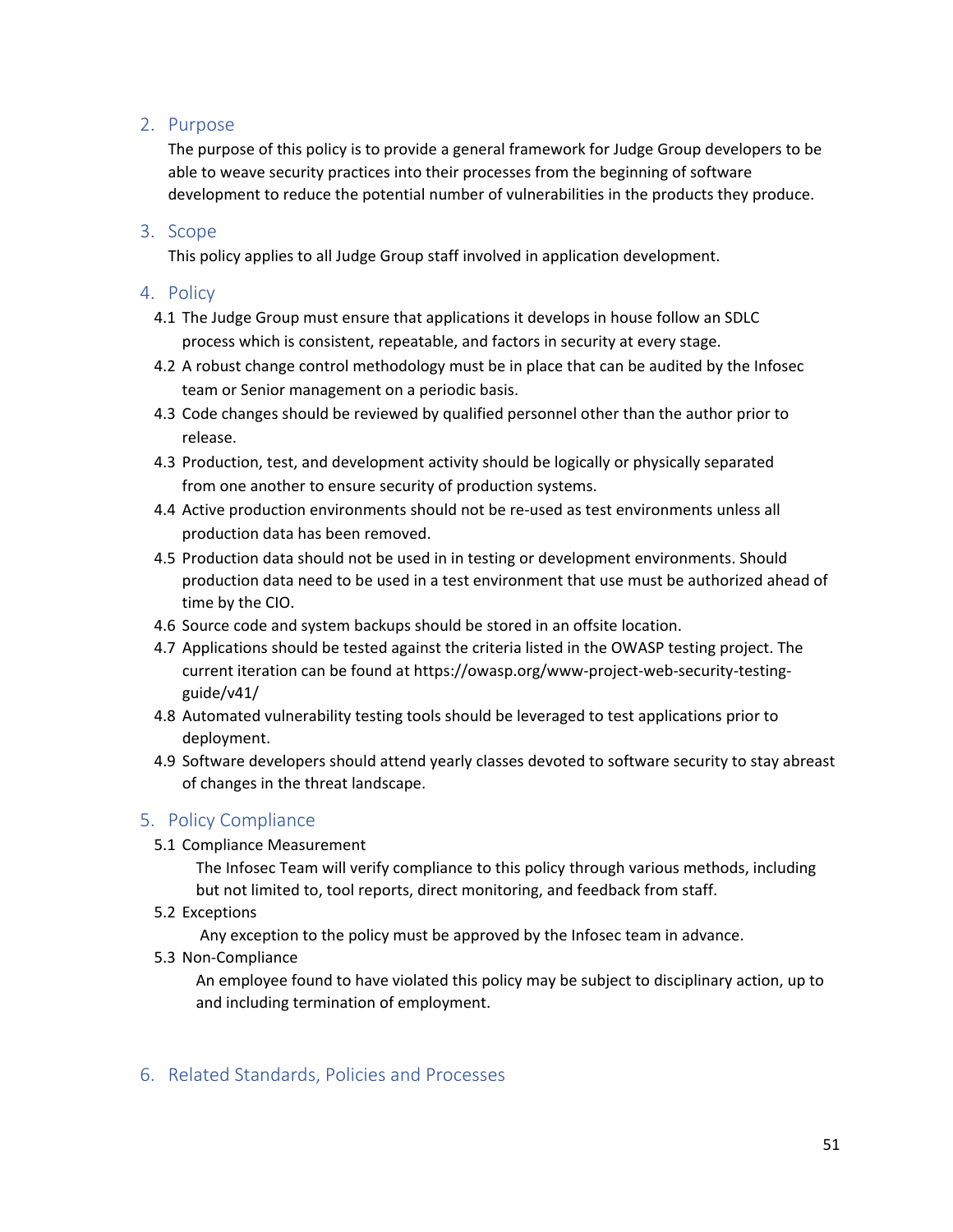## 2. Purpose

The purpose of this policy is to provide a general framework for Judge Group developers to be able to weave security practices into their processes from the beginning of software development to reduce the potential number of vulnerabilities in the products they produce.

## 3. Scope

This policy applies to all Judge Group staff involved in application development.

## 4. Policy

4.1 The Judge Group must ensure that applications it develops in house follow an SDLC process which is consistent, repeatable, and factors in security at every stage.

4.2 A robust change control methodology must be in place that can be audited by the Infosec team or Senior management on a periodic basis.

4.3 Code changes should be reviewed by qualified personnel other than the author prior to release.

4.3 Production, test, and development activity should be logically or physically separated from one another to ensure security of production systems.

4.4 Active production environments should not be re-used as test environments unless all production data has been removed.

4.5 Production data should not be used in in testing or development environments. Should production data need to be used in a test environment that use must be authorized ahead of time by the CIO.

4.6 Source code and system backups should be stored in an offsite location.

4.7 Applications should be tested against the criteria listed in the OWASP testing project. The current iteration can be found at https://owasp.org/www-project-web-security-testing-guide/v41/

4.8 Automated vulnerability testing tools should be leveraged to test applications prior to deployment.

4.9 Software developers should attend yearly classes devoted to software security to stay abreast of changes in the threat landscape.

## 5. Policy Compliance

5.1 Compliance Measurement

The Infosec Team will verify compliance to this policy through various methods, including but not limited to, tool reports, direct monitoring, and feedback from staff.

5.2 Exceptions

Any exception to the policy must be approved by the Infosec team in advance.

5.3 Non-Compliance

An employee found to have violated this policy may be subject to disciplinary action, up to and including termination of employment.

## 6. Related Standards, Policies and Processes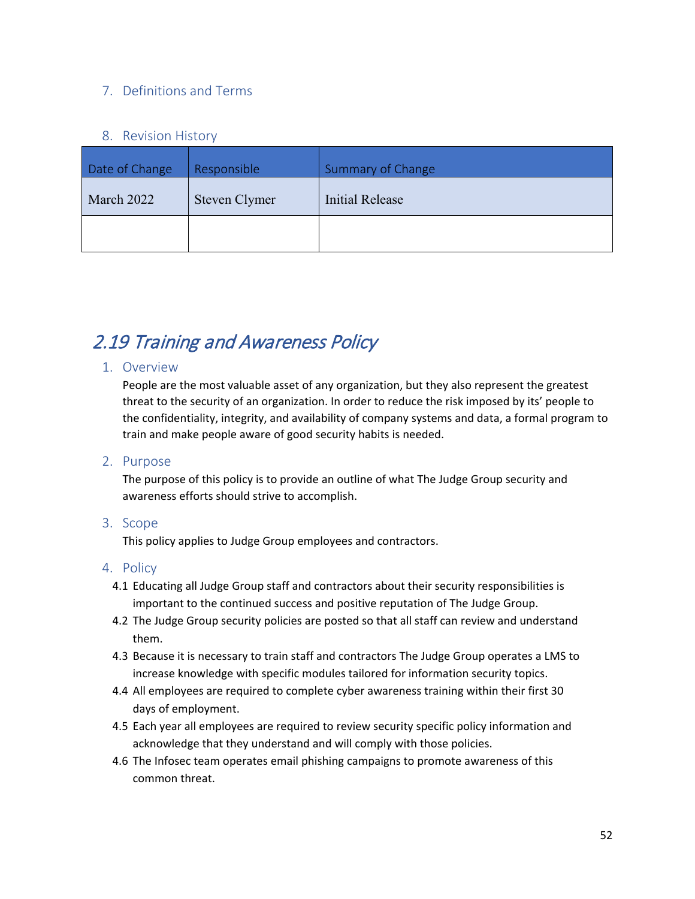## 7. Definitions and Terms

## 8. Revision History

| Date of Change | Responsible | Summary of Change |
| --- | --- | --- |
| March 2022 | Steven Clymer | Initial Release |
| | | |

# *2.19 Training and Awareness Policy*

## 1. Overview

People are the most valuable asset of any organization, but they also represent the greatest threat to the security of an organization. In order to reduce the risk imposed by its' people to the confidentiality, integrity, and availability of company systems and data, a formal program to train and make people aware of good security habits is needed.

## 2. Purpose

The purpose of this policy is to provide an outline of what The Judge Group security and awareness efforts should strive to accomplish.

## 3. Scope

This policy applies to Judge Group employees and contractors.

## 4. Policy

4.1 Educating all Judge Group staff and contractors about their security responsibilities is important to the continued success and positive reputation of The Judge Group.

4.2 The Judge Group security policies are posted so that all staff can review and understand them.

4.3 Because it is necessary to train staff and contractors The Judge Group operates a LMS to increase knowledge with specific modules tailored for information security topics.

4.4 All employees are required to complete cyber awareness training within their first 30 days of employment.

4.5 Each year all employees are required to review security specific policy information and acknowledge that they understand and will comply with those policies.

4.6 The Infosec team operates email phishing campaigns to promote awareness of this common threat.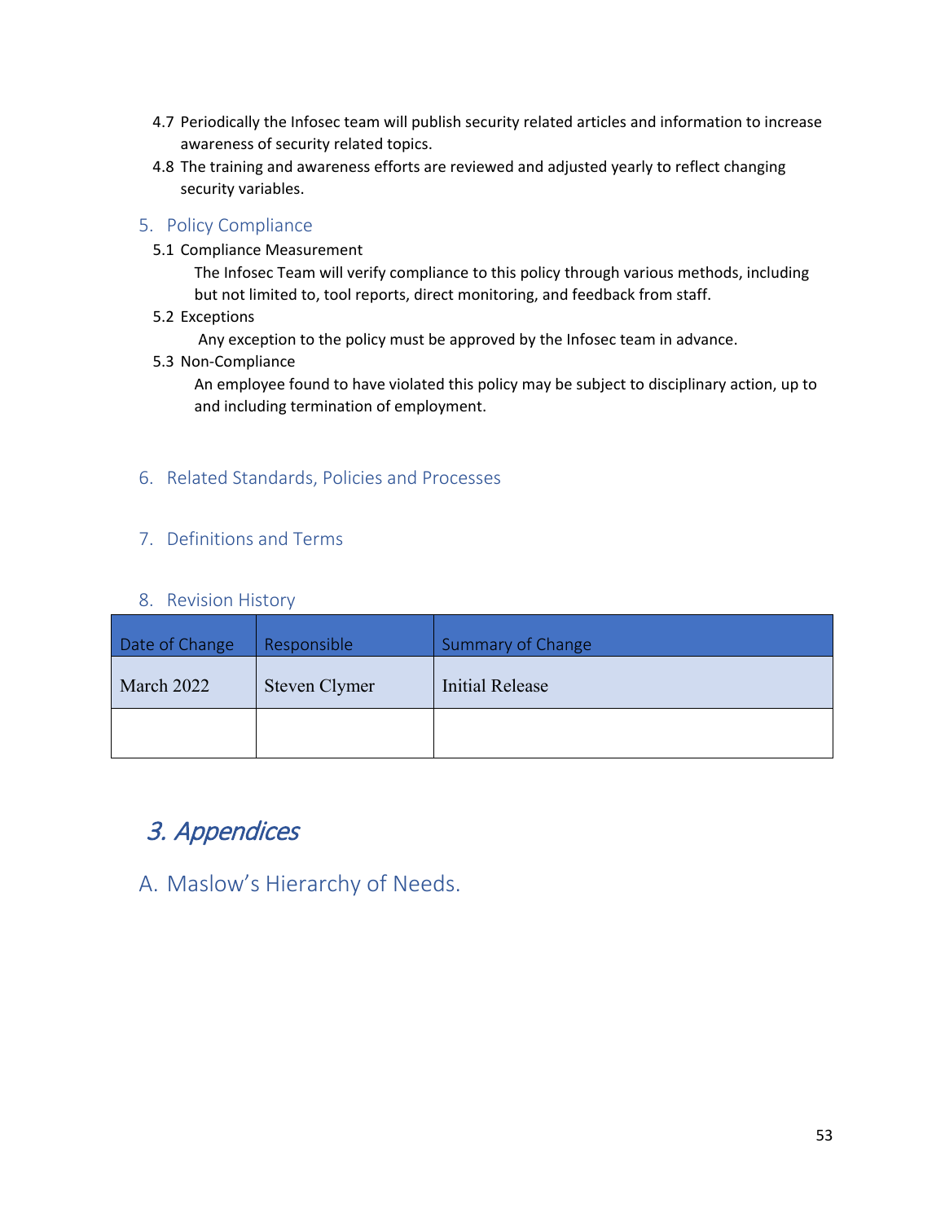4.7 Periodically the Infosec team will publish security related articles and information to increase awareness of security related topics.

4.8 The training and awareness efforts are reviewed and adjusted yearly to reflect changing security variables.

## 5. Policy Compliance

5.1 Compliance Measurement

The Infosec Team will verify compliance to this policy through various methods, including but not limited to, tool reports, direct monitoring, and feedback from staff.

5.2 Exceptions

Any exception to the policy must be approved by the Infosec team in advance.

5.3 Non-Compliance

An employee found to have violated this policy may be subject to disciplinary action, up to and including termination of employment.

## 6. Related Standards, Policies and Processes

## 7. Definitions and Terms

## 8. Revision History

| Date of Change | Responsible | Summary of Change |
|---|---|---|
| March 2022 | Steven Clymer | Initial Release |
| | | |

# *3. Appendices*

## A. Maslow's Hierarchy of Needs.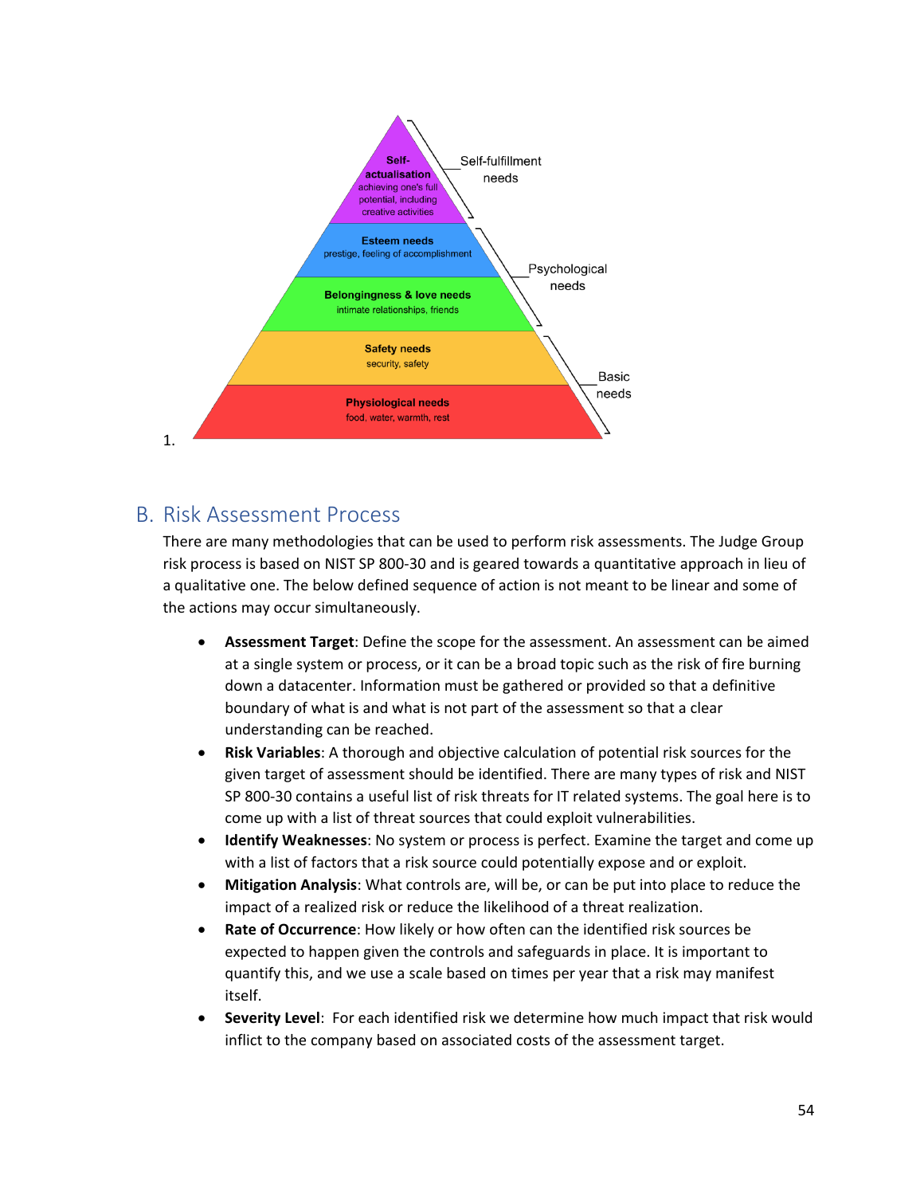1.

Self-actualisation
achieving one's full potential, including creative activities

Esteem needs
prestige, feeling of accomplishment

Belongingness & love needs
intimate relationships, friends

Safety needs
security, safety

Physiological needs
food, water, warmth, rest

Self-fulfillment needs

Psychological needs

Basic needs

## B. Risk Assessment Process

There are many methodologies that can be used to perform risk assessments. The Judge Group risk process is based on NIST SP 800-30 and is geared towards a quantitative approach in lieu of a qualitative one. The below defined sequence of action is not meant to be linear and some of the actions may occur simultaneously.

- **Assessment Target**: Define the scope for the assessment. An assessment can be aimed at a single system or process, or it can be a broad topic such as the risk of fire burning down a datacenter. Information must be gathered or provided so that a definitive boundary of what is and what is not part of the assessment so that a clear understanding can be reached.
- **Risk Variables**: A thorough and objective calculation of potential risk sources for the given target of assessment should be identified. There are many types of risk and NIST SP 800-30 contains a useful list of risk threats for IT related systems. The goal here is to come up with a list of threat sources that could exploit vulnerabilities.
- **Identify Weaknesses**: No system or process is perfect. Examine the target and come up with a list of factors that a risk source could potentially expose and or exploit.
- **Mitigation Analysis**: What controls are, will be, or can be put into place to reduce the impact of a realized risk or reduce the likelihood of a threat realization.
- **Rate of Occurrence**: How likely or how often can the identified risk sources be expected to happen given the controls and safeguards in place. It is important to quantify this, and we use a scale based on times per year that a risk may manifest itself.
- **Severity Level**: For each identified risk we determine how much impact that risk would inflict to the company based on associated costs of the assessment target.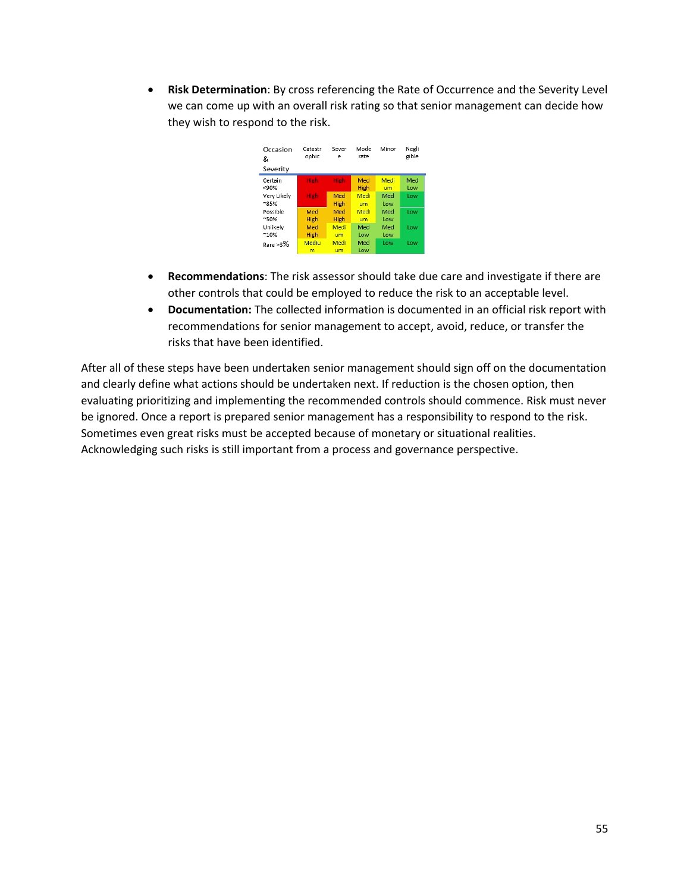- **Risk Determination**: By cross referencing the Rate of Occurrence and the Severity Level we can come up with an overall risk rating so that senior management can decide how they wish to respond to the risk.

| Occasion & Severity | Catastrophic | Severe | Moderate | Minor | Negligible |
|---|---|---|---|---|---|
| Certain <90% | High | High | Med High | Medium | Med Low |
| Very Likely ~85% | High | Med High | Medium | Med Low | Low |
| Possible ~50% | Med High | Med High | Medium | Med Low | Low |
| Unlikely ~10% | Med High | Medium | Med Low | Med Low | Low |
| Rare >3% | Medium | Medium | Med Low | Low | Low |

- **Recommendations**: The risk assessor should take due care and investigate if there are other controls that could be employed to reduce the risk to an acceptable level.
- **Documentation:** The collected information is documented in an official risk report with recommendations for senior management to accept, avoid, reduce, or transfer the risks that have been identified.

After all of these steps have been undertaken senior management should sign off on the documentation and clearly define what actions should be undertaken next. If reduction is the chosen option, then evaluating prioritizing and implementing the recommended controls should commence. Risk must never be ignored. Once a report is prepared senior management has a responsibility to respond to the risk. Sometimes even great risks must be accepted because of monetary or situational realities. Acknowledging such risks is still important from a process and governance perspective.